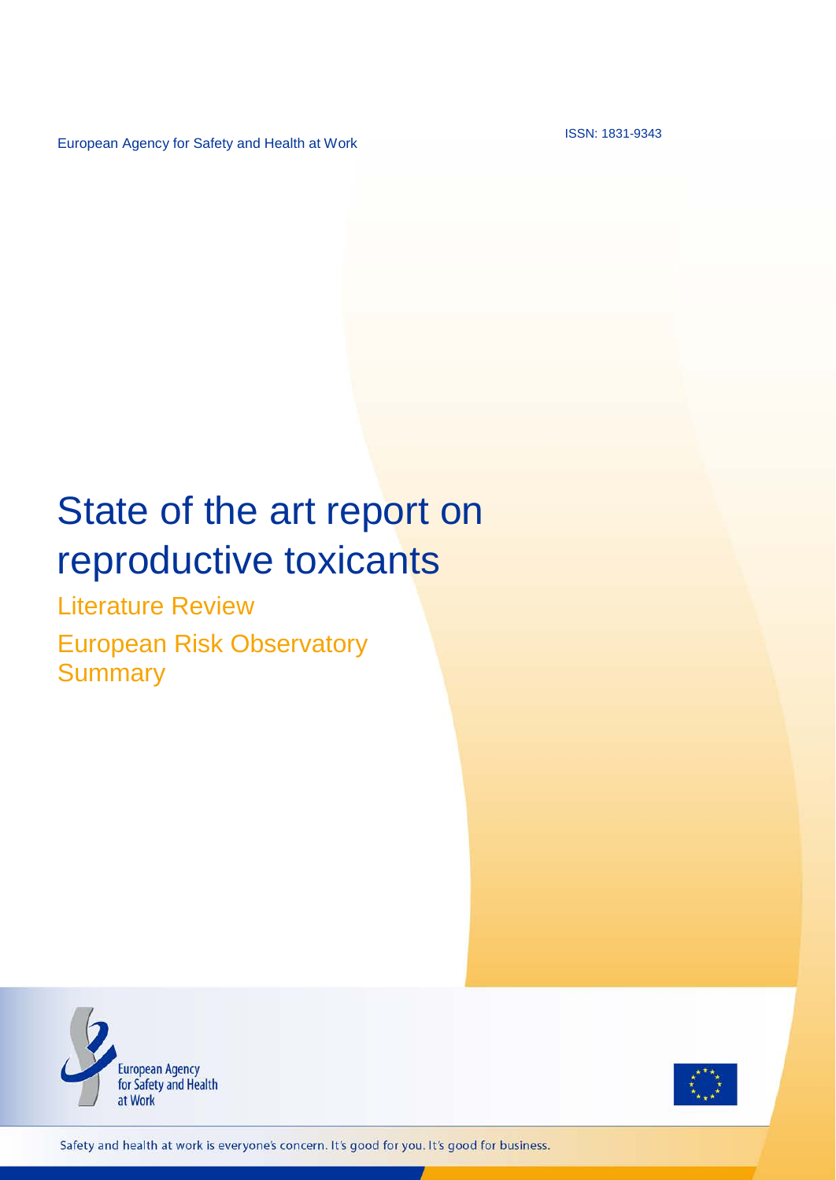European Agency for Safety and Health at Work

ISSN: 1831-9343

# State of the art report on reproductive toxicants

## Literature Review

## European Risk Observatory Summary

European Agency for Safety and Health at Work

Safety and health at work is everyone's concern. It's good for you. It's good for business.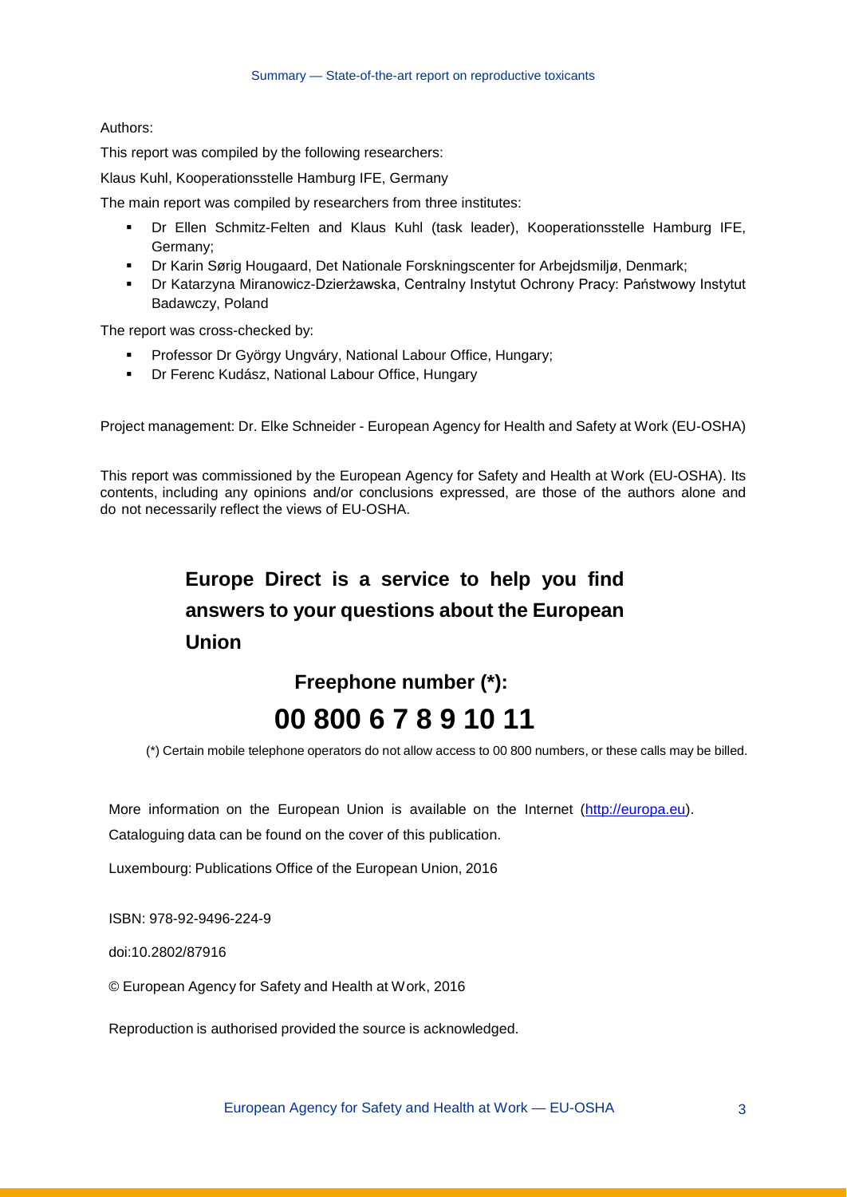Authors:

This report was compiled by the following researchers:

Klaus Kuhl, Kooperationsstelle Hamburg IFE, Germany

The main report was compiled by researchers from three institutes:

- Dr Ellen Schmitz-Felten and Klaus Kuhl (task leader), Kooperationsstelle Hamburg IFE, Germany;
- Dr Karin Sørig Hougaard, Det Nationale Forskningscenter for Arbejdsmiljø, Denmark;
- Dr Katarzyna Miranowicz-Dzierżawska, Centralny Instytut Ochrony Pracy: Państwowy Instytut Badawczy, Poland

The report was cross-checked by:

- Professor Dr György Ungváry, National Labour Office, Hungary;
- Dr Ferenc Kudász, National Labour Office, Hungary

Project management: Dr. Elke Schneider - European Agency for Health and Safety at Work (EU-OSHA)

This report was commissioned by the European Agency for Safety and Health at Work (EU-OSHA). Its contents, including any opinions and/or conclusions expressed, are those of the authors alone and do not necessarily reflect the views of EU-OSHA.

**Europe Direct is a service to help you find answers to your questions about the European Union**

**Freephone number (*):**

**00 800 6 7 8 9 10 11**

(*) Certain mobile telephone operators do not allow access to 00 800 numbers, or these calls may be billed.

More information on the European Union is available on the Internet (http://europa.eu).

Cataloguing data can be found on the cover of this publication.

Luxembourg: Publications Office of the European Union, 2016

ISBN: 978-92-9496-224-9

doi:10.2802/87916

© European Agency for Safety and Health at Work, 2016

Reproduction is authorised provided the source is acknowledged.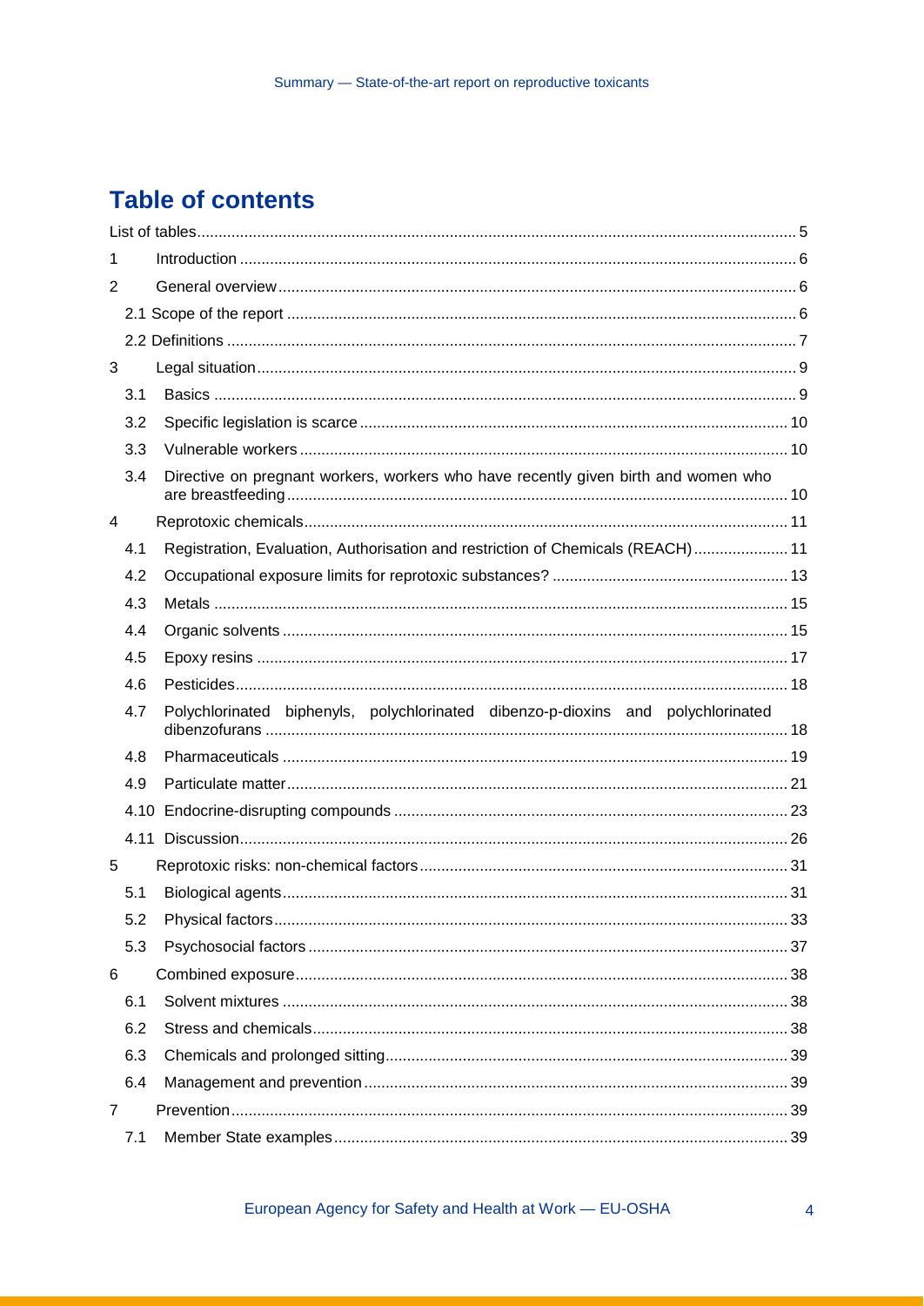# Table of contents

List of tables ..... 5

1 Introduction ..... 6

2 General overview ..... 6

- 2.1 Scope of the report ..... 6
- 2.2 Definitions ..... 7

3 Legal situation ..... 9

- 3.1 Basics ..... 9
- 3.2 Specific legislation is scarce ..... 10
- 3.3 Vulnerable workers ..... 10
- 3.4 Directive on pregnant workers, workers who have recently given birth and women who are breastfeeding ..... 10

4 Reprotoxic chemicals ..... 11

- 4.1 Registration, Evaluation, Authorisation and restriction of Chemicals (REACH) ..... 11
- 4.2 Occupational exposure limits for reprotoxic substances? ..... 13
- 4.3 Metals ..... 15
- 4.4 Organic solvents ..... 15
- 4.5 Epoxy resins ..... 17
- 4.6 Pesticides ..... 18
- 4.7 Polychlorinated biphenyls, polychlorinated dibenzo-p-dioxins and polychlorinated dibenzofurans ..... 18
- 4.8 Pharmaceuticals ..... 19
- 4.9 Particulate matter ..... 21
- 4.10 Endocrine-disrupting compounds ..... 23
- 4.11 Discussion ..... 26

5 Reprotoxic risks: non-chemical factors ..... 31

- 5.1 Biological agents ..... 31
- 5.2 Physical factors ..... 33
- 5.3 Psychosocial factors ..... 37

6 Combined exposure ..... 38

- 6.1 Solvent mixtures ..... 38
- 6.2 Stress and chemicals ..... 38
- 6.3 Chemicals and prolonged sitting ..... 39
- 6.4 Management and prevention ..... 39

7 Prevention ..... 39

- 7.1 Member State examples ..... 39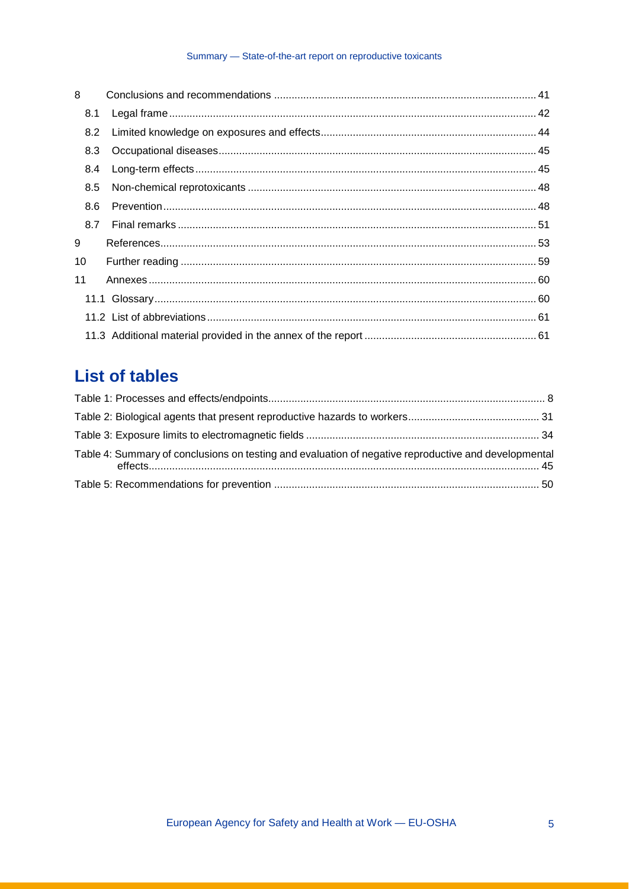8 Conclusions and recommendations ........................................................................................ 41

8.1 Legal frame ............................................................................................................................. 42

8.2 Limited knowledge on exposures and effects ......................................................................... 44

8.3 Occupational diseases ............................................................................................................ 45

8.4 Long-term effects .................................................................................................................... 45

8.5 Non-chemical reprotoxicants .................................................................................................. 48

8.6 Prevention ............................................................................................................................... 48

8.7 Final remarks .......................................................................................................................... 51

9 References ................................................................................................................................ 53

10 Further reading ......................................................................................................................... 59

11 Annexes .................................................................................................................................... 60

11.1 Glossary .................................................................................................................................. 60

11.2 List of abbreviations ................................................................................................................ 61

11.3 Additional material provided in the annex of the report .......................................................... 61

## List of tables

Table 1: Processes and effects/endpoints .............................................................................................. 8

Table 2: Biological agents that present reproductive hazards to workers ............................................ 31

Table 3: Exposure limits to electromagnetic fields ............................................................................... 34

Table 4: Summary of conclusions on testing and evaluation of negative reproductive and developmental effects .................................................................................................................................... 45

Table 5: Recommendations for prevention .......................................................................................... 50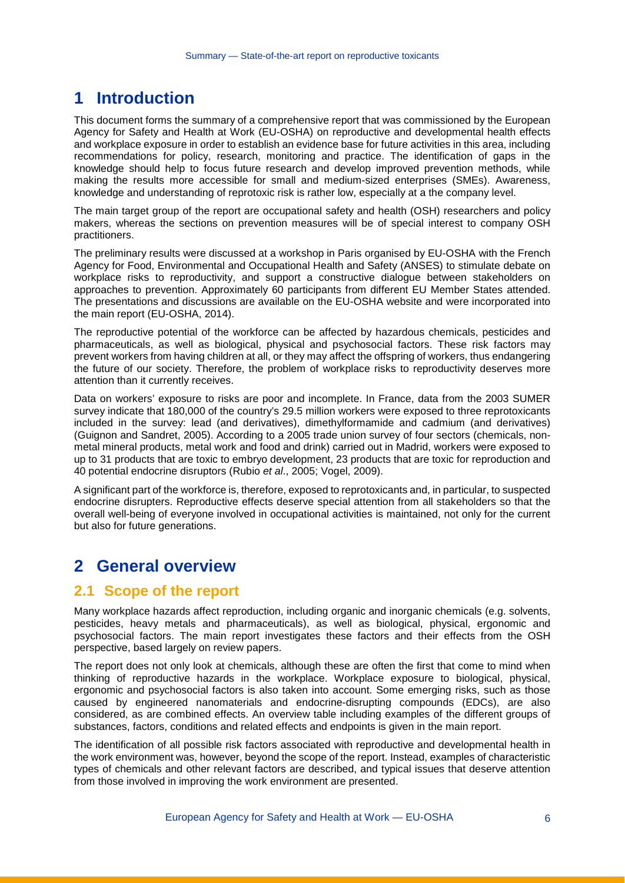# 1 Introduction

This document forms the summary of a comprehensive report that was commissioned by the European Agency for Safety and Health at Work (EU-OSHA) on reproductive and developmental health effects and workplace exposure in order to establish an evidence base for future activities in this area, including recommendations for policy, research, monitoring and practice. The identification of gaps in the knowledge should help to focus future research and develop improved prevention methods, while making the results more accessible for small and medium-sized enterprises (SMEs). Awareness, knowledge and understanding of reprotoxic risk is rather low, especially at a the company level.

The main target group of the report are occupational safety and health (OSH) researchers and policy makers, whereas the sections on prevention measures will be of special interest to company OSH practitioners.

The preliminary results were discussed at a workshop in Paris organised by EU-OSHA with the French Agency for Food, Environmental and Occupational Health and Safety (ANSES) to stimulate debate on workplace risks to reproductivity, and support a constructive dialogue between stakeholders on approaches to prevention. Approximately 60 participants from different EU Member States attended. The presentations and discussions are available on the EU-OSHA website and were incorporated into the main report (EU-OSHA, 2014).

The reproductive potential of the workforce can be affected by hazardous chemicals, pesticides and pharmaceuticals, as well as biological, physical and psychosocial factors. These risk factors may prevent workers from having children at all, or they may affect the offspring of workers, thus endangering the future of our society. Therefore, the problem of workplace risks to reproductivity deserves more attention than it currently receives.

Data on workers' exposure to risks are poor and incomplete. In France, data from the 2003 SUMER survey indicate that 180,000 of the country's 29.5 million workers were exposed to three reprotoxicants included in the survey: lead (and derivatives), dimethylformamide and cadmium (and derivatives) (Guignon and Sandret, 2005). According to a 2005 trade union survey of four sectors (chemicals, non-metal mineral products, metal work and food and drink) carried out in Madrid, workers were exposed to up to 31 products that are toxic to embryo development, 23 products that are toxic for reproduction and 40 potential endocrine disruptors (Rubio *et al*., 2005; Vogel, 2009).

A significant part of the workforce is, therefore, exposed to reprotoxicants and, in particular, to suspected endocrine disrupters. Reproductive effects deserve special attention from all stakeholders so that the overall well-being of everyone involved in occupational activities is maintained, not only for the current but also for future generations.

# 2 General overview

## 2.1 Scope of the report

Many workplace hazards affect reproduction, including organic and inorganic chemicals (e.g. solvents, pesticides, heavy metals and pharmaceuticals), as well as biological, physical, ergonomic and psychosocial factors. The main report investigates these factors and their effects from the OSH perspective, based largely on review papers.

The report does not only look at chemicals, although these are often the first that come to mind when thinking of reproductive hazards in the workplace. Workplace exposure to biological, physical, ergonomic and psychosocial factors is also taken into account. Some emerging risks, such as those caused by engineered nanomaterials and endocrine-disrupting compounds (EDCs), are also considered, as are combined effects. An overview table including examples of the different groups of substances, factors, conditions and related effects and endpoints is given in the main report.

The identification of all possible risk factors associated with reproductive and developmental health in the work environment was, however, beyond the scope of the report. Instead, examples of characteristic types of chemicals and other relevant factors are described, and typical issues that deserve attention from those involved in improving the work environment are presented.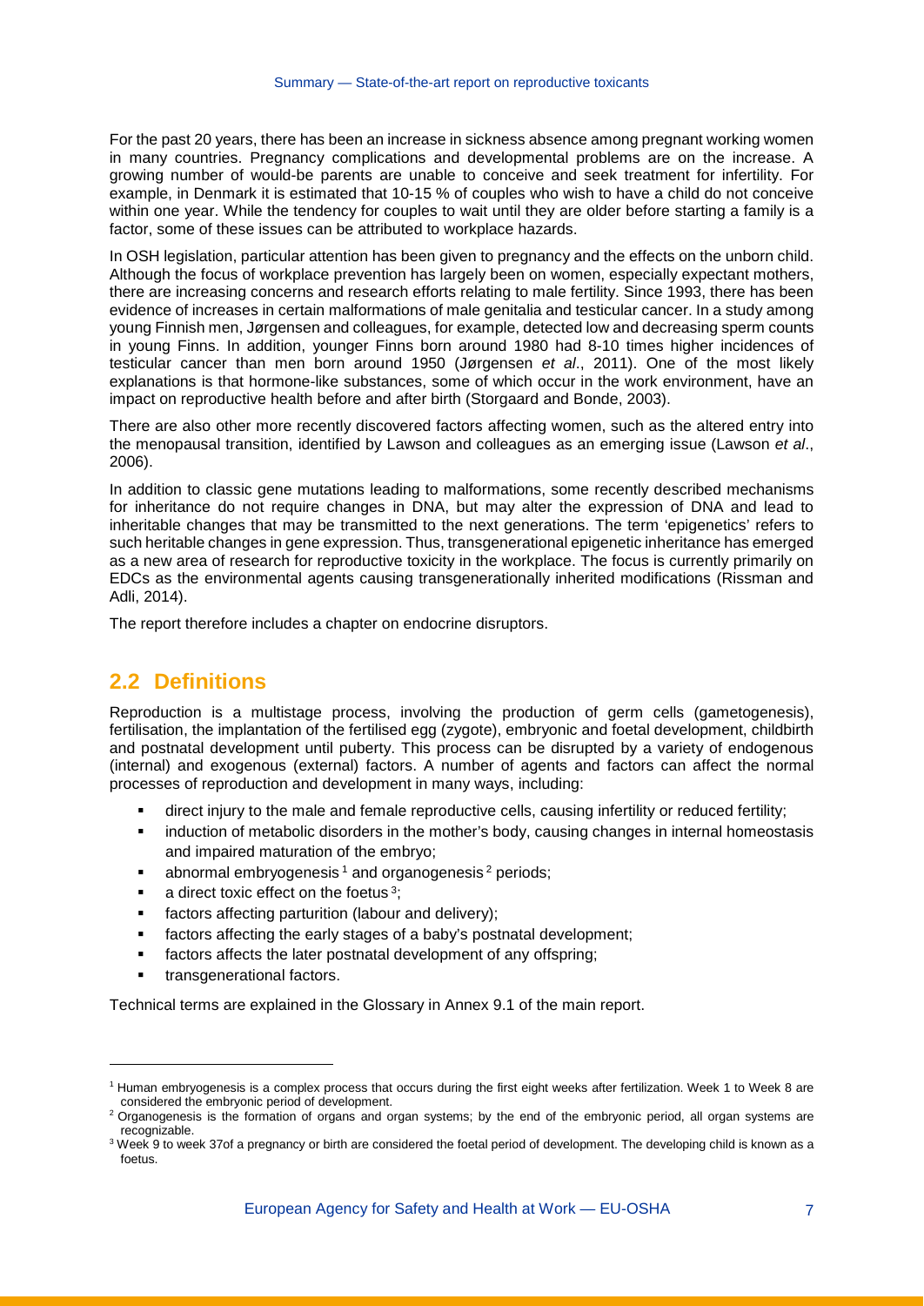For the past 20 years, there has been an increase in sickness absence among pregnant working women in many countries. Pregnancy complications and developmental problems are on the increase. A growing number of would-be parents are unable to conceive and seek treatment for infertility. For example, in Denmark it is estimated that 10-15 % of couples who wish to have a child do not conceive within one year. While the tendency for couples to wait until they are older before starting a family is a factor, some of these issues can be attributed to workplace hazards.

In OSH legislation, particular attention has been given to pregnancy and the effects on the unborn child. Although the focus of workplace prevention has largely been on women, especially expectant mothers, there are increasing concerns and research efforts relating to male fertility. Since 1993, there has been evidence of increases in certain malformations of male genitalia and testicular cancer. In a study among young Finnish men, Jørgensen and colleagues, for example, detected low and decreasing sperm counts in young Finns. In addition, younger Finns born around 1980 had 8-10 times higher incidences of testicular cancer than men born around 1950 (Jørgensen *et al*., 2011). One of the most likely explanations is that hormone-like substances, some of which occur in the work environment, have an impact on reproductive health before and after birth (Storgaard and Bonde, 2003).

There are also other more recently discovered factors affecting women, such as the altered entry into the menopausal transition, identified by Lawson and colleagues as an emerging issue (Lawson *et al*., 2006).

In addition to classic gene mutations leading to malformations, some recently described mechanisms for inheritance do not require changes in DNA, but may alter the expression of DNA and lead to inheritable changes that may be transmitted to the next generations. The term 'epigenetics' refers to such heritable changes in gene expression. Thus, transgenerational epigenetic inheritance has emerged as a new area of research for reproductive toxicity in the workplace. The focus is currently primarily on EDCs as the environmental agents causing transgenerationally inherited modifications (Rissman and Adli, 2014).

The report therefore includes a chapter on endocrine disruptors.

## 2.2 Definitions

Reproduction is a multistage process, involving the production of germ cells (gametogenesis), fertilisation, the implantation of the fertilised egg (zygote), embryonic and foetal development, childbirth and postnatal development until puberty. This process can be disrupted by a variety of endogenous (internal) and exogenous (external) factors. A number of agents and factors can affect the normal processes of reproduction and development in many ways, including:

- direct injury to the male and female reproductive cells, causing infertility or reduced fertility;
- induction of metabolic disorders in the mother's body, causing changes in internal homeostasis and impaired maturation of the embryo;
- abnormal embryogenesis [1] and organogenesis [2] periods;
- a direct toxic effect on the foetus [3];
- factors affecting parturition (labour and delivery);
- factors affecting the early stages of a baby's postnatal development;
- factors affects the later postnatal development of any offspring;
- transgenerational factors.

Technical terms are explained in the Glossary in Annex 9.1 of the main report.

---

[1] Human embryogenesis is a complex process that occurs during the first eight weeks after fertilization. Week 1 to Week 8 are considered the embryonic period of development.

[2] Organogenesis is the formation of organs and organ systems; by the end of the embryonic period, all organ systems are recognizable.

[3] Week 9 to week 37of a pregnancy or birth are considered the foetal period of development. The developing child is known as a foetus.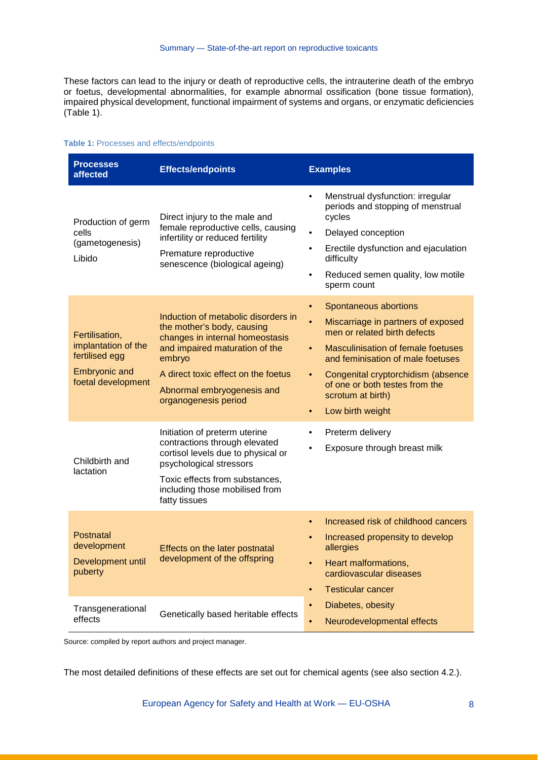These factors can lead to the injury or death of reproductive cells, the intrauterine death of the embryo or foetus, developmental abnormalities, for example abnormal ossification (bone tissue formation), impaired physical development, functional impairment of systems and organs, or enzymatic deficiencies (Table 1).

**Table 1:** Processes and effects/endpoints

| Processes affected | Effects/endpoints | Examples |
|---|---|---|
| Production of germ cells (gametogenesis)<br>Libido | Direct injury to the male and female reproductive cells, causing infertility or reduced fertility<br>Premature reproductive senescence (biological ageing) | • Menstrual dysfunction: irregular periods and stopping of menstrual cycles<br>• Delayed conception<br>• Erectile dysfunction and ejaculation difficulty<br>• Reduced semen quality, low motile sperm count |
| Fertilisation, implantation of the fertilised egg<br>Embryonic and foetal development | Induction of metabolic disorders in the mother's body, causing changes in internal homeostasis and impaired maturation of the embryo<br>A direct toxic effect on the foetus<br>Abnormal embryogenesis and organogenesis period | • Spontaneous abortions<br>• Miscarriage in partners of exposed men or related birth defects<br>• Masculinisation of female foetuses and feminisation of male foetuses<br>• Congenital cryptorchidism (absence of one or both testes from the scrotum at birth)<br>• Low birth weight |
| Childbirth and lactation | Initiation of preterm uterine contractions through elevated cortisol levels due to physical or psychological stressors<br>Toxic effects from substances, including those mobilised from fatty tissues | • Preterm delivery<br>• Exposure through breast milk |
| Postnatal development<br>Development until puberty | Effects on the later postnatal development of the offspring | • Increased risk of childhood cancers<br>• Increased propensity to develop allergies<br>• Heart malformations, cardiovascular diseases<br>• Testicular cancer |
| Transgenerational effects | Genetically based heritable effects | • Diabetes, obesity<br>• Neurodevelopmental effects |

Source: compiled by report authors and project manager.

The most detailed definitions of these effects are set out for chemical agents (see also section 4.2.).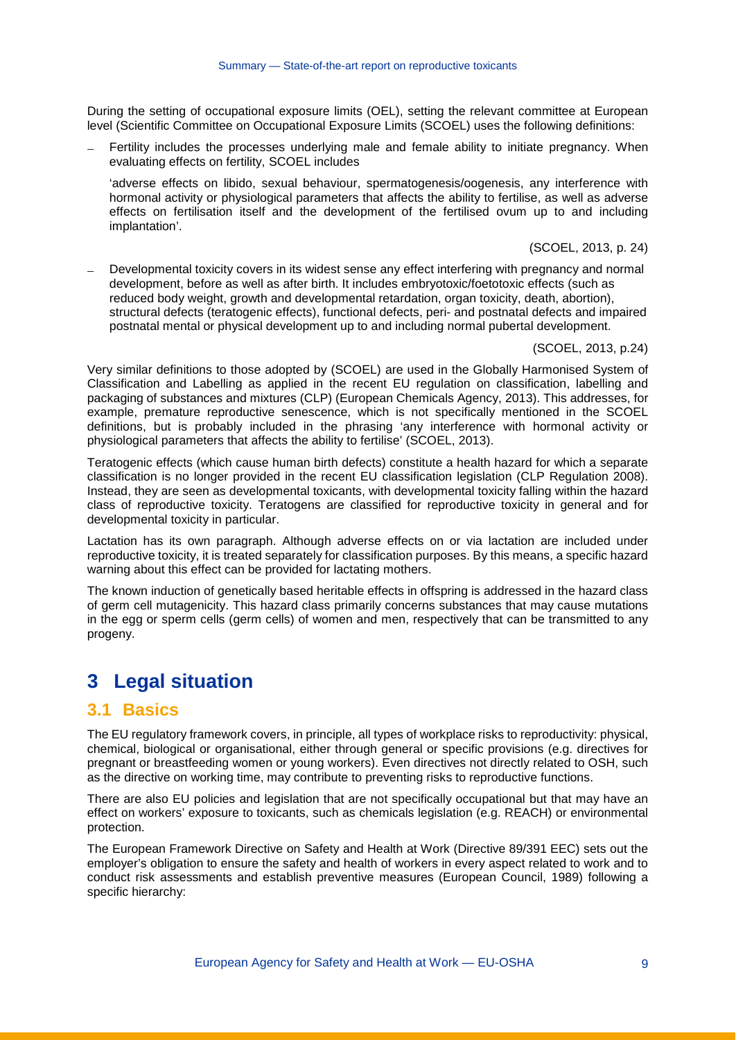During the setting of occupational exposure limits (OEL), setting the relevant committee at European level (Scientific Committee on Occupational Exposure Limits (SCOEL) uses the following definitions:

- Fertility includes the processes underlying male and female ability to initiate pregnancy. When evaluating effects on fertility, SCOEL includes

  'adverse effects on libido, sexual behaviour, spermatogenesis/oogenesis, any interference with hormonal activity or physiological parameters that affects the ability to fertilise, as well as adverse effects on fertilisation itself and the development of the fertilised ovum up to and including implantation'.

  (SCOEL, 2013, p. 24)

- Developmental toxicity covers in its widest sense any effect interfering with pregnancy and normal development, before as well as after birth. It includes embryotoxic/foetotoxic effects (such as reduced body weight, growth and developmental retardation, organ toxicity, death, abortion), structural defects (teratogenic effects), functional defects, peri- and postnatal defects and impaired postnatal mental or physical development up to and including normal pubertal development.

  (SCOEL, 2013, p.24)

Very similar definitions to those adopted by (SCOEL) are used in the Globally Harmonised System of Classification and Labelling as applied in the recent EU regulation on classification, labelling and packaging of substances and mixtures (CLP) (European Chemicals Agency, 2013). This addresses, for example, premature reproductive senescence, which is not specifically mentioned in the SCOEL definitions, but is probably included in the phrasing 'any interference with hormonal activity or physiological parameters that affects the ability to fertilise' (SCOEL, 2013).

Teratogenic effects (which cause human birth defects) constitute a health hazard for which a separate classification is no longer provided in the recent EU classification legislation (CLP Regulation 2008). Instead, they are seen as developmental toxicants, with developmental toxicity falling within the hazard class of reproductive toxicity. Teratogens are classified for reproductive toxicity in general and for developmental toxicity in particular.

Lactation has its own paragraph. Although adverse effects on or via lactation are included under reproductive toxicity, it is treated separately for classification purposes. By this means, a specific hazard warning about this effect can be provided for lactating mothers.

The known induction of genetically based heritable effects in offspring is addressed in the hazard class of germ cell mutagenicity. This hazard class primarily concerns substances that may cause mutations in the egg or sperm cells (germ cells) of women and men, respectively that can be transmitted to any progeny.

# 3 Legal situation

## 3.1 Basics

The EU regulatory framework covers, in principle, all types of workplace risks to reproductivity: physical, chemical, biological or organisational, either through general or specific provisions (e.g. directives for pregnant or breastfeeding women or young workers). Even directives not directly related to OSH, such as the directive on working time, may contribute to preventing risks to reproductive functions.

There are also EU policies and legislation that are not specifically occupational but that may have an effect on workers' exposure to toxicants, such as chemicals legislation (e.g. REACH) or environmental protection.

The European Framework Directive on Safety and Health at Work (Directive 89/391 EEC) sets out the employer's obligation to ensure the safety and health of workers in every aspect related to work and to conduct risk assessments and establish preventive measures (European Council, 1989) following a specific hierarchy: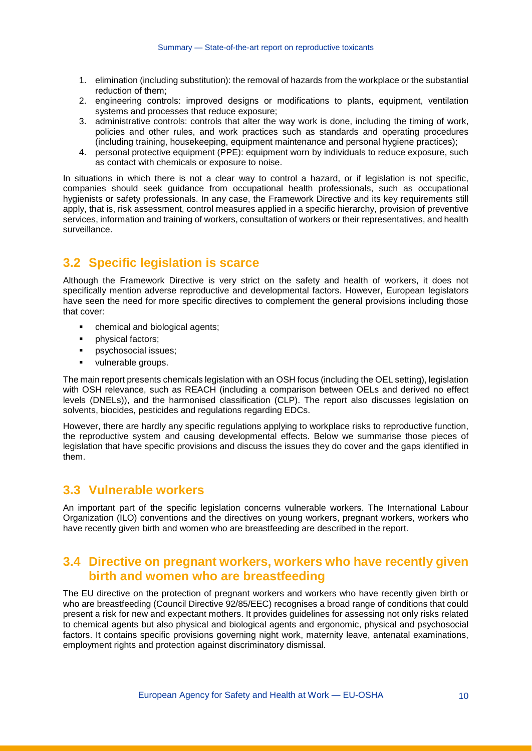1. elimination (including substitution): the removal of hazards from the workplace or the substantial reduction of them;
2. engineering controls: improved designs or modifications to plants, equipment, ventilation systems and processes that reduce exposure;
3. administrative controls: controls that alter the way work is done, including the timing of work, policies and other rules, and work practices such as standards and operating procedures (including training, housekeeping, equipment maintenance and personal hygiene practices);
4. personal protective equipment (PPE): equipment worn by individuals to reduce exposure, such as contact with chemicals or exposure to noise.

In situations in which there is not a clear way to control a hazard, or if legislation is not specific, companies should seek guidance from occupational health professionals, such as occupational hygienists or safety professionals. In any case, the Framework Directive and its key requirements still apply, that is, risk assessment, control measures applied in a specific hierarchy, provision of preventive services, information and training of workers, consultation of workers or their representatives, and health surveillance.

## 3.2 Specific legislation is scarce

Although the Framework Directive is very strict on the safety and health of workers, it does not specifically mention adverse reproductive and developmental factors. However, European legislators have seen the need for more specific directives to complement the general provisions including those that cover:

- chemical and biological agents;
- physical factors;
- psychosocial issues;
- vulnerable groups.

The main report presents chemicals legislation with an OSH focus (including the OEL setting), legislation with OSH relevance, such as REACH (including a comparison between OELs and derived no effect levels (DNELs)), and the harmonised classification (CLP). The report also discusses legislation on solvents, biocides, pesticides and regulations regarding EDCs.

However, there are hardly any specific regulations applying to workplace risks to reproductive function, the reproductive system and causing developmental effects. Below we summarise those pieces of legislation that have specific provisions and discuss the issues they do cover and the gaps identified in them.

## 3.3 Vulnerable workers

An important part of the specific legislation concerns vulnerable workers. The International Labour Organization (ILO) conventions and the directives on young workers, pregnant workers, workers who have recently given birth and women who are breastfeeding are described in the report.

## 3.4 Directive on pregnant workers, workers who have recently given birth and women who are breastfeeding

The EU directive on the protection of pregnant workers and workers who have recently given birth or who are breastfeeding (Council Directive 92/85/EEC) recognises a broad range of conditions that could present a risk for new and expectant mothers. It provides guidelines for assessing not only risks related to chemical agents but also physical and biological agents and ergonomic, physical and psychosocial factors. It contains specific provisions governing night work, maternity leave, antenatal examinations, employment rights and protection against discriminatory dismissal.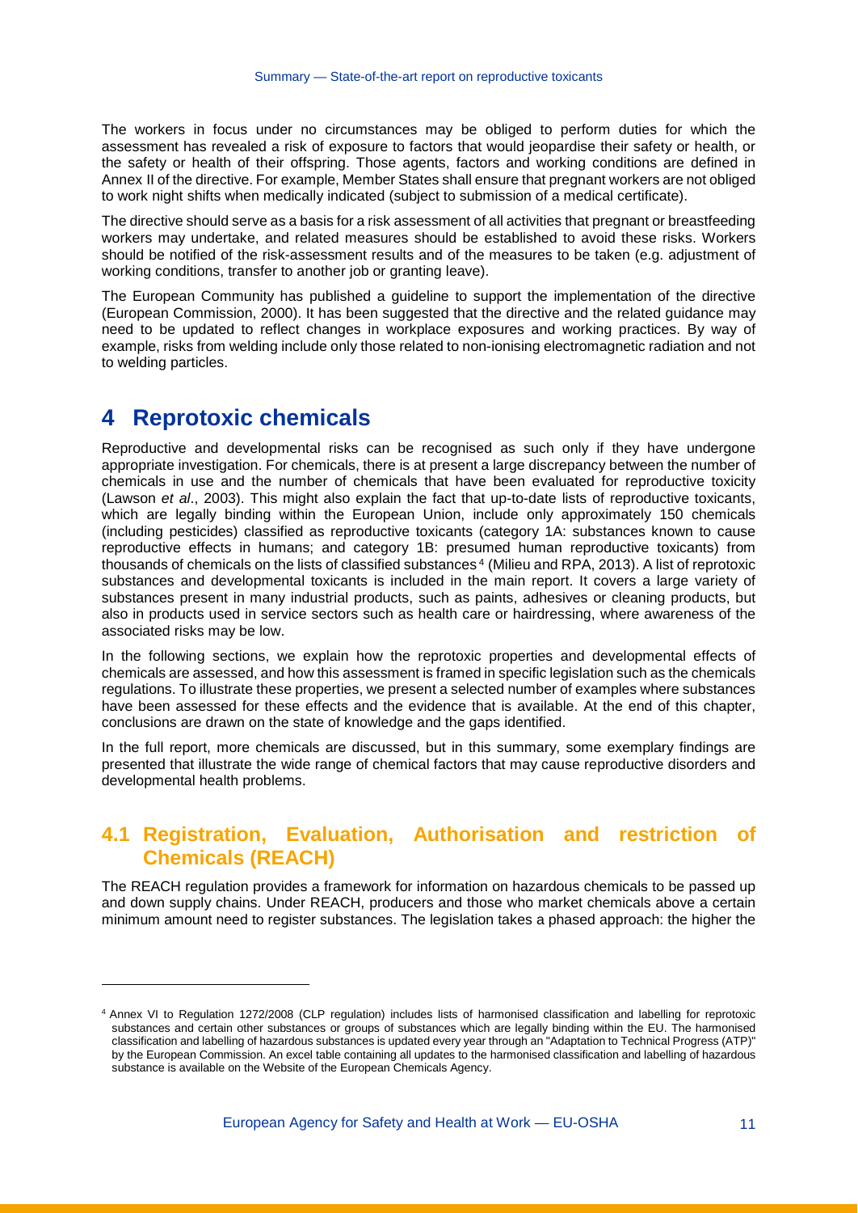The workers in focus under no circumstances may be obliged to perform duties for which the assessment has revealed a risk of exposure to factors that would jeopardise their safety or health, or the safety or health of their offspring. Those agents, factors and working conditions are defined in Annex II of the directive. For example, Member States shall ensure that pregnant workers are not obliged to work night shifts when medically indicated (subject to submission of a medical certificate).

The directive should serve as a basis for a risk assessment of all activities that pregnant or breastfeeding workers may undertake, and related measures should be established to avoid these risks. Workers should be notified of the risk-assessment results and of the measures to be taken (e.g. adjustment of working conditions, transfer to another job or granting leave).

The European Community has published a guideline to support the implementation of the directive (European Commission, 2000). It has been suggested that the directive and the related guidance may need to be updated to reflect changes in workplace exposures and working practices. By way of example, risks from welding include only those related to non-ionising electromagnetic radiation and not to welding particles.

# 4 Reprotoxic chemicals

Reproductive and developmental risks can be recognised as such only if they have undergone appropriate investigation. For chemicals, there is at present a large discrepancy between the number of chemicals in use and the number of chemicals that have been evaluated for reproductive toxicity (Lawson *et al*., 2003). This might also explain the fact that up-to-date lists of reproductive toxicants, which are legally binding within the European Union, include only approximately 150 chemicals (including pesticides) classified as reproductive toxicants (category 1A: substances known to cause reproductive effects in humans; and category 1B: presumed human reproductive toxicants) from thousands of chemicals on the lists of classified substances[4] (Milieu and RPA, 2013). A list of reprotoxic substances and developmental toxicants is included in the main report. It covers a large variety of substances present in many industrial products, such as paints, adhesives or cleaning products, but also in products used in service sectors such as health care or hairdressing, where awareness of the associated risks may be low.

In the following sections, we explain how the reprotoxic properties and developmental effects of chemicals are assessed, and how this assessment is framed in specific legislation such as the chemicals regulations. To illustrate these properties, we present a selected number of examples where substances have been assessed for these effects and the evidence that is available. At the end of this chapter, conclusions are drawn on the state of knowledge and the gaps identified.

In the full report, more chemicals are discussed, but in this summary, some exemplary findings are presented that illustrate the wide range of chemical factors that may cause reproductive disorders and developmental health problems.

## 4.1 Registration, Evaluation, Authorisation and restriction of Chemicals (REACH)

The REACH regulation provides a framework for information on hazardous chemicals to be passed up and down supply chains. Under REACH, producers and those who market chemicals above a certain minimum amount need to register substances. The legislation takes a phased approach: the higher the

---

[4] Annex VI to Regulation 1272/2008 (CLP regulation) includes lists of harmonised classification and labelling for reprotoxic substances and certain other substances or groups of substances which are legally binding within the EU. The harmonised classification and labelling of hazardous substances is updated every year through an "Adaptation to Technical Progress (ATP)" by the European Commission. An excel table containing all updates to the harmonised classification and labelling of hazardous substance is available on the Website of the European Chemicals Agency.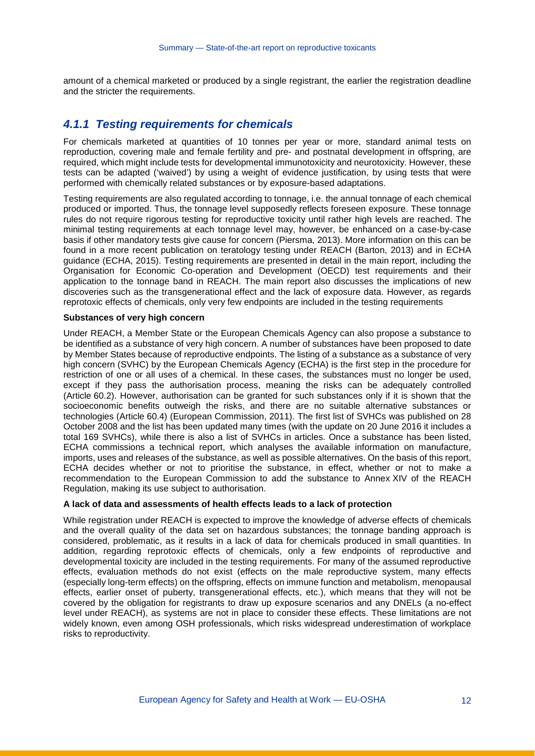amount of a chemical marketed or produced by a single registrant, the earlier the registration deadline and the stricter the requirements.

### *4.1.1 Testing requirements for chemicals*

For chemicals marketed at quantities of 10 tonnes per year or more, standard animal tests on reproduction, covering male and female fertility and pre- and postnatal development in offspring, are required, which might include tests for developmental immunotoxicity and neurotoxicity. However, these tests can be adapted ('waived') by using a weight of evidence justification, by using tests that were performed with chemically related substances or by exposure-based adaptations.

Testing requirements are also regulated according to tonnage, i.e. the annual tonnage of each chemical produced or imported. Thus, the tonnage level supposedly reflects foreseen exposure. These tonnage rules do not require rigorous testing for reproductive toxicity until rather high levels are reached. The minimal testing requirements at each tonnage level may, however, be enhanced on a case-by-case basis if other mandatory tests give cause for concern (Piersma, 2013). More information on this can be found in a more recent publication on teratology testing under REACH (Barton, 2013) and in ECHA guidance (ECHA, 2015). Testing requirements are presented in detail in the main report, including the Organisation for Economic Co-operation and Development (OECD) test requirements and their application to the tonnage band in REACH. The main report also discusses the implications of new discoveries such as the transgenerational effect and the lack of exposure data. However, as regards reprotoxic effects of chemicals, only very few endpoints are included in the testing requirements

**Substances of very high concern**

Under REACH, a Member State or the European Chemicals Agency can also propose a substance to be identified as a substance of very high concern. A number of substances have been proposed to date by Member States because of reproductive endpoints. The listing of a substance as a substance of very high concern (SVHC) by the European Chemicals Agency (ECHA) is the first step in the procedure for restriction of one or all uses of a chemical. In these cases, the substances must no longer be used, except if they pass the authorisation process, meaning the risks can be adequately controlled (Article 60.2). However, authorisation can be granted for such substances only if it is shown that the socioeconomic benefits outweigh the risks, and there are no suitable alternative substances or technologies (Article 60.4) (European Commission, 2011). The first list of SVHCs was published on 28 October 2008 and the list has been updated many times (with the update on 20 June 2016 it includes a total 169 SVHCs), while there is also a list of SVHCs in articles. Once a substance has been listed, ECHA commissions a technical report, which analyses the available information on manufacture, imports, uses and releases of the substance, as well as possible alternatives. On the basis of this report, ECHA decides whether or not to prioritise the substance, in effect, whether or not to make a recommendation to the European Commission to add the substance to Annex XIV of the REACH Regulation, making its use subject to authorisation.

**A lack of data and assessments of health effects leads to a lack of protection**

While registration under REACH is expected to improve the knowledge of adverse effects of chemicals and the overall quality of the data set on hazardous substances; the tonnage banding approach is considered, problematic, as it results in a lack of data for chemicals produced in small quantities. In addition, regarding reprotoxic effects of chemicals, only a few endpoints of reproductive and developmental toxicity are included in the testing requirements. For many of the assumed reproductive effects, evaluation methods do not exist (effects on the male reproductive system, many effects (especially long-term effects) on the offspring, effects on immune function and metabolism, menopausal effects, earlier onset of puberty, transgenerational effects, etc.), which means that they will not be covered by the obligation for registrants to draw up exposure scenarios and any DNELs (a no-effect level under REACH), as systems are not in place to consider these effects. These limitations are not widely known, even among OSH professionals, which risks widespread underestimation of workplace risks to reproductivity.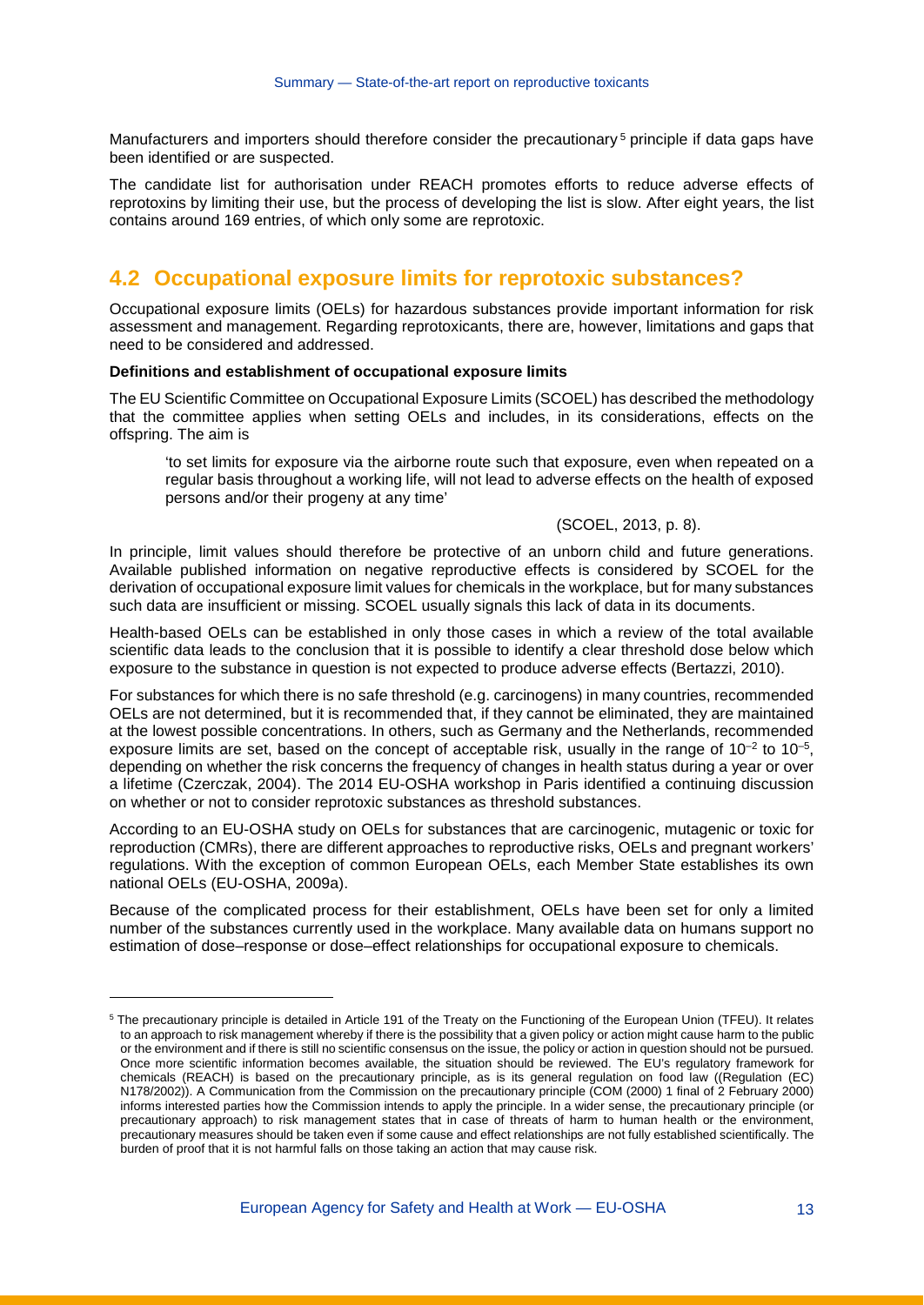Manufacturers and importers should therefore consider the precautionary[5] principle if data gaps have been identified or are suspected.

The candidate list for authorisation under REACH promotes efforts to reduce adverse effects of reprotoxins by limiting their use, but the process of developing the list is slow. After eight years, the list contains around 169 entries, of which only some are reprotoxic.

## 4.2 Occupational exposure limits for reprotoxic substances?

Occupational exposure limits (OELs) for hazardous substances provide important information for risk assessment and management. Regarding reprotoxicants, there are, however, limitations and gaps that need to be considered and addressed.

**Definitions and establishment of occupational exposure limits**

The EU Scientific Committee on Occupational Exposure Limits (SCOEL) has described the methodology that the committee applies when setting OELs and includes, in its considerations, effects on the offspring. The aim is

> 'to set limits for exposure via the airborne route such that exposure, even when repeated on a regular basis throughout a working life, will not lead to adverse effects on the health of exposed persons and/or their progeny at any time'
>
> (SCOEL, 2013, p. 8).

In principle, limit values should therefore be protective of an unborn child and future generations. Available published information on negative reproductive effects is considered by SCOEL for the derivation of occupational exposure limit values for chemicals in the workplace, but for many substances such data are insufficient or missing. SCOEL usually signals this lack of data in its documents.

Health-based OELs can be established in only those cases in which a review of the total available scientific data leads to the conclusion that it is possible to identify a clear threshold dose below which exposure to the substance in question is not expected to produce adverse effects (Bertazzi, 2010).

For substances for which there is no safe threshold (e.g. carcinogens) in many countries, recommended OELs are not determined, but it is recommended that, if they cannot be eliminated, they are maintained at the lowest possible concentrations. In others, such as Germany and the Netherlands, recommended exposure limits are set, based on the concept of acceptable risk, usually in the range of $10^{-2}$ to $10^{-5}$, depending on whether the risk concerns the frequency of changes in health status during a year or over a lifetime (Czerczak, 2004). The 2014 EU-OSHA workshop in Paris identified a continuing discussion on whether or not to consider reprotoxic substances as threshold substances.

According to an EU-OSHA study on OELs for substances that are carcinogenic, mutagenic or toxic for reproduction (CMRs), there are different approaches to reproductive risks, OELs and pregnant workers' regulations. With the exception of common European OELs, each Member State establishes its own national OELs (EU-OSHA, 2009a).

Because of the complicated process for their establishment, OELs have been set for only a limited number of the substances currently used in the workplace. Many available data on humans support no estimation of dose–response or dose–effect relationships for occupational exposure to chemicals.

---

[5] The precautionary principle is detailed in Article 191 of the Treaty on the Functioning of the European Union (TFEU). It relates to an approach to risk management whereby if there is the possibility that a given policy or action might cause harm to the public or the environment and if there is still no scientific consensus on the issue, the policy or action in question should not be pursued. Once more scientific information becomes available, the situation should be reviewed. The EU's regulatory framework for chemicals (REACH) is based on the precautionary principle, as is its general regulation on food law ((Regulation (EC) N178/2002)). A Communication from the Commission on the precautionary principle (COM (2000) 1 final of 2 February 2000) informs interested parties how the Commission intends to apply the principle. In a wider sense, the precautionary principle (or precautionary approach) to risk management states that in case of threats of harm to human health or the environment, precautionary measures should be taken even if some cause and effect relationships are not fully established scientifically. The burden of proof that it is not harmful falls on those taking an action that may cause risk.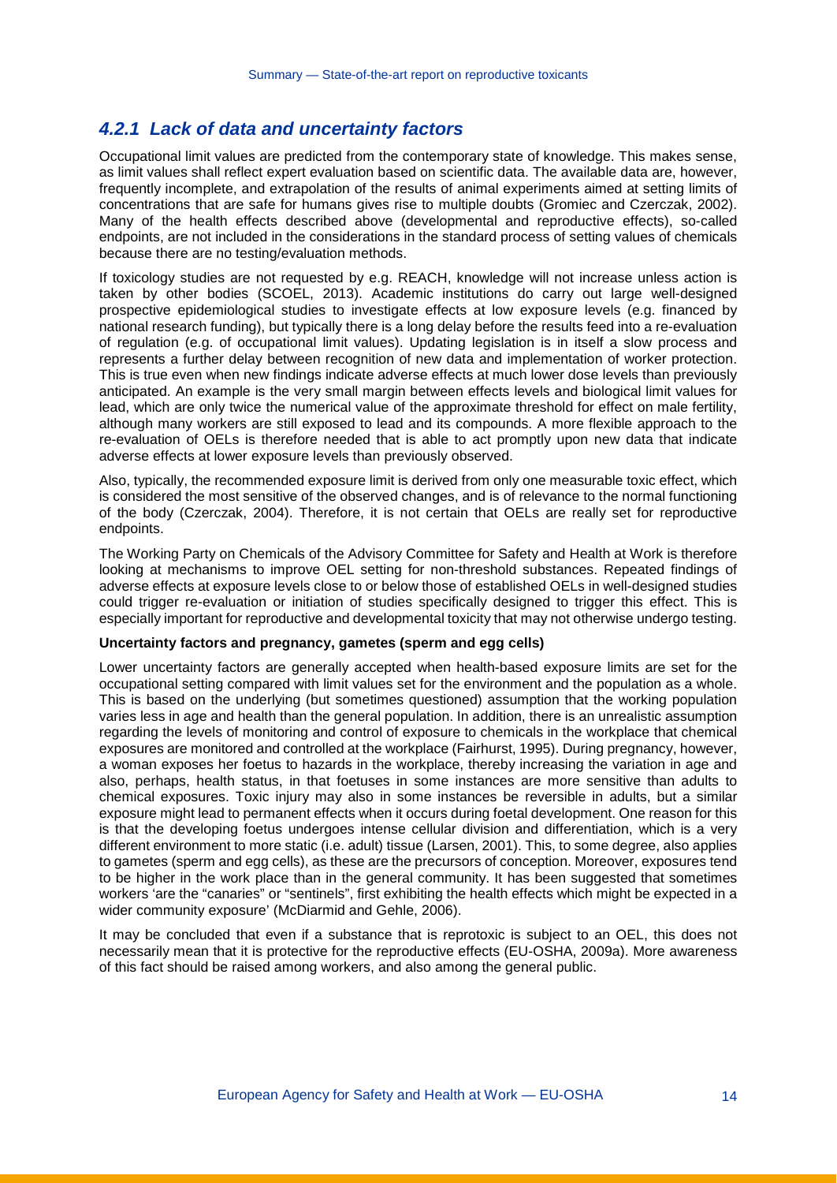### *4.2.1 Lack of data and uncertainty factors*

Occupational limit values are predicted from the contemporary state of knowledge. This makes sense, as limit values shall reflect expert evaluation based on scientific data. The available data are, however, frequently incomplete, and extrapolation of the results of animal experiments aimed at setting limits of concentrations that are safe for humans gives rise to multiple doubts (Gromiec and Czerczak, 2002). Many of the health effects described above (developmental and reproductive effects), so-called endpoints, are not included in the considerations in the standard process of setting values of chemicals because there are no testing/evaluation methods.

If toxicology studies are not requested by e.g. REACH, knowledge will not increase unless action is taken by other bodies (SCOEL, 2013). Academic institutions do carry out large well-designed prospective epidemiological studies to investigate effects at low exposure levels (e.g. financed by national research funding), but typically there is a long delay before the results feed into a re-evaluation of regulation (e.g. of occupational limit values). Updating legislation is in itself a slow process and represents a further delay between recognition of new data and implementation of worker protection. This is true even when new findings indicate adverse effects at much lower dose levels than previously anticipated. An example is the very small margin between effects levels and biological limit values for lead, which are only twice the numerical value of the approximate threshold for effect on male fertility, although many workers are still exposed to lead and its compounds. A more flexible approach to the re-evaluation of OELs is therefore needed that is able to act promptly upon new data that indicate adverse effects at lower exposure levels than previously observed.

Also, typically, the recommended exposure limit is derived from only one measurable toxic effect, which is considered the most sensitive of the observed changes, and is of relevance to the normal functioning of the body (Czerczak, 2004). Therefore, it is not certain that OELs are really set for reproductive endpoints.

The Working Party on Chemicals of the Advisory Committee for Safety and Health at Work is therefore looking at mechanisms to improve OEL setting for non-threshold substances. Repeated findings of adverse effects at exposure levels close to or below those of established OELs in well-designed studies could trigger re-evaluation or initiation of studies specifically designed to trigger this effect. This is especially important for reproductive and developmental toxicity that may not otherwise undergo testing.

**Uncertainty factors and pregnancy, gametes (sperm and egg cells)**

Lower uncertainty factors are generally accepted when health-based exposure limits are set for the occupational setting compared with limit values set for the environment and the population as a whole. This is based on the underlying (but sometimes questioned) assumption that the working population varies less in age and health than the general population. In addition, there is an unrealistic assumption regarding the levels of monitoring and control of exposure to chemicals in the workplace that chemical exposures are monitored and controlled at the workplace (Fairhurst, 1995). During pregnancy, however, a woman exposes her foetus to hazards in the workplace, thereby increasing the variation in age and also, perhaps, health status, in that foetuses in some instances are more sensitive than adults to chemical exposures. Toxic injury may also in some instances be reversible in adults, but a similar exposure might lead to permanent effects when it occurs during foetal development. One reason for this is that the developing foetus undergoes intense cellular division and differentiation, which is a very different environment to more static (i.e. adult) tissue (Larsen, 2001). This, to some degree, also applies to gametes (sperm and egg cells), as these are the precursors of conception. Moreover, exposures tend to be higher in the work place than in the general community. It has been suggested that sometimes workers 'are the "canaries" or "sentinels", first exhibiting the health effects which might be expected in a wider community exposure' (McDiarmid and Gehle, 2006).

It may be concluded that even if a substance that is reprotoxic is subject to an OEL, this does not necessarily mean that it is protective for the reproductive effects (EU-OSHA, 2009a). More awareness of this fact should be raised among workers, and also among the general public.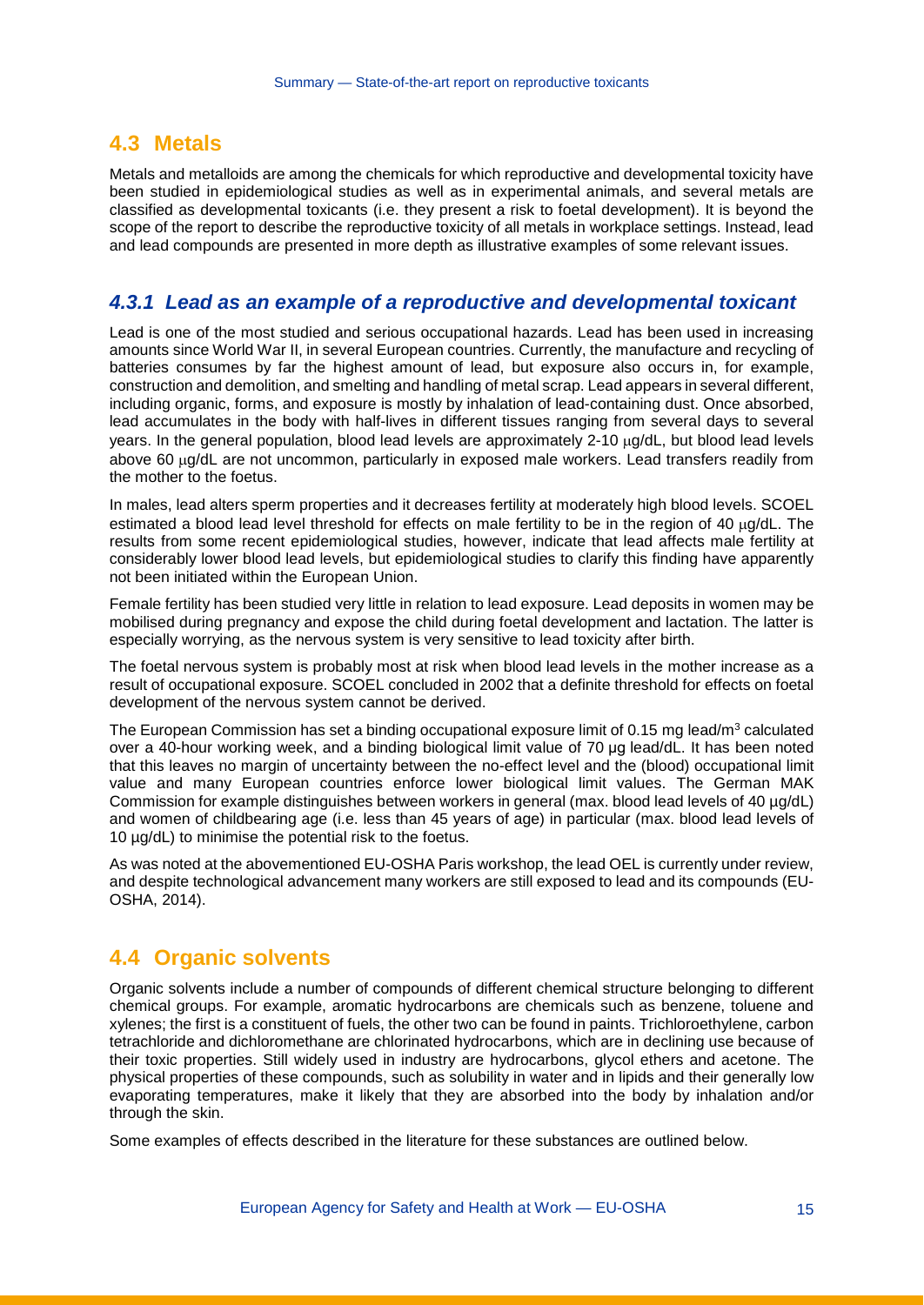## 4.3 Metals

Metals and metalloids are among the chemicals for which reproductive and developmental toxicity have been studied in epidemiological studies as well as in experimental animals, and several metals are classified as developmental toxicants (i.e. they present a risk to foetal development). It is beyond the scope of the report to describe the reproductive toxicity of all metals in workplace settings. Instead, lead and lead compounds are presented in more depth as illustrative examples of some relevant issues.

### *4.3.1 Lead as an example of a reproductive and developmental toxicant*

Lead is one of the most studied and serious occupational hazards. Lead has been used in increasing amounts since World War II, in several European countries. Currently, the manufacture and recycling of batteries consumes by far the highest amount of lead, but exposure also occurs in, for example, construction and demolition, and smelting and handling of metal scrap. Lead appears in several different, including organic, forms, and exposure is mostly by inhalation of lead-containing dust. Once absorbed, lead accumulates in the body with half-lives in different tissues ranging from several days to several years. In the general population, blood lead levels are approximately 2-10 μg/dL, but blood lead levels above 60 μg/dL are not uncommon, particularly in exposed male workers. Lead transfers readily from the mother to the foetus.

In males, lead alters sperm properties and it decreases fertility at moderately high blood levels. SCOEL estimated a blood lead level threshold for effects on male fertility to be in the region of 40 μg/dL. The results from some recent epidemiological studies, however, indicate that lead affects male fertility at considerably lower blood lead levels, but epidemiological studies to clarify this finding have apparently not been initiated within the European Union.

Female fertility has been studied very little in relation to lead exposure. Lead deposits in women may be mobilised during pregnancy and expose the child during foetal development and lactation. The latter is especially worrying, as the nervous system is very sensitive to lead toxicity after birth.

The foetal nervous system is probably most at risk when blood lead levels in the mother increase as a result of occupational exposure. SCOEL concluded in 2002 that a definite threshold for effects on foetal development of the nervous system cannot be derived.

The European Commission has set a binding occupational exposure limit of 0.15 mg lead/m$^3$ calculated over a 40-hour working week, and a binding biological limit value of 70 μg lead/dL. It has been noted that this leaves no margin of uncertainty between the no-effect level and the (blood) occupational limit value and many European countries enforce lower biological limit values. The German MAK Commission for example distinguishes between workers in general (max. blood lead levels of 40 μg/dL) and women of childbearing age (i.e. less than 45 years of age) in particular (max. blood lead levels of 10 μg/dL) to minimise the potential risk to the foetus.

As was noted at the abovementioned EU-OSHA Paris workshop, the lead OEL is currently under review, and despite technological advancement many workers are still exposed to lead and its compounds (EU-OSHA, 2014).

## 4.4 Organic solvents

Organic solvents include a number of compounds of different chemical structure belonging to different chemical groups. For example, aromatic hydrocarbons are chemicals such as benzene, toluene and xylenes; the first is a constituent of fuels, the other two can be found in paints. Trichloroethylene, carbon tetrachloride and dichloromethane are chlorinated hydrocarbons, which are in declining use because of their toxic properties. Still widely used in industry are hydrocarbons, glycol ethers and acetone. The physical properties of these compounds, such as solubility in water and in lipids and their generally low evaporating temperatures, make it likely that they are absorbed into the body by inhalation and/or through the skin.

Some examples of effects described in the literature for these substances are outlined below.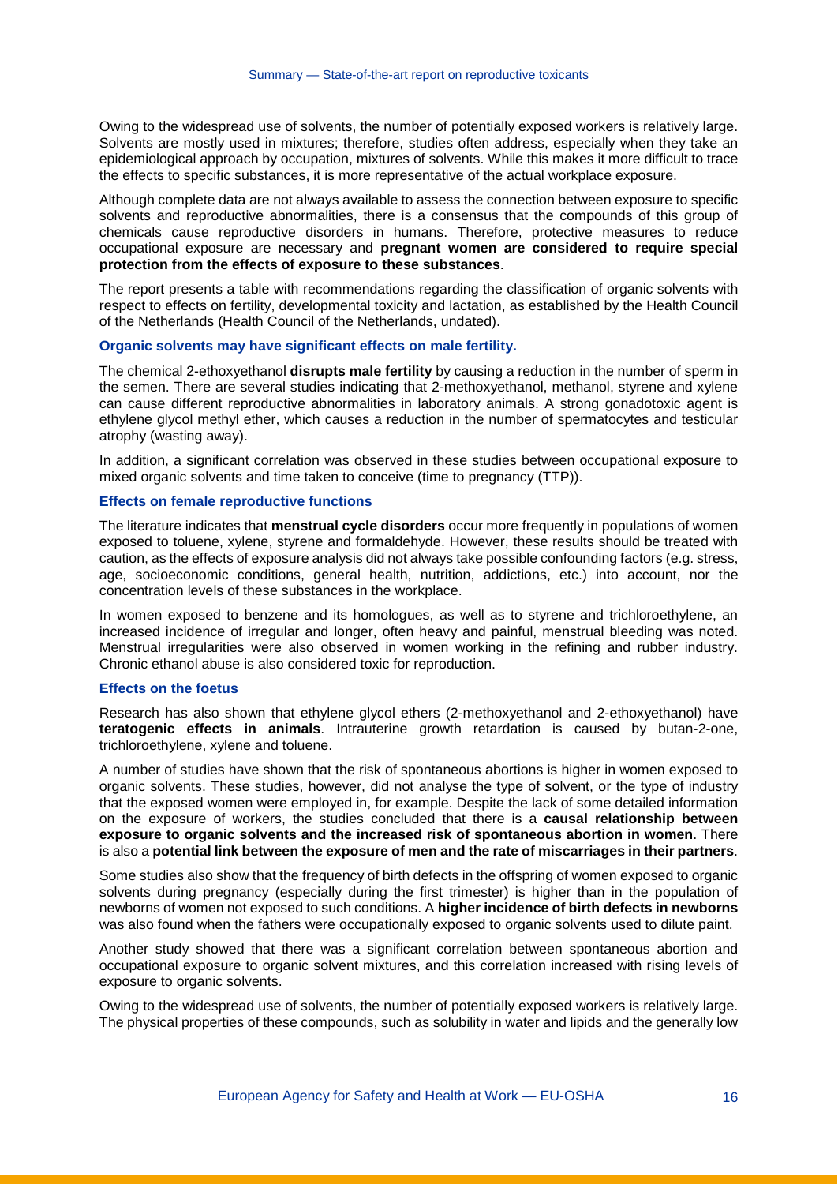Owing to the widespread use of solvents, the number of potentially exposed workers is relatively large. Solvents are mostly used in mixtures; therefore, studies often address, especially when they take an epidemiological approach by occupation, mixtures of solvents. While this makes it more difficult to trace the effects to specific substances, it is more representative of the actual workplace exposure.

Although complete data are not always available to assess the connection between exposure to specific solvents and reproductive abnormalities, there is a consensus that the compounds of this group of chemicals cause reproductive disorders in humans. Therefore, protective measures to reduce occupational exposure are necessary and **pregnant women are considered to require special protection from the effects of exposure to these substances**.

The report presents a table with recommendations regarding the classification of organic solvents with respect to effects on fertility, developmental toxicity and lactation, as established by the Health Council of the Netherlands (Health Council of the Netherlands, undated).

#### Organic solvents may have significant effects on male fertility.

The chemical 2-ethoxyethanol **disrupts male fertility** by causing a reduction in the number of sperm in the semen. There are several studies indicating that 2-methoxyethanol, methanol, styrene and xylene can cause different reproductive abnormalities in laboratory animals. A strong gonadotoxic agent is ethylene glycol methyl ether, which causes a reduction in the number of spermatocytes and testicular atrophy (wasting away).

In addition, a significant correlation was observed in these studies between occupational exposure to mixed organic solvents and time taken to conceive (time to pregnancy (TTP)).

#### Effects on female reproductive functions

The literature indicates that **menstrual cycle disorders** occur more frequently in populations of women exposed to toluene, xylene, styrene and formaldehyde. However, these results should be treated with caution, as the effects of exposure analysis did not always take possible confounding factors (e.g. stress, age, socioeconomic conditions, general health, nutrition, addictions, etc.) into account, nor the concentration levels of these substances in the workplace.

In women exposed to benzene and its homologues, as well as to styrene and trichloroethylene, an increased incidence of irregular and longer, often heavy and painful, menstrual bleeding was noted. Menstrual irregularities were also observed in women working in the refining and rubber industry. Chronic ethanol abuse is also considered toxic for reproduction.

#### Effects on the foetus

Research has also shown that ethylene glycol ethers (2-methoxyethanol and 2-ethoxyethanol) have **teratogenic effects in animals**. Intrauterine growth retardation is caused by butan-2-one, trichloroethylene, xylene and toluene.

A number of studies have shown that the risk of spontaneous abortions is higher in women exposed to organic solvents. These studies, however, did not analyse the type of solvent, or the type of industry that the exposed women were employed in, for example. Despite the lack of some detailed information on the exposure of workers, the studies concluded that there is a **causal relationship between exposure to organic solvents and the increased risk of spontaneous abortion in women**. There is also a **potential link between the exposure of men and the rate of miscarriages in their partners**.

Some studies also show that the frequency of birth defects in the offspring of women exposed to organic solvents during pregnancy (especially during the first trimester) is higher than in the population of newborns of women not exposed to such conditions. A **higher incidence of birth defects in newborns** was also found when the fathers were occupationally exposed to organic solvents used to dilute paint.

Another study showed that there was a significant correlation between spontaneous abortion and occupational exposure to organic solvent mixtures, and this correlation increased with rising levels of exposure to organic solvents.

Owing to the widespread use of solvents, the number of potentially exposed workers is relatively large. The physical properties of these compounds, such as solubility in water and lipids and the generally low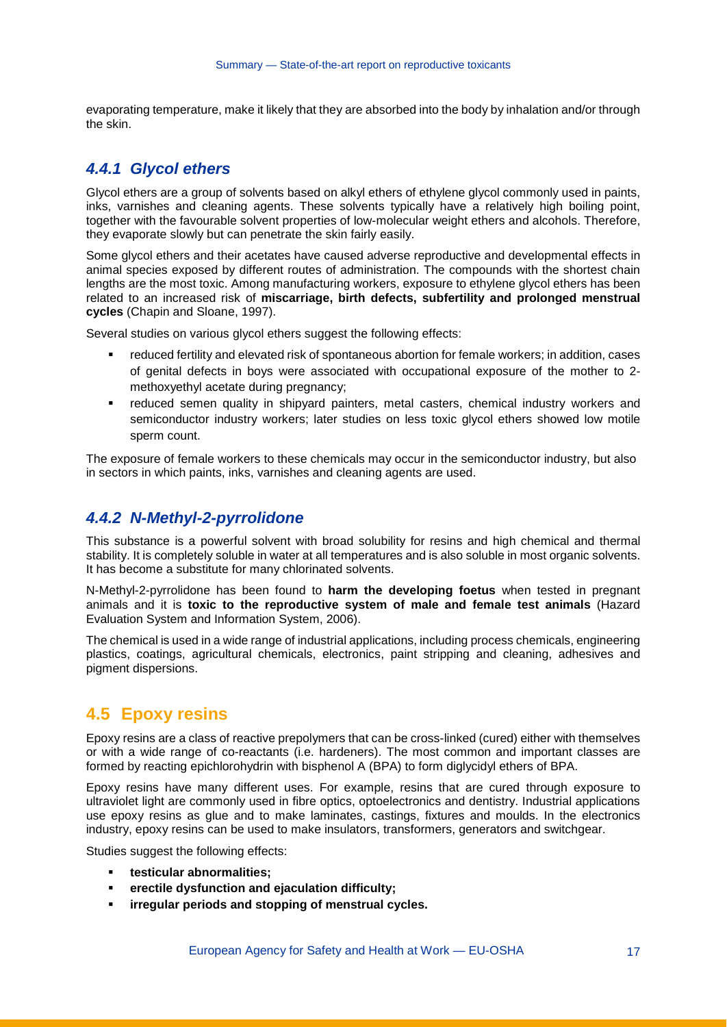evaporating temperature, make it likely that they are absorbed into the body by inhalation and/or through the skin.

### *4.4.1 Glycol ethers*

Glycol ethers are a group of solvents based on alkyl ethers of ethylene glycol commonly used in paints, inks, varnishes and cleaning agents. These solvents typically have a relatively high boiling point, together with the favourable solvent properties of low-molecular weight ethers and alcohols. Therefore, they evaporate slowly but can penetrate the skin fairly easily.

Some glycol ethers and their acetates have caused adverse reproductive and developmental effects in animal species exposed by different routes of administration. The compounds with the shortest chain lengths are the most toxic. Among manufacturing workers, exposure to ethylene glycol ethers has been related to an increased risk of **miscarriage, birth defects, subfertility and prolonged menstrual cycles** (Chapin and Sloane, 1997).

Several studies on various glycol ethers suggest the following effects:

- reduced fertility and elevated risk of spontaneous abortion for female workers; in addition, cases of genital defects in boys were associated with occupational exposure of the mother to 2-methoxyethyl acetate during pregnancy;
- reduced semen quality in shipyard painters, metal casters, chemical industry workers and semiconductor industry workers; later studies on less toxic glycol ethers showed low motile sperm count.

The exposure of female workers to these chemicals may occur in the semiconductor industry, but also in sectors in which paints, inks, varnishes and cleaning agents are used.

### *4.4.2 N-Methyl-2-pyrrolidone*

This substance is a powerful solvent with broad solubility for resins and high chemical and thermal stability. It is completely soluble in water at all temperatures and is also soluble in most organic solvents. It has become a substitute for many chlorinated solvents.

N-Methyl-2-pyrrolidone has been found to **harm the developing foetus** when tested in pregnant animals and it is **toxic to the reproductive system of male and female test animals** (Hazard Evaluation System and Information System, 2006).

The chemical is used in a wide range of industrial applications, including process chemicals, engineering plastics, coatings, agricultural chemicals, electronics, paint stripping and cleaning, adhesives and pigment dispersions.

## 4.5 Epoxy resins

Epoxy resins are a class of reactive prepolymers that can be cross-linked (cured) either with themselves or with a wide range of co-reactants (i.e. hardeners). The most common and important classes are formed by reacting epichlorohydrin with bisphenol A (BPA) to form diglycidyl ethers of BPA.

Epoxy resins have many different uses. For example, resins that are cured through exposure to ultraviolet light are commonly used in fibre optics, optoelectronics and dentistry. Industrial applications use epoxy resins as glue and to make laminates, castings, fixtures and moulds. In the electronics industry, epoxy resins can be used to make insulators, transformers, generators and switchgear.

Studies suggest the following effects:

- **testicular abnormalities;**
- **erectile dysfunction and ejaculation difficulty;**
- **irregular periods and stopping of menstrual cycles.**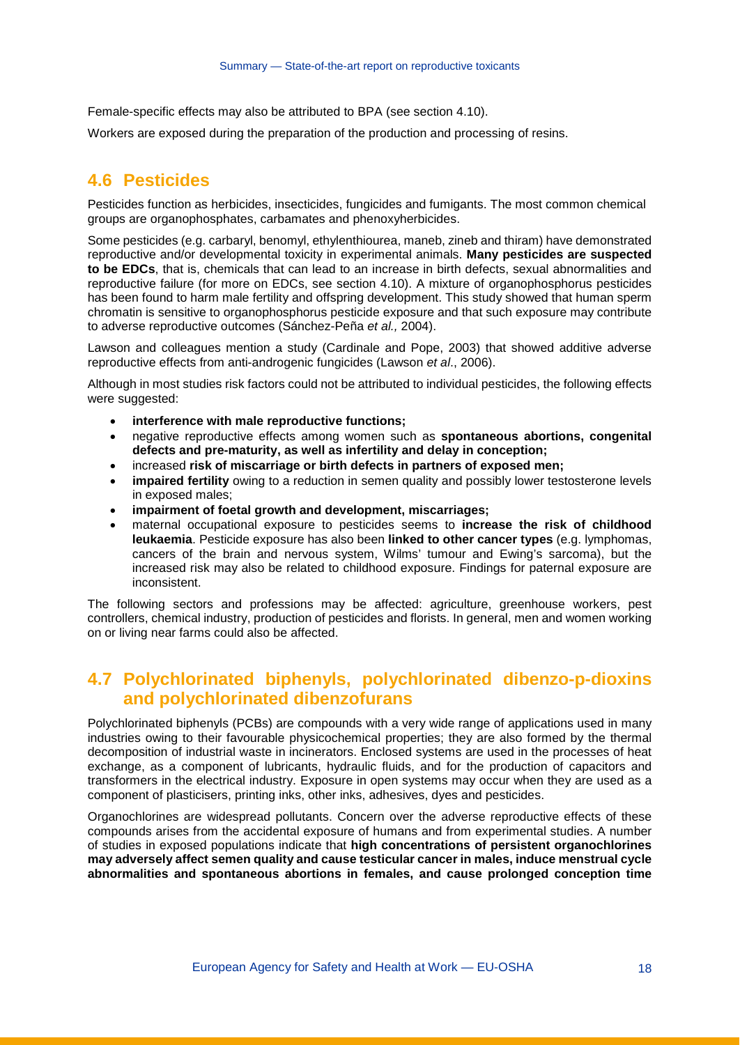Female-specific effects may also be attributed to BPA (see section 4.10).

Workers are exposed during the preparation of the production and processing of resins.

## 4.6 Pesticides

Pesticides function as herbicides, insecticides, fungicides and fumigants. The most common chemical groups are organophosphates, carbamates and phenoxyherbicides.

Some pesticides (e.g. carbaryl, benomyl, ethylenthiourea, maneb, zineb and thiram) have demonstrated reproductive and/or developmental toxicity in experimental animals. **Many pesticides are suspected to be EDCs**, that is, chemicals that can lead to an increase in birth defects, sexual abnormalities and reproductive failure (for more on EDCs, see section 4.10). A mixture of organophosphorus pesticides has been found to harm male fertility and offspring development. This study showed that human sperm chromatin is sensitive to organophosphorus pesticide exposure and that such exposure may contribute to adverse reproductive outcomes (Sánchez-Peña *et al.,* 2004).

Lawson and colleagues mention a study (Cardinale and Pope, 2003) that showed additive adverse reproductive effects from anti-androgenic fungicides (Lawson *et al*., 2006).

Although in most studies risk factors could not be attributed to individual pesticides, the following effects were suggested:

- **interference with male reproductive functions;**
- negative reproductive effects among women such as **spontaneous abortions, congenital defects and pre-maturity, as well as infertility and delay in conception;**
- increased **risk of miscarriage or birth defects in partners of exposed men;**
- **impaired fertility** owing to a reduction in semen quality and possibly lower testosterone levels in exposed males;
- **impairment of foetal growth and development, miscarriages;**
- maternal occupational exposure to pesticides seems to **increase the risk of childhood leukaemia**. Pesticide exposure has also been **linked to other cancer types** (e.g. lymphomas, cancers of the brain and nervous system, Wilms' tumour and Ewing's sarcoma), but the increased risk may also be related to childhood exposure. Findings for paternal exposure are inconsistent.

The following sectors and professions may be affected: agriculture, greenhouse workers, pest controllers, chemical industry, production of pesticides and florists. In general, men and women working on or living near farms could also be affected.

## 4.7 Polychlorinated biphenyls, polychlorinated dibenzo-p-dioxins and polychlorinated dibenzofurans

Polychlorinated biphenyls (PCBs) are compounds with a very wide range of applications used in many industries owing to their favourable physicochemical properties; they are also formed by the thermal decomposition of industrial waste in incinerators. Enclosed systems are used in the processes of heat exchange, as a component of lubricants, hydraulic fluids, and for the production of capacitors and transformers in the electrical industry. Exposure in open systems may occur when they are used as a component of plasticisers, printing inks, other inks, adhesives, dyes and pesticides.

Organochlorines are widespread pollutants. Concern over the adverse reproductive effects of these compounds arises from the accidental exposure of humans and from experimental studies. A number of studies in exposed populations indicate that **high concentrations of persistent organochlorines may adversely affect semen quality and cause testicular cancer in males, induce menstrual cycle abnormalities and spontaneous abortions in females, and cause prolonged conception time**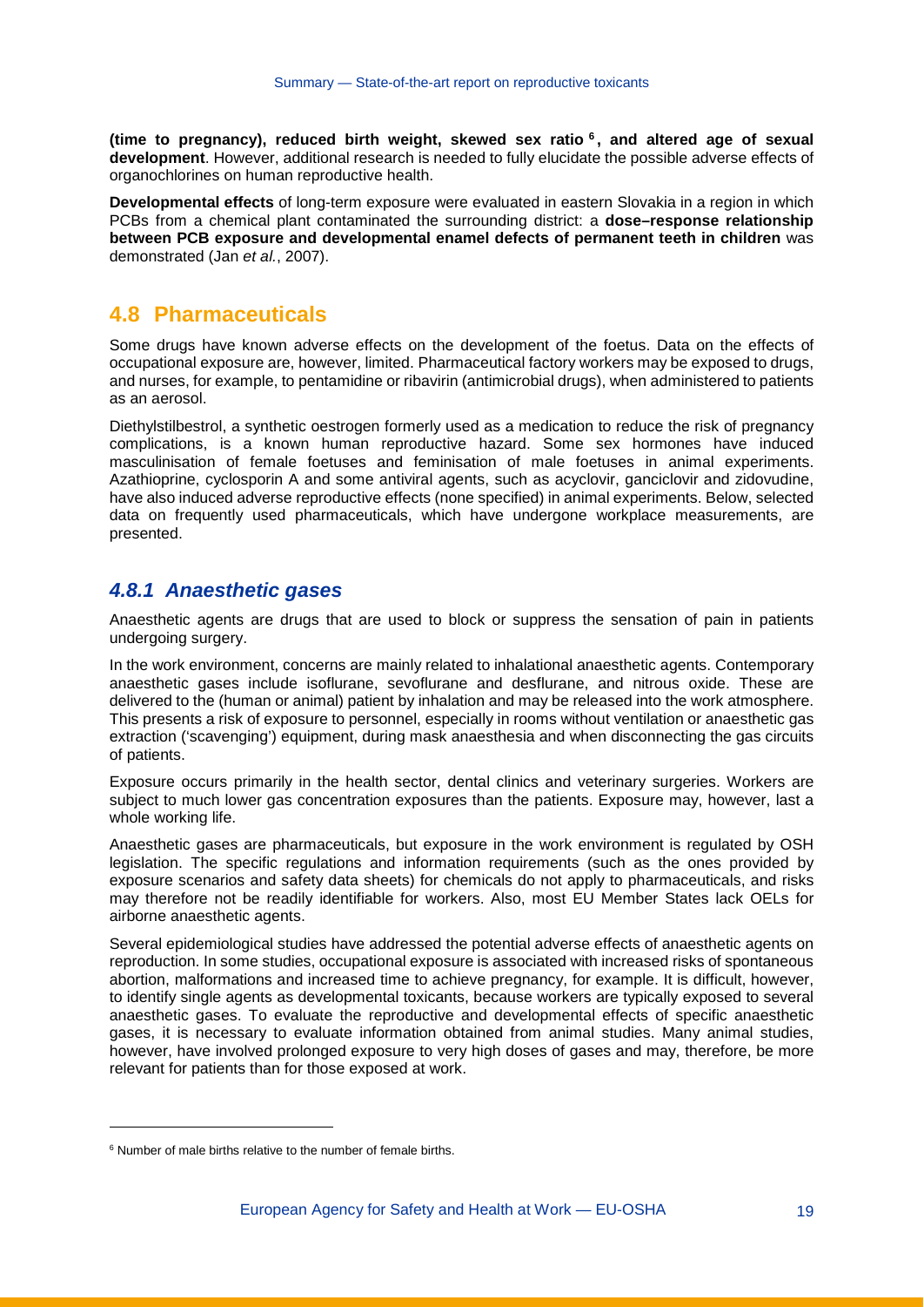**(time to pregnancy), reduced birth weight, skewed sex ratio [6], and altered age of sexual development**. However, additional research is needed to fully elucidate the possible adverse effects of organochlorines on human reproductive health.

**Developmental effects** of long-term exposure were evaluated in eastern Slovakia in a region in which PCBs from a chemical plant contaminated the surrounding district: a **dose–response relationship between PCB exposure and developmental enamel defects of permanent teeth in children** was demonstrated (Jan *et al.*, 2007).

## 4.8 Pharmaceuticals

Some drugs have known adverse effects on the development of the foetus. Data on the effects of occupational exposure are, however, limited. Pharmaceutical factory workers may be exposed to drugs, and nurses, for example, to pentamidine or ribavirin (antimicrobial drugs), when administered to patients as an aerosol.

Diethylstilbestrol, a synthetic oestrogen formerly used as a medication to reduce the risk of pregnancy complications, is a known human reproductive hazard. Some sex hormones have induced masculinisation of female foetuses and feminisation of male foetuses in animal experiments. Azathioprine, cyclosporin A and some antiviral agents, such as acyclovir, ganciclovir and zidovudine, have also induced adverse reproductive effects (none specified) in animal experiments. Below, selected data on frequently used pharmaceuticals, which have undergone workplace measurements, are presented.

### *4.8.1 Anaesthetic gases*

Anaesthetic agents are drugs that are used to block or suppress the sensation of pain in patients undergoing surgery.

In the work environment, concerns are mainly related to inhalational anaesthetic agents. Contemporary anaesthetic gases include isoflurane, sevoflurane and desflurane, and nitrous oxide. These are delivered to the (human or animal) patient by inhalation and may be released into the work atmosphere. This presents a risk of exposure to personnel, especially in rooms without ventilation or anaesthetic gas extraction ('scavenging') equipment, during mask anaesthesia and when disconnecting the gas circuits of patients.

Exposure occurs primarily in the health sector, dental clinics and veterinary surgeries. Workers are subject to much lower gas concentration exposures than the patients. Exposure may, however, last a whole working life.

Anaesthetic gases are pharmaceuticals, but exposure in the work environment is regulated by OSH legislation. The specific regulations and information requirements (such as the ones provided by exposure scenarios and safety data sheets) for chemicals do not apply to pharmaceuticals, and risks may therefore not be readily identifiable for workers. Also, most EU Member States lack OELs for airborne anaesthetic agents.

Several epidemiological studies have addressed the potential adverse effects of anaesthetic agents on reproduction. In some studies, occupational exposure is associated with increased risks of spontaneous abortion, malformations and increased time to achieve pregnancy, for example. It is difficult, however, to identify single agents as developmental toxicants, because workers are typically exposed to several anaesthetic gases. To evaluate the reproductive and developmental effects of specific anaesthetic gases, it is necessary to evaluate information obtained from animal studies. Many animal studies, however, have involved prolonged exposure to very high doses of gases and may, therefore, be more relevant for patients than for those exposed at work.

---

[6] Number of male births relative to the number of female births.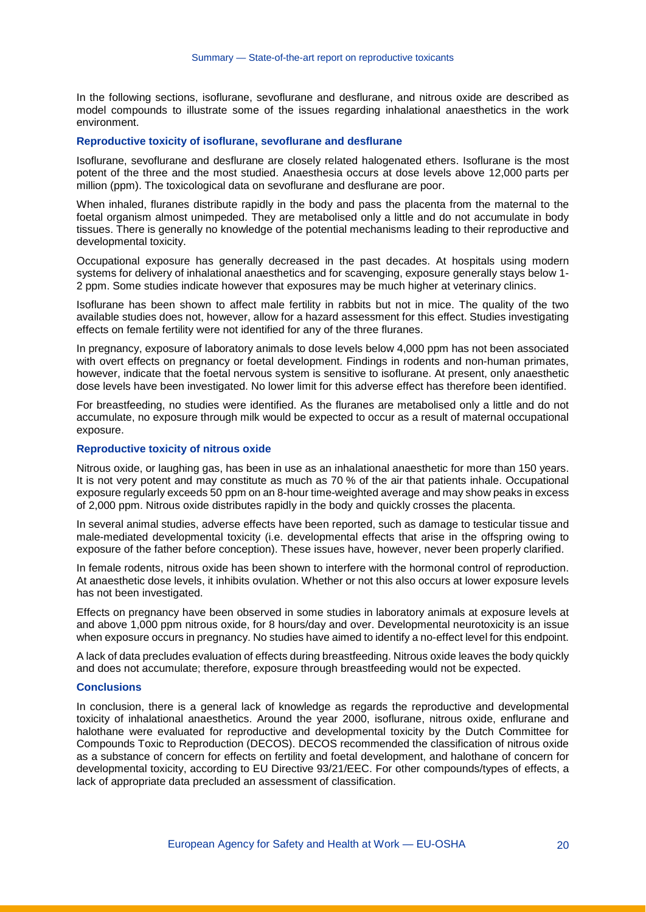In the following sections, isoflurane, sevoflurane and desflurane, and nitrous oxide are described as model compounds to illustrate some of the issues regarding inhalational anaesthetics in the work environment.

### Reproductive toxicity of isoflurane, sevoflurane and desflurane

Isoflurane, sevoflurane and desflurane are closely related halogenated ethers. Isoflurane is the most potent of the three and the most studied. Anaesthesia occurs at dose levels above 12,000 parts per million (ppm). The toxicological data on sevoflurane and desflurane are poor.

When inhaled, fluranes distribute rapidly in the body and pass the placenta from the maternal to the foetal organism almost unimpeded. They are metabolised only a little and do not accumulate in body tissues. There is generally no knowledge of the potential mechanisms leading to their reproductive and developmental toxicity.

Occupational exposure has generally decreased in the past decades. At hospitals using modern systems for delivery of inhalational anaesthetics and for scavenging, exposure generally stays below 1-2 ppm. Some studies indicate however that exposures may be much higher at veterinary clinics.

Isoflurane has been shown to affect male fertility in rabbits but not in mice. The quality of the two available studies does not, however, allow for a hazard assessment for this effect. Studies investigating effects on female fertility were not identified for any of the three fluranes.

In pregnancy, exposure of laboratory animals to dose levels below 4,000 ppm has not been associated with overt effects on pregnancy or foetal development. Findings in rodents and non-human primates, however, indicate that the foetal nervous system is sensitive to isoflurane. At present, only anaesthetic dose levels have been investigated. No lower limit for this adverse effect has therefore been identified.

For breastfeeding, no studies were identified. As the fluranes are metabolised only a little and do not accumulate, no exposure through milk would be expected to occur as a result of maternal occupational exposure.

### Reproductive toxicity of nitrous oxide

Nitrous oxide, or laughing gas, has been in use as an inhalational anaesthetic for more than 150 years. It is not very potent and may constitute as much as 70 % of the air that patients inhale. Occupational exposure regularly exceeds 50 ppm on an 8-hour time-weighted average and may show peaks in excess of 2,000 ppm. Nitrous oxide distributes rapidly in the body and quickly crosses the placenta.

In several animal studies, adverse effects have been reported, such as damage to testicular tissue and male-mediated developmental toxicity (i.e. developmental effects that arise in the offspring owing to exposure of the father before conception). These issues have, however, never been properly clarified.

In female rodents, nitrous oxide has been shown to interfere with the hormonal control of reproduction. At anaesthetic dose levels, it inhibits ovulation. Whether or not this also occurs at lower exposure levels has not been investigated.

Effects on pregnancy have been observed in some studies in laboratory animals at exposure levels at and above 1,000 ppm nitrous oxide, for 8 hours/day and over. Developmental neurotoxicity is an issue when exposure occurs in pregnancy. No studies have aimed to identify a no-effect level for this endpoint.

A lack of data precludes evaluation of effects during breastfeeding. Nitrous oxide leaves the body quickly and does not accumulate; therefore, exposure through breastfeeding would not be expected.

### Conclusions

In conclusion, there is a general lack of knowledge as regards the reproductive and developmental toxicity of inhalational anaesthetics. Around the year 2000, isoflurane, nitrous oxide, enflurane and halothane were evaluated for reproductive and developmental toxicity by the Dutch Committee for Compounds Toxic to Reproduction (DECOS). DECOS recommended the classification of nitrous oxide as a substance of concern for effects on fertility and foetal development, and halothane of concern for developmental toxicity, according to EU Directive 93/21/EEC. For other compounds/types of effects, a lack of appropriate data precluded an assessment of classification.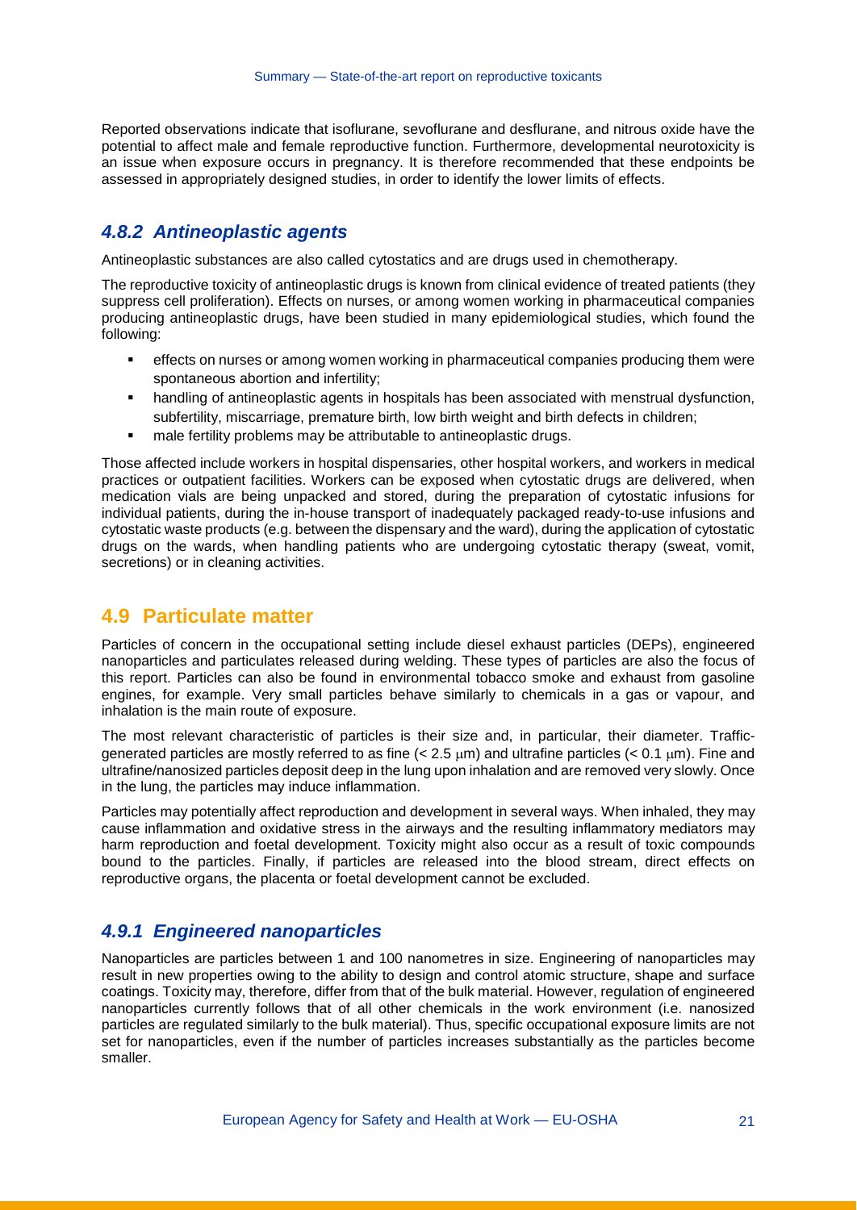Reported observations indicate that isoflurane, sevoflurane and desflurane, and nitrous oxide have the potential to affect male and female reproductive function. Furthermore, developmental neurotoxicity is an issue when exposure occurs in pregnancy. It is therefore recommended that these endpoints be assessed in appropriately designed studies, in order to identify the lower limits of effects.

### *4.8.2 Antineoplastic agents*

Antineoplastic substances are also called cytostatics and are drugs used in chemotherapy.

The reproductive toxicity of antineoplastic drugs is known from clinical evidence of treated patients (they suppress cell proliferation). Effects on nurses, or among women working in pharmaceutical companies producing antineoplastic drugs, have been studied in many epidemiological studies, which found the following:

- effects on nurses or among women working in pharmaceutical companies producing them were spontaneous abortion and infertility;
- handling of antineoplastic agents in hospitals has been associated with menstrual dysfunction, subfertility, miscarriage, premature birth, low birth weight and birth defects in children;
- male fertility problems may be attributable to antineoplastic drugs.

Those affected include workers in hospital dispensaries, other hospital workers, and workers in medical practices or outpatient facilities. Workers can be exposed when cytostatic drugs are delivered, when medication vials are being unpacked and stored, during the preparation of cytostatic infusions for individual patients, during the in-house transport of inadequately packaged ready-to-use infusions and cytostatic waste products (e.g. between the dispensary and the ward), during the application of cytostatic drugs on the wards, when handling patients who are undergoing cytostatic therapy (sweat, vomit, secretions) or in cleaning activities.

## 4.9 Particulate matter

Particles of concern in the occupational setting include diesel exhaust particles (DEPs), engineered nanoparticles and particulates released during welding. These types of particles are also the focus of this report. Particles can also be found in environmental tobacco smoke and exhaust from gasoline engines, for example. Very small particles behave similarly to chemicals in a gas or vapour, and inhalation is the main route of exposure.

The most relevant characteristic of particles is their size and, in particular, their diameter. Traffic-generated particles are mostly referred to as fine ($< 2.5$ μm) and ultrafine particles ($< 0.1$ μm). Fine and ultrafine/nanosized particles deposit deep in the lung upon inhalation and are removed very slowly. Once in the lung, the particles may induce inflammation.

Particles may potentially affect reproduction and development in several ways. When inhaled, they may cause inflammation and oxidative stress in the airways and the resulting inflammatory mediators may harm reproduction and foetal development. Toxicity might also occur as a result of toxic compounds bound to the particles. Finally, if particles are released into the blood stream, direct effects on reproductive organs, the placenta or foetal development cannot be excluded.

### *4.9.1 Engineered nanoparticles*

Nanoparticles are particles between 1 and 100 nanometres in size. Engineering of nanoparticles may result in new properties owing to the ability to design and control atomic structure, shape and surface coatings. Toxicity may, therefore, differ from that of the bulk material. However, regulation of engineered nanoparticles currently follows that of all other chemicals in the work environment (i.e. nanosized particles are regulated similarly to the bulk material). Thus, specific occupational exposure limits are not set for nanoparticles, even if the number of particles increases substantially as the particles become smaller.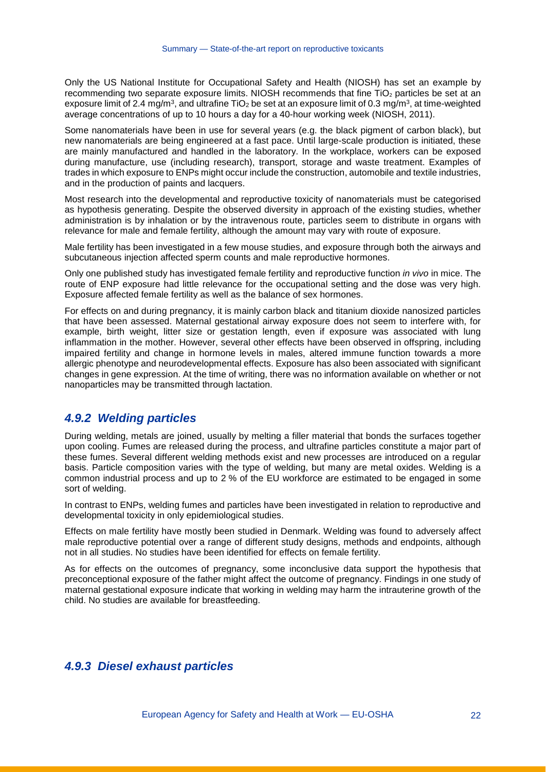Only the US National Institute for Occupational Safety and Health (NIOSH) has set an example by recommending two separate exposure limits. NIOSH recommends that fine $TiO_2$ particles be set at an exposure limit of 2.4 mg/m$^3$, and ultrafine $TiO_2$ be set at an exposure limit of 0.3 mg/m$^3$, at time-weighted average concentrations of up to 10 hours a day for a 40-hour working week (NIOSH, 2011).

Some nanomaterials have been in use for several years (e.g. the black pigment of carbon black), but new nanomaterials are being engineered at a fast pace. Until large-scale production is initiated, these are mainly manufactured and handled in the laboratory. In the workplace, workers can be exposed during manufacture, use (including research), transport, storage and waste treatment. Examples of trades in which exposure to ENPs might occur include the construction, automobile and textile industries, and in the production of paints and lacquers.

Most research into the developmental and reproductive toxicity of nanomaterials must be categorised as hypothesis generating. Despite the observed diversity in approach of the existing studies, whether administration is by inhalation or by the intravenous route, particles seem to distribute in organs with relevance for male and female fertility, although the amount may vary with route of exposure.

Male fertility has been investigated in a few mouse studies, and exposure through both the airways and subcutaneous injection affected sperm counts and male reproductive hormones.

Only one published study has investigated female fertility and reproductive function *in vivo* in mice. The route of ENP exposure had little relevance for the occupational setting and the dose was very high. Exposure affected female fertility as well as the balance of sex hormones.

For effects on and during pregnancy, it is mainly carbon black and titanium dioxide nanosized particles that have been assessed. Maternal gestational airway exposure does not seem to interfere with, for example, birth weight, litter size or gestation length, even if exposure was associated with lung inflammation in the mother. However, several other effects have been observed in offspring, including impaired fertility and change in hormone levels in males, altered immune function towards a more allergic phenotype and neurodevelopmental effects. Exposure has also been associated with significant changes in gene expression. At the time of writing, there was no information available on whether or not nanoparticles may be transmitted through lactation.

### *4.9.2 Welding particles*

During welding, metals are joined, usually by melting a filler material that bonds the surfaces together upon cooling. Fumes are released during the process, and ultrafine particles constitute a major part of these fumes. Several different welding methods exist and new processes are introduced on a regular basis. Particle composition varies with the type of welding, but many are metal oxides. Welding is a common industrial process and up to 2 % of the EU workforce are estimated to be engaged in some sort of welding.

In contrast to ENPs, welding fumes and particles have been investigated in relation to reproductive and developmental toxicity in only epidemiological studies.

Effects on male fertility have mostly been studied in Denmark. Welding was found to adversely affect male reproductive potential over a range of different study designs, methods and endpoints, although not in all studies. No studies have been identified for effects on female fertility.

As for effects on the outcomes of pregnancy, some inconclusive data support the hypothesis that preconceptional exposure of the father might affect the outcome of pregnancy. Findings in one study of maternal gestational exposure indicate that working in welding may harm the intrauterine growth of the child. No studies are available for breastfeeding.

### *4.9.3 Diesel exhaust particles*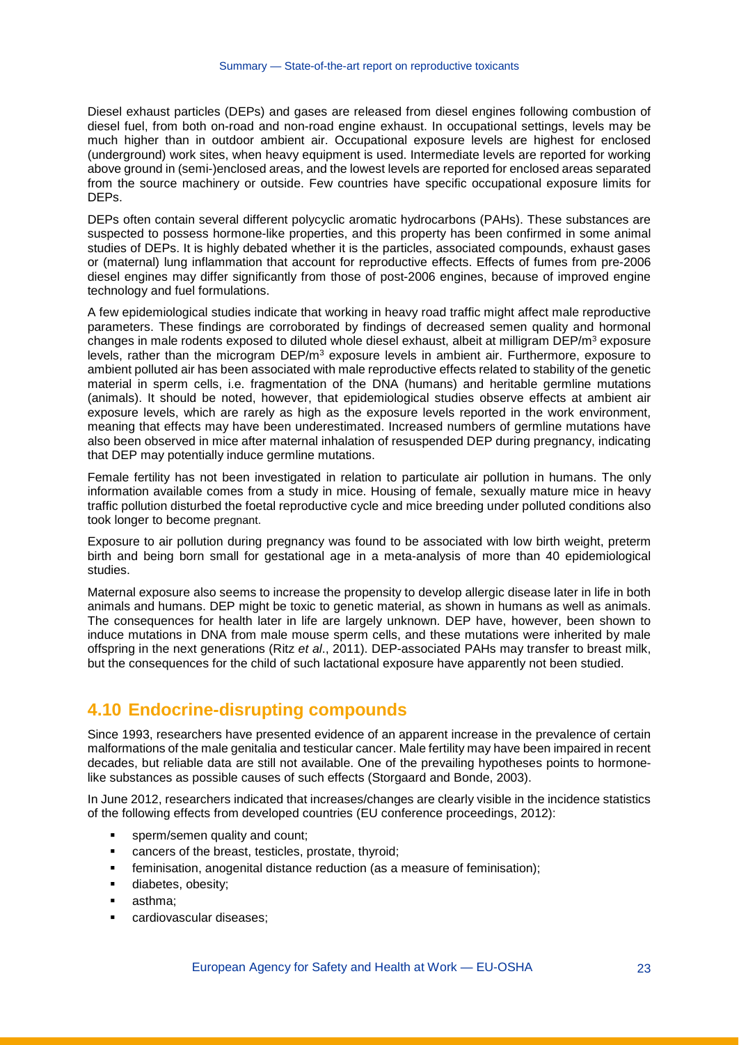Diesel exhaust particles (DEPs) and gases are released from diesel engines following combustion of diesel fuel, from both on-road and non-road engine exhaust. In occupational settings, levels may be much higher than in outdoor ambient air. Occupational exposure levels are highest for enclosed (underground) work sites, when heavy equipment is used. Intermediate levels are reported for working above ground in (semi-)enclosed areas, and the lowest levels are reported for enclosed areas separated from the source machinery or outside. Few countries have specific occupational exposure limits for DEPs.

DEPs often contain several different polycyclic aromatic hydrocarbons (PAHs). These substances are suspected to possess hormone-like properties, and this property has been confirmed in some animal studies of DEPs. It is highly debated whether it is the particles, associated compounds, exhaust gases or (maternal) lung inflammation that account for reproductive effects. Effects of fumes from pre-2006 diesel engines may differ significantly from those of post-2006 engines, because of improved engine technology and fuel formulations.

A few epidemiological studies indicate that working in heavy road traffic might affect male reproductive parameters. These findings are corroborated by findings of decreased semen quality and hormonal changes in male rodents exposed to diluted whole diesel exhaust, albeit at milligram DEP/$m^3$ exposure levels, rather than the microgram DEP/$m^3$ exposure levels in ambient air. Furthermore, exposure to ambient polluted air has been associated with male reproductive effects related to stability of the genetic material in sperm cells, i.e. fragmentation of the DNA (humans) and heritable germline mutations (animals). It should be noted, however, that epidemiological studies observe effects at ambient air exposure levels, which are rarely as high as the exposure levels reported in the work environment, meaning that effects may have been underestimated. Increased numbers of germline mutations have also been observed in mice after maternal inhalation of resuspended DEP during pregnancy, indicating that DEP may potentially induce germline mutations.

Female fertility has not been investigated in relation to particulate air pollution in humans. The only information available comes from a study in mice. Housing of female, sexually mature mice in heavy traffic pollution disturbed the foetal reproductive cycle and mice breeding under polluted conditions also took longer to become pregnant.

Exposure to air pollution during pregnancy was found to be associated with low birth weight, preterm birth and being born small for gestational age in a meta-analysis of more than 40 epidemiological studies.

Maternal exposure also seems to increase the propensity to develop allergic disease later in life in both animals and humans. DEP might be toxic to genetic material, as shown in humans as well as animals. The consequences for health later in life are largely unknown. DEP have, however, been shown to induce mutations in DNA from male mouse sperm cells, and these mutations were inherited by male offspring in the next generations (Ritz *et al*., 2011). DEP-associated PAHs may transfer to breast milk, but the consequences for the child of such lactational exposure have apparently not been studied.

## 4.10 Endocrine-disrupting compounds

Since 1993, researchers have presented evidence of an apparent increase in the prevalence of certain malformations of the male genitalia and testicular cancer. Male fertility may have been impaired in recent decades, but reliable data are still not available. One of the prevailing hypotheses points to hormone-like substances as possible causes of such effects (Storgaard and Bonde, 2003).

In June 2012, researchers indicated that increases/changes are clearly visible in the incidence statistics of the following effects from developed countries (EU conference proceedings, 2012):

- sperm/semen quality and count;
- cancers of the breast, testicles, prostate, thyroid;
- feminisation, anogenital distance reduction (as a measure of feminisation);
- diabetes, obesity;
- asthma;
- cardiovascular diseases;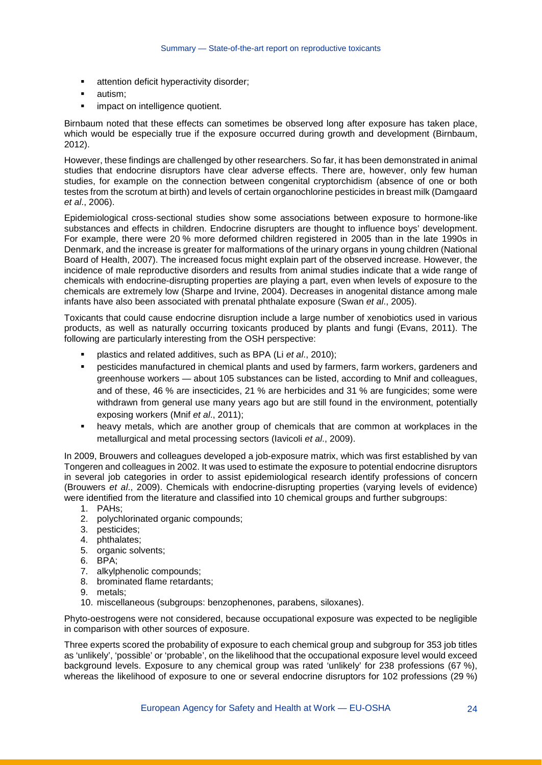- attention deficit hyperactivity disorder;
- autism;
- impact on intelligence quotient.

Birnbaum noted that these effects can sometimes be observed long after exposure has taken place, which would be especially true if the exposure occurred during growth and development (Birnbaum, 2012).

However, these findings are challenged by other researchers. So far, it has been demonstrated in animal studies that endocrine disruptors have clear adverse effects. There are, however, only few human studies, for example on the connection between congenital cryptorchidism (absence of one or both testes from the scrotum at birth) and levels of certain organochlorine pesticides in breast milk (Damgaard *et al*., 2006).

Epidemiological cross-sectional studies show some associations between exposure to hormone-like substances and effects in children. Endocrine disrupters are thought to influence boys' development. For example, there were 20 % more deformed children registered in 2005 than in the late 1990s in Denmark, and the increase is greater for malformations of the urinary organs in young children (National Board of Health, 2007). The increased focus might explain part of the observed increase. However, the incidence of male reproductive disorders and results from animal studies indicate that a wide range of chemicals with endocrine-disrupting properties are playing a part, even when levels of exposure to the chemicals are extremely low (Sharpe and Irvine, 2004). Decreases in anogenital distance among male infants have also been associated with prenatal phthalate exposure (Swan *et al*., 2005).

Toxicants that could cause endocrine disruption include a large number of xenobiotics used in various products, as well as naturally occurring toxicants produced by plants and fungi (Evans, 2011). The following are particularly interesting from the OSH perspective:

- plastics and related additives, such as BPA (Li *et al*., 2010);
- pesticides manufactured in chemical plants and used by farmers, farm workers, gardeners and greenhouse workers — about 105 substances can be listed, according to Mnif and colleagues, and of these, 46 % are insecticides, 21 % are herbicides and 31 % are fungicides; some were withdrawn from general use many years ago but are still found in the environment, potentially exposing workers (Mnif *et al*., 2011);
- heavy metals, which are another group of chemicals that are common at workplaces in the metallurgical and metal processing sectors (Iavicoli *et al*., 2009).

In 2009, Brouwers and colleagues developed a job-exposure matrix, which was first established by van Tongeren and colleagues in 2002. It was used to estimate the exposure to potential endocrine disruptors in several job categories in order to assist epidemiological research identify professions of concern (Brouwers *et al*., 2009). Chemicals with endocrine-disrupting properties (varying levels of evidence) were identified from the literature and classified into 10 chemical groups and further subgroups:

1. PAHs;
2. polychlorinated organic compounds;
3. pesticides;
4. phthalates;
5. organic solvents;
6. BPA;
7. alkylphenolic compounds;
8. brominated flame retardants;
9. metals;
10. miscellaneous (subgroups: benzophenones, parabens, siloxanes).

Phyto-oestrogens were not considered, because occupational exposure was expected to be negligible in comparison with other sources of exposure.

Three experts scored the probability of exposure to each chemical group and subgroup for 353 job titles as 'unlikely', 'possible' or 'probable', on the likelihood that the occupational exposure level would exceed background levels. Exposure to any chemical group was rated 'unlikely' for 238 professions (67 %), whereas the likelihood of exposure to one or several endocrine disruptors for 102 professions (29 %)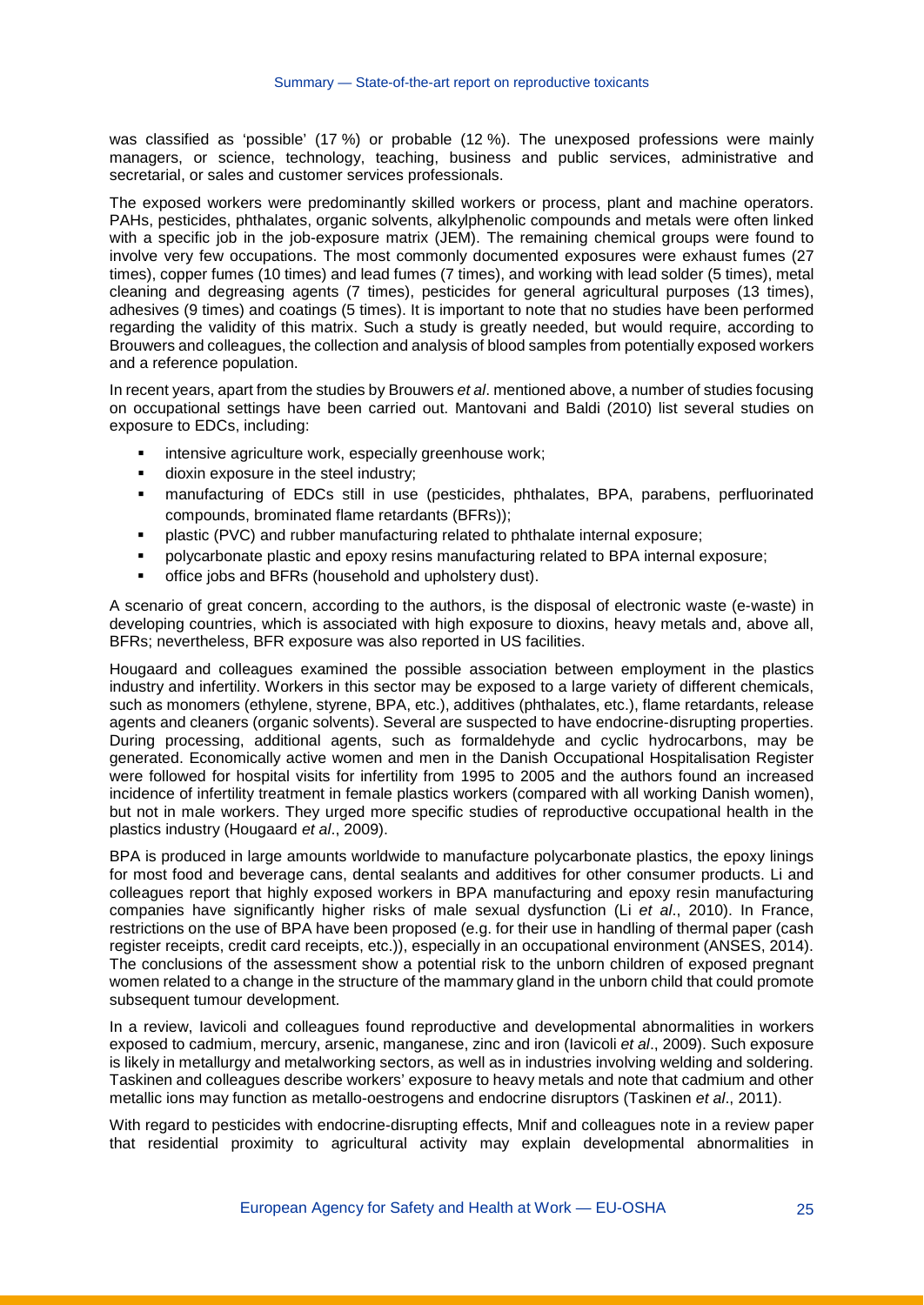was classified as 'possible' (17 %) or probable (12 %). The unexposed professions were mainly managers, or science, technology, teaching, business and public services, administrative and secretarial, or sales and customer services professionals.

The exposed workers were predominantly skilled workers or process, plant and machine operators. PAHs, pesticides, phthalates, organic solvents, alkylphenolic compounds and metals were often linked with a specific job in the job-exposure matrix (JEM). The remaining chemical groups were found to involve very few occupations. The most commonly documented exposures were exhaust fumes (27 times), copper fumes (10 times) and lead fumes (7 times), and working with lead solder (5 times), metal cleaning and degreasing agents (7 times), pesticides for general agricultural purposes (13 times), adhesives (9 times) and coatings (5 times). It is important to note that no studies have been performed regarding the validity of this matrix. Such a study is greatly needed, but would require, according to Brouwers and colleagues, the collection and analysis of blood samples from potentially exposed workers and a reference population.

In recent years, apart from the studies by Brouwers *et al*. mentioned above, a number of studies focusing on occupational settings have been carried out. Mantovani and Baldi (2010) list several studies on exposure to EDCs, including:

- intensive agriculture work, especially greenhouse work;
- dioxin exposure in the steel industry;
- manufacturing of EDCs still in use (pesticides, phthalates, BPA, parabens, perfluorinated compounds, brominated flame retardants (BFRs));
- plastic (PVC) and rubber manufacturing related to phthalate internal exposure;
- polycarbonate plastic and epoxy resins manufacturing related to BPA internal exposure;
- office jobs and BFRs (household and upholstery dust).

A scenario of great concern, according to the authors, is the disposal of electronic waste (e-waste) in developing countries, which is associated with high exposure to dioxins, heavy metals and, above all, BFRs; nevertheless, BFR exposure was also reported in US facilities.

Hougaard and colleagues examined the possible association between employment in the plastics industry and infertility. Workers in this sector may be exposed to a large variety of different chemicals, such as monomers (ethylene, styrene, BPA, etc.), additives (phthalates, etc.), flame retardants, release agents and cleaners (organic solvents). Several are suspected to have endocrine-disrupting properties. During processing, additional agents, such as formaldehyde and cyclic hydrocarbons, may be generated. Economically active women and men in the Danish Occupational Hospitalisation Register were followed for hospital visits for infertility from 1995 to 2005 and the authors found an increased incidence of infertility treatment in female plastics workers (compared with all working Danish women), but not in male workers. They urged more specific studies of reproductive occupational health in the plastics industry (Hougaard *et al*., 2009).

BPA is produced in large amounts worldwide to manufacture polycarbonate plastics, the epoxy linings for most food and beverage cans, dental sealants and additives for other consumer products. Li and colleagues report that highly exposed workers in BPA manufacturing and epoxy resin manufacturing companies have significantly higher risks of male sexual dysfunction (Li *et al*., 2010). In France, restrictions on the use of BPA have been proposed (e.g. for their use in handling of thermal paper (cash register receipts, credit card receipts, etc.)), especially in an occupational environment (ANSES, 2014). The conclusions of the assessment show a potential risk to the unborn children of exposed pregnant women related to a change in the structure of the mammary gland in the unborn child that could promote subsequent tumour development.

In a review, Iavicoli and colleagues found reproductive and developmental abnormalities in workers exposed to cadmium, mercury, arsenic, manganese, zinc and iron (Iavicoli *et al*., 2009). Such exposure is likely in metallurgy and metalworking sectors, as well as in industries involving welding and soldering. Taskinen and colleagues describe workers' exposure to heavy metals and note that cadmium and other metallic ions may function as metallo-oestrogens and endocrine disruptors (Taskinen *et al*., 2011).

With regard to pesticides with endocrine-disrupting effects, Mnif and colleagues note in a review paper that residential proximity to agricultural activity may explain developmental abnormalities in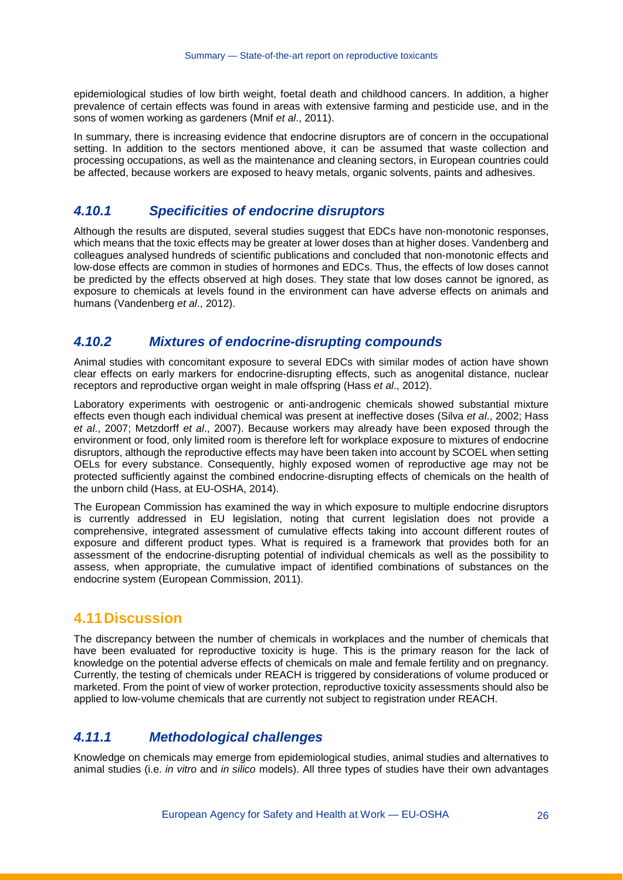epidemiological studies of low birth weight, foetal death and childhood cancers. In addition, a higher prevalence of certain effects was found in areas with extensive farming and pesticide use, and in the sons of women working as gardeners (Mnif *et al*., 2011).

In summary, there is increasing evidence that endocrine disruptors are of concern in the occupational setting. In addition to the sectors mentioned above, it can be assumed that waste collection and processing occupations, as well as the maintenance and cleaning sectors, in European countries could be affected, because workers are exposed to heavy metals, organic solvents, paints and adhesives.

### *4.10.1 Specificities of endocrine disruptors*

Although the results are disputed, several studies suggest that EDCs have non-monotonic responses, which means that the toxic effects may be greater at lower doses than at higher doses. Vandenberg and colleagues analysed hundreds of scientific publications and concluded that non-monotonic effects and low-dose effects are common in studies of hormones and EDCs. Thus, the effects of low doses cannot be predicted by the effects observed at high doses. They state that low doses cannot be ignored, as exposure to chemicals at levels found in the environment can have adverse effects on animals and humans (Vandenberg *et al*., 2012).

### *4.10.2 Mixtures of endocrine-disrupting compounds*

Animal studies with concomitant exposure to several EDCs with similar modes of action have shown clear effects on early markers for endocrine-disrupting effects, such as anogenital distance, nuclear receptors and reproductive organ weight in male offspring (Hass *et al*., 2012).

Laboratory experiments with oestrogenic or anti-androgenic chemicals showed substantial mixture effects even though each individual chemical was present at ineffective doses (Silva *et al*., 2002; Hass *et al*., 2007; Metzdorff *et al*., 2007). Because workers may already have been exposed through the environment or food, only limited room is therefore left for workplace exposure to mixtures of endocrine disruptors, although the reproductive effects may have been taken into account by SCOEL when setting OELs for every substance. Consequently, highly exposed women of reproductive age may not be protected sufficiently against the combined endocrine-disrupting effects of chemicals on the health of the unborn child (Hass, at EU-OSHA, 2014).

The European Commission has examined the way in which exposure to multiple endocrine disruptors is currently addressed in EU legislation, noting that current legislation does not provide a comprehensive, integrated assessment of cumulative effects taking into account different routes of exposure and different product types. What is required is a framework that provides both for an assessment of the endocrine-disrupting potential of individual chemicals as well as the possibility to assess, when appropriate, the cumulative impact of identified combinations of substances on the endocrine system (European Commission, 2011).

## 4.11 Discussion

The discrepancy between the number of chemicals in workplaces and the number of chemicals that have been evaluated for reproductive toxicity is huge. This is the primary reason for the lack of knowledge on the potential adverse effects of chemicals on male and female fertility and on pregnancy. Currently, the testing of chemicals under REACH is triggered by considerations of volume produced or marketed. From the point of view of worker protection, reproductive toxicity assessments should also be applied to low-volume chemicals that are currently not subject to registration under REACH.

### *4.11.1 Methodological challenges*

Knowledge on chemicals may emerge from epidemiological studies, animal studies and alternatives to animal studies (i.e. *in vitro* and *in silico* models). All three types of studies have their own advantages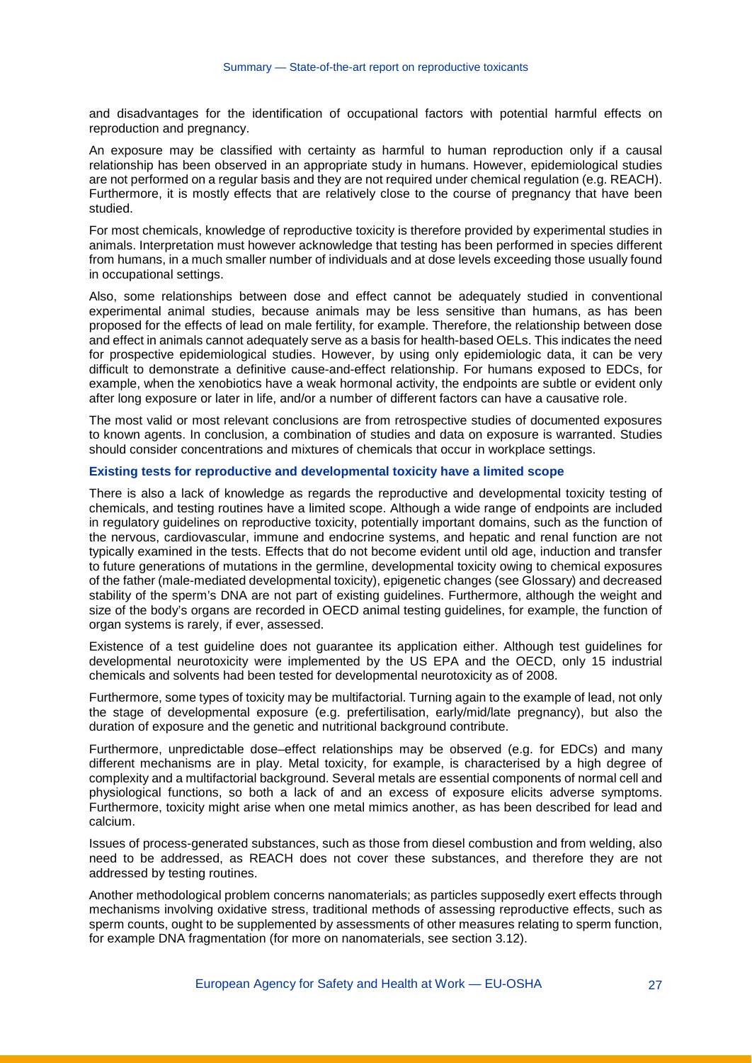and disadvantages for the identification of occupational factors with potential harmful effects on reproduction and pregnancy.

An exposure may be classified with certainty as harmful to human reproduction only if a causal relationship has been observed in an appropriate study in humans. However, epidemiological studies are not performed on a regular basis and they are not required under chemical regulation (e.g. REACH). Furthermore, it is mostly effects that are relatively close to the course of pregnancy that have been studied.

For most chemicals, knowledge of reproductive toxicity is therefore provided by experimental studies in animals. Interpretation must however acknowledge that testing has been performed in species different from humans, in a much smaller number of individuals and at dose levels exceeding those usually found in occupational settings.

Also, some relationships between dose and effect cannot be adequately studied in conventional experimental animal studies, because animals may be less sensitive than humans, as has been proposed for the effects of lead on male fertility, for example. Therefore, the relationship between dose and effect in animals cannot adequately serve as a basis for health-based OELs. This indicates the need for prospective epidemiological studies. However, by using only epidemiologic data, it can be very difficult to demonstrate a definitive cause-and-effect relationship. For humans exposed to EDCs, for example, when the xenobiotics have a weak hormonal activity, the endpoints are subtle or evident only after long exposure or later in life, and/or a number of different factors can have a causative role.

The most valid or most relevant conclusions are from retrospective studies of documented exposures to known agents. In conclusion, a combination of studies and data on exposure is warranted. Studies should consider concentrations and mixtures of chemicals that occur in workplace settings.

**Existing tests for reproductive and developmental toxicity have a limited scope**

There is also a lack of knowledge as regards the reproductive and developmental toxicity testing of chemicals, and testing routines have a limited scope. Although a wide range of endpoints are included in regulatory guidelines on reproductive toxicity, potentially important domains, such as the function of the nervous, cardiovascular, immune and endocrine systems, and hepatic and renal function are not typically examined in the tests. Effects that do not become evident until old age, induction and transfer to future generations of mutations in the germline, developmental toxicity owing to chemical exposures of the father (male-mediated developmental toxicity), epigenetic changes (see Glossary) and decreased stability of the sperm's DNA are not part of existing guidelines. Furthermore, although the weight and size of the body's organs are recorded in OECD animal testing guidelines, for example, the function of organ systems is rarely, if ever, assessed.

Existence of a test guideline does not guarantee its application either. Although test guidelines for developmental neurotoxicity were implemented by the US EPA and the OECD, only 15 industrial chemicals and solvents had been tested for developmental neurotoxicity as of 2008.

Furthermore, some types of toxicity may be multifactorial. Turning again to the example of lead, not only the stage of developmental exposure (e.g. prefertilisation, early/mid/late pregnancy), but also the duration of exposure and the genetic and nutritional background contribute.

Furthermore, unpredictable dose–effect relationships may be observed (e.g. for EDCs) and many different mechanisms are in play. Metal toxicity, for example, is characterised by a high degree of complexity and a multifactorial background. Several metals are essential components of normal cell and physiological functions, so both a lack of and an excess of exposure elicits adverse symptoms. Furthermore, toxicity might arise when one metal mimics another, as has been described for lead and calcium.

Issues of process-generated substances, such as those from diesel combustion and from welding, also need to be addressed, as REACH does not cover these substances, and therefore they are not addressed by testing routines.

Another methodological problem concerns nanomaterials; as particles supposedly exert effects through mechanisms involving oxidative stress, traditional methods of assessing reproductive effects, such as sperm counts, ought to be supplemented by assessments of other measures relating to sperm function, for example DNA fragmentation (for more on nanomaterials, see section 3.12).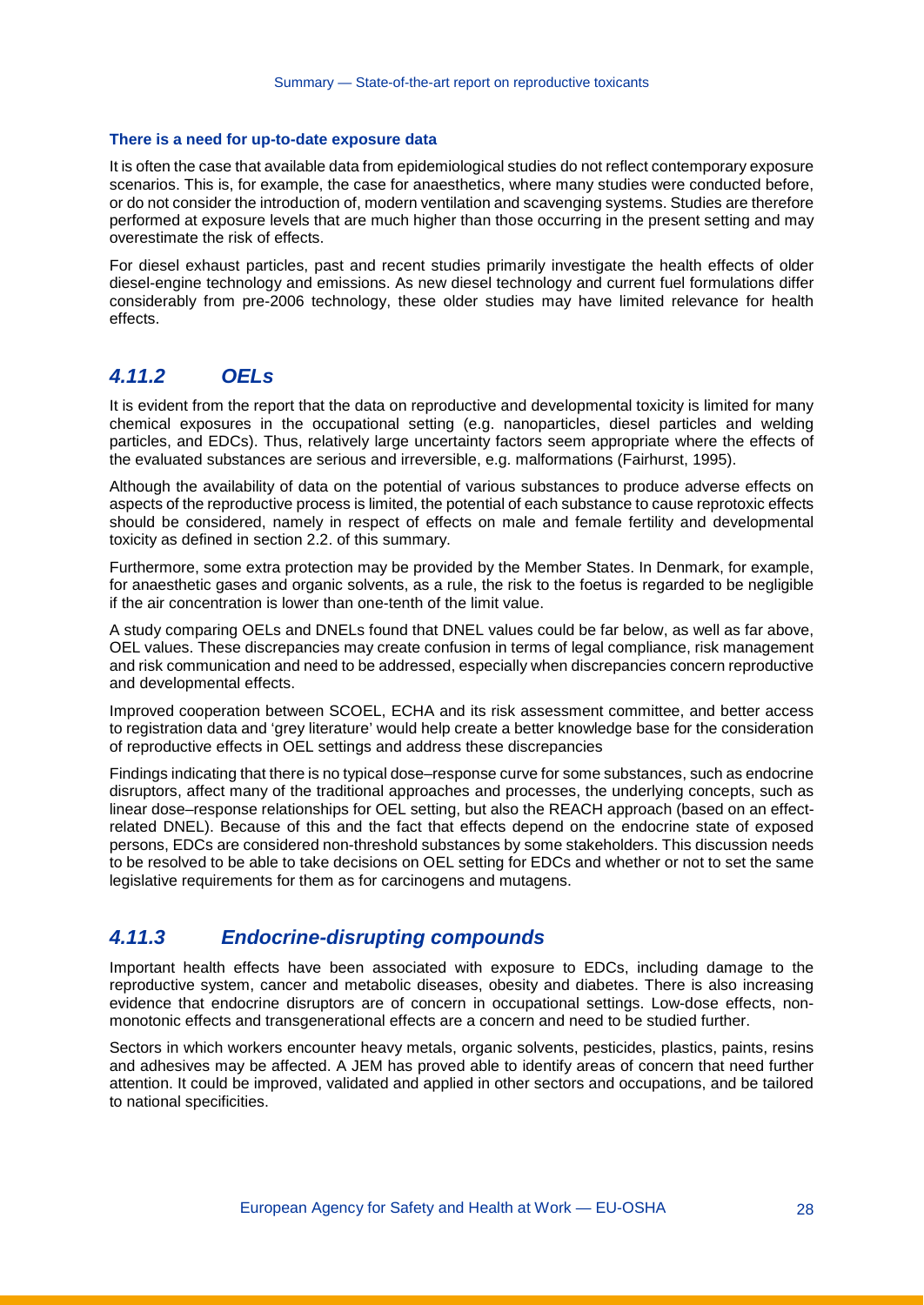**There is a need for up-to-date exposure data**

It is often the case that available data from epidemiological studies do not reflect contemporary exposure scenarios. This is, for example, the case for anaesthetics, where many studies were conducted before, or do not consider the introduction of, modern ventilation and scavenging systems. Studies are therefore performed at exposure levels that are much higher than those occurring in the present setting and may overestimate the risk of effects.

For diesel exhaust particles, past and recent studies primarily investigate the health effects of older diesel-engine technology and emissions. As new diesel technology and current fuel formulations differ considerably from pre-2006 technology, these older studies may have limited relevance for health effects.

### *4.11.2 OELs*

It is evident from the report that the data on reproductive and developmental toxicity is limited for many chemical exposures in the occupational setting (e.g. nanoparticles, diesel particles and welding particles, and EDCs). Thus, relatively large uncertainty factors seem appropriate where the effects of the evaluated substances are serious and irreversible, e.g. malformations (Fairhurst, 1995).

Although the availability of data on the potential of various substances to produce adverse effects on aspects of the reproductive process is limited, the potential of each substance to cause reprotoxic effects should be considered, namely in respect of effects on male and female fertility and developmental toxicity as defined in section 2.2. of this summary.

Furthermore, some extra protection may be provided by the Member States. In Denmark, for example, for anaesthetic gases and organic solvents, as a rule, the risk to the foetus is regarded to be negligible if the air concentration is lower than one-tenth of the limit value.

A study comparing OELs and DNELs found that DNEL values could be far below, as well as far above, OEL values. These discrepancies may create confusion in terms of legal compliance, risk management and risk communication and need to be addressed, especially when discrepancies concern reproductive and developmental effects.

Improved cooperation between SCOEL, ECHA and its risk assessment committee, and better access to registration data and 'grey literature' would help create a better knowledge base for the consideration of reproductive effects in OEL settings and address these discrepancies

Findings indicating that there is no typical dose–response curve for some substances, such as endocrine disruptors, affect many of the traditional approaches and processes, the underlying concepts, such as linear dose–response relationships for OEL setting, but also the REACH approach (based on an effect-related DNEL). Because of this and the fact that effects depend on the endocrine state of exposed persons, EDCs are considered non-threshold substances by some stakeholders. This discussion needs to be resolved to be able to take decisions on OEL setting for EDCs and whether or not to set the same legislative requirements for them as for carcinogens and mutagens.

### *4.11.3 Endocrine-disrupting compounds*

Important health effects have been associated with exposure to EDCs, including damage to the reproductive system, cancer and metabolic diseases, obesity and diabetes. There is also increasing evidence that endocrine disruptors are of concern in occupational settings. Low-dose effects, non-monotonic effects and transgenerational effects are a concern and need to be studied further.

Sectors in which workers encounter heavy metals, organic solvents, pesticides, plastics, paints, resins and adhesives may be affected. A JEM has proved able to identify areas of concern that need further attention. It could be improved, validated and applied in other sectors and occupations, and be tailored to national specificities.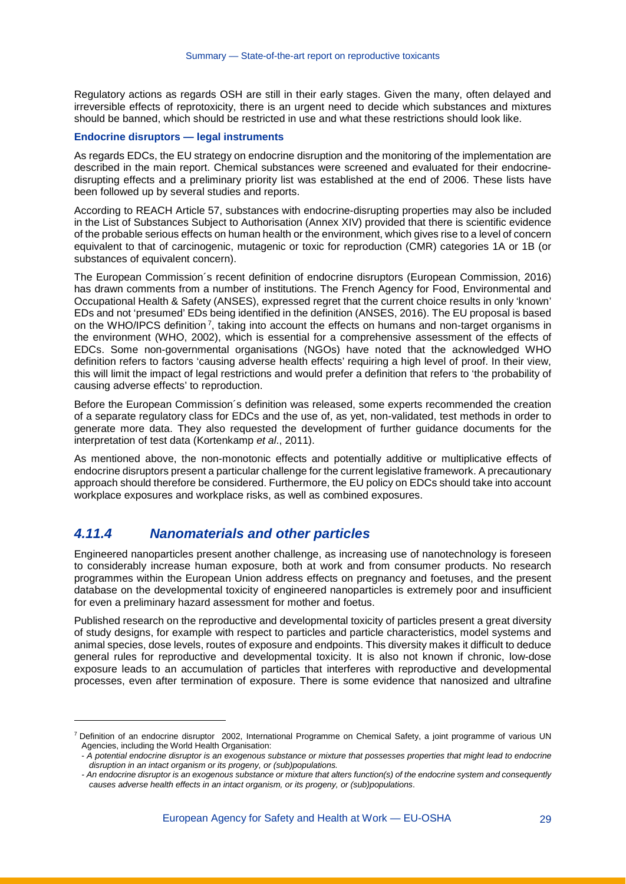Regulatory actions as regards OSH are still in their early stages. Given the many, often delayed and irreversible effects of reprotoxicity, there is an urgent need to decide which substances and mixtures should be banned, which should be restricted in use and what these restrictions should look like.

**Endocrine disruptors — legal instruments**

As regards EDCs, the EU strategy on endocrine disruption and the monitoring of the implementation are described in the main report. Chemical substances were screened and evaluated for their endocrine-disrupting effects and a preliminary priority list was established at the end of 2006. These lists have been followed up by several studies and reports.

According to REACH Article 57, substances with endocrine-disrupting properties may also be included in the List of Substances Subject to Authorisation (Annex XIV) provided that there is scientific evidence of the probable serious effects on human health or the environment, which gives rise to a level of concern equivalent to that of carcinogenic, mutagenic or toxic for reproduction (CMR) categories 1A or 1B (or substances of equivalent concern).

The European Commission´s recent definition of endocrine disruptors (European Commission, 2016) has drawn comments from a number of institutions. The French Agency for Food, Environmental and Occupational Health & Safety (ANSES), expressed regret that the current choice results in only 'known' EDs and not 'presumed' EDs being identified in the definition (ANSES, 2016). The EU proposal is based on the WHO/IPCS definition [7], taking into account the effects on humans and non-target organisms in the environment (WHO, 2002), which is essential for a comprehensive assessment of the effects of EDCs. Some non-governmental organisations (NGOs) have noted that the acknowledged WHO definition refers to factors 'causing adverse health effects' requiring a high level of proof. In their view, this will limit the impact of legal restrictions and would prefer a definition that refers to 'the probability of causing adverse effects' to reproduction.

Before the European Commission´s definition was released, some experts recommended the creation of a separate regulatory class for EDCs and the use of, as yet, non-validated, test methods in order to generate more data. They also requested the development of further guidance documents for the interpretation of test data (Kortenkamp *et al*., 2011).

As mentioned above, the non-monotonic effects and potentially additive or multiplicative effects of endocrine disruptors present a particular challenge for the current legislative framework. A precautionary approach should therefore be considered. Furthermore, the EU policy on EDCs should take into account workplace exposures and workplace risks, as well as combined exposures.

### *4.11.4 Nanomaterials and other particles*

Engineered nanoparticles present another challenge, as increasing use of nanotechnology is foreseen to considerably increase human exposure, both at work and from consumer products. No research programmes within the European Union address effects on pregnancy and foetuses, and the present database on the developmental toxicity of engineered nanoparticles is extremely poor and insufficient for even a preliminary hazard assessment for mother and foetus.

Published research on the reproductive and developmental toxicity of particles present a great diversity of study designs, for example with respect to particles and particle characteristics, model systems and animal species, dose levels, routes of exposure and endpoints. This diversity makes it difficult to deduce general rules for reproductive and developmental toxicity. It is also not known if chronic, low-dose exposure leads to an accumulation of particles that interferes with reproductive and developmental processes, even after termination of exposure. There is some evidence that nanosized and ultrafine

---

[7] Definition of an endocrine disruptor 2002, International Programme on Chemical Safety, a joint programme of various UN Agencies, including the World Health Organisation:

- *A potential endocrine disruptor is an exogenous substance or mixture that possesses properties that might lead to endocrine disruption in an intact organism or its progeny, or (sub)populations.*
- *An endocrine disruptor is an exogenous substance or mixture that alters function(s) of the endocrine system and consequently causes adverse health effects in an intact organism, or its progeny, or (sub)populations*.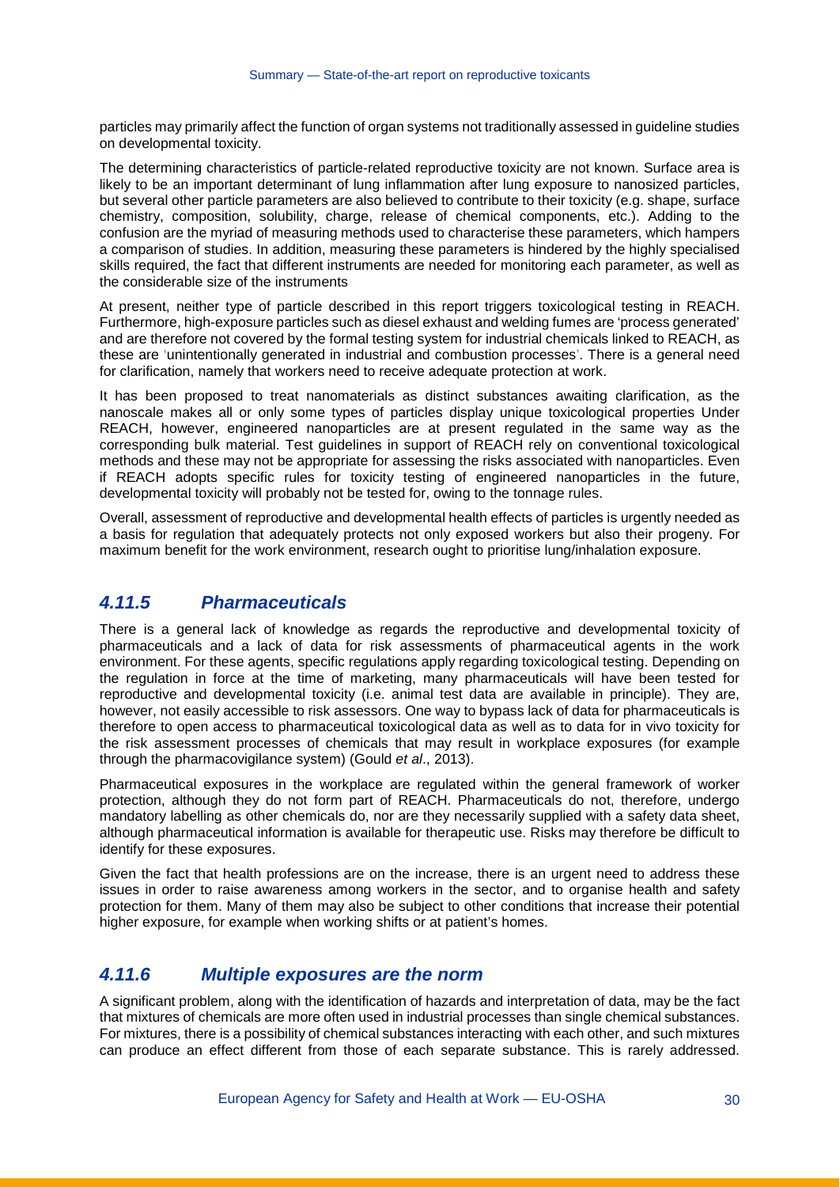particles may primarily affect the function of organ systems not traditionally assessed in guideline studies on developmental toxicity.

The determining characteristics of particle-related reproductive toxicity are not known. Surface area is likely to be an important determinant of lung inflammation after lung exposure to nanosized particles, but several other particle parameters are also believed to contribute to their toxicity (e.g. shape, surface chemistry, composition, solubility, charge, release of chemical components, etc.). Adding to the confusion are the myriad of measuring methods used to characterise these parameters, which hampers a comparison of studies. In addition, measuring these parameters is hindered by the highly specialised skills required, the fact that different instruments are needed for monitoring each parameter, as well as the considerable size of the instruments

At present, neither type of particle described in this report triggers toxicological testing in REACH. Furthermore, high-exposure particles such as diesel exhaust and welding fumes are 'process generated' and are therefore not covered by the formal testing system for industrial chemicals linked to REACH, as these are 'unintentionally generated in industrial and combustion processes'. There is a general need for clarification, namely that workers need to receive adequate protection at work.

It has been proposed to treat nanomaterials as distinct substances awaiting clarification, as the nanoscale makes all or only some types of particles display unique toxicological properties Under REACH, however, engineered nanoparticles are at present regulated in the same way as the corresponding bulk material. Test guidelines in support of REACH rely on conventional toxicological methods and these may not be appropriate for assessing the risks associated with nanoparticles. Even if REACH adopts specific rules for toxicity testing of engineered nanoparticles in the future, developmental toxicity will probably not be tested for, owing to the tonnage rules.

Overall, assessment of reproductive and developmental health effects of particles is urgently needed as a basis for regulation that adequately protects not only exposed workers but also their progeny. For maximum benefit for the work environment, research ought to prioritise lung/inhalation exposure.

### *4.11.5 Pharmaceuticals*

There is a general lack of knowledge as regards the reproductive and developmental toxicity of pharmaceuticals and a lack of data for risk assessments of pharmaceutical agents in the work environment. For these agents, specific regulations apply regarding toxicological testing. Depending on the regulation in force at the time of marketing, many pharmaceuticals will have been tested for reproductive and developmental toxicity (i.e. animal test data are available in principle). They are, however, not easily accessible to risk assessors. One way to bypass lack of data for pharmaceuticals is therefore to open access to pharmaceutical toxicological data as well as to data for in vivo toxicity for the risk assessment processes of chemicals that may result in workplace exposures (for example through the pharmacovigilance system) (Gould *et al*., 2013).

Pharmaceutical exposures in the workplace are regulated within the general framework of worker protection, although they do not form part of REACH. Pharmaceuticals do not, therefore, undergo mandatory labelling as other chemicals do, nor are they necessarily supplied with a safety data sheet, although pharmaceutical information is available for therapeutic use. Risks may therefore be difficult to identify for these exposures.

Given the fact that health professions are on the increase, there is an urgent need to address these issues in order to raise awareness among workers in the sector, and to organise health and safety protection for them. Many of them may also be subject to other conditions that increase their potential higher exposure, for example when working shifts or at patient's homes.

### *4.11.6 Multiple exposures are the norm*

A significant problem, along with the identification of hazards and interpretation of data, may be the fact that mixtures of chemicals are more often used in industrial processes than single chemical substances. For mixtures, there is a possibility of chemical substances interacting with each other, and such mixtures can produce an effect different from those of each separate substance. This is rarely addressed.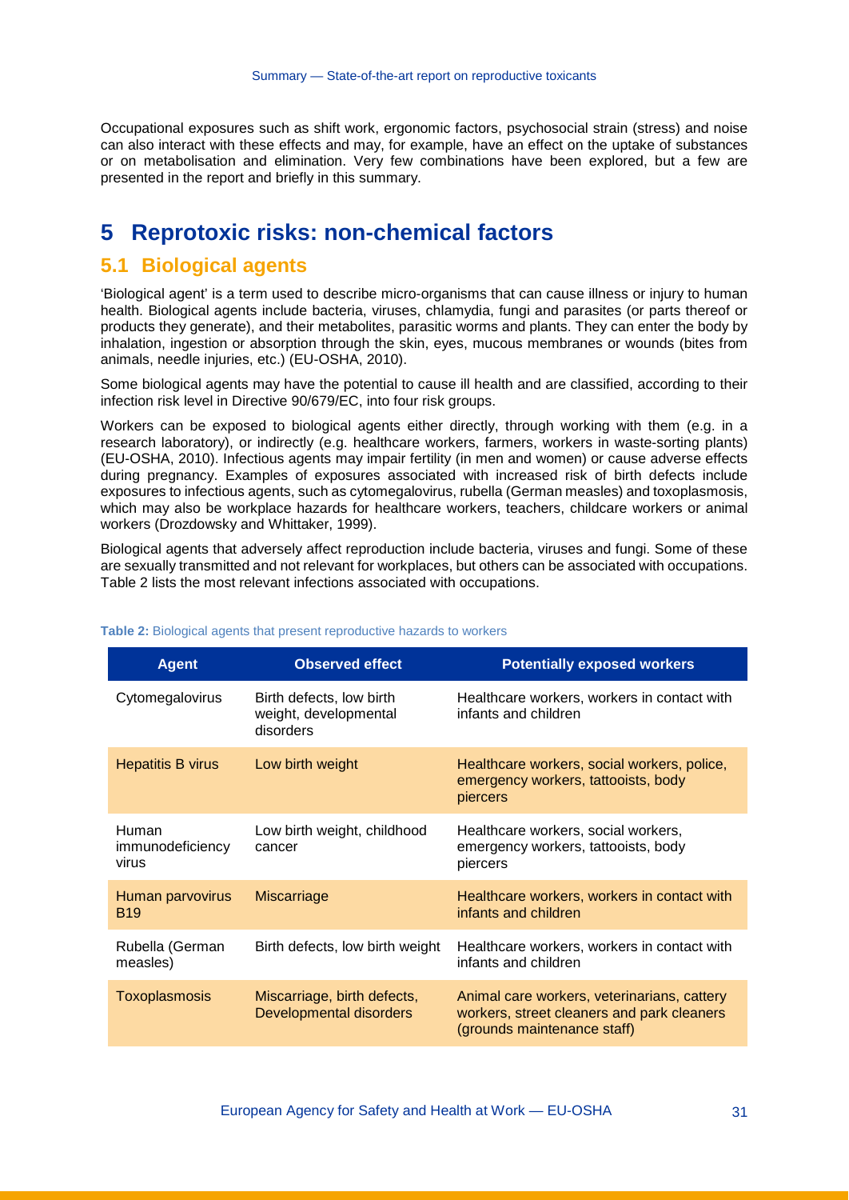Occupational exposures such as shift work, ergonomic factors, psychosocial strain (stress) and noise can also interact with these effects and may, for example, have an effect on the uptake of substances or on metabolisation and elimination. Very few combinations have been explored, but a few are presented in the report and briefly in this summary.

# 5 Reprotoxic risks: non-chemical factors

## 5.1 Biological agents

'Biological agent' is a term used to describe micro-organisms that can cause illness or injury to human health. Biological agents include bacteria, viruses, chlamydia, fungi and parasites (or parts thereof or products they generate), and their metabolites, parasitic worms and plants. They can enter the body by inhalation, ingestion or absorption through the skin, eyes, mucous membranes or wounds (bites from animals, needle injuries, etc.) (EU-OSHA, 2010).

Some biological agents may have the potential to cause ill health and are classified, according to their infection risk level in Directive 90/679/EC, into four risk groups.

Workers can be exposed to biological agents either directly, through working with them (e.g. in a research laboratory), or indirectly (e.g. healthcare workers, farmers, workers in waste-sorting plants) (EU-OSHA, 2010). Infectious agents may impair fertility (in men and women) or cause adverse effects during pregnancy. Examples of exposures associated with increased risk of birth defects include exposures to infectious agents, such as cytomegalovirus, rubella (German measles) and toxoplasmosis, which may also be workplace hazards for healthcare workers, teachers, childcare workers or animal workers (Drozdowsky and Whittaker, 1999).

Biological agents that adversely affect reproduction include bacteria, viruses and fungi. Some of these are sexually transmitted and not relevant for workplaces, but others can be associated with occupations. Table 2 lists the most relevant infections associated with occupations.

**Table 2:** Biological agents that present reproductive hazards to workers

| Agent | Observed effect | Potentially exposed workers |
|---|---|---|
| Cytomegalovirus | Birth defects, low birth weight, developmental disorders | Healthcare workers, workers in contact with infants and children |
| Hepatitis B virus | Low birth weight | Healthcare workers, social workers, police, emergency workers, tattooists, body piercers |
| Human immunodeficiency virus | Low birth weight, childhood cancer | Healthcare workers, social workers, emergency workers, tattooists, body piercers |
| Human parvovirus B19 | Miscarriage | Healthcare workers, workers in contact with infants and children |
| Rubella (German measles) | Birth defects, low birth weight | Healthcare workers, workers in contact with infants and children |
| Toxoplasmosis | Miscarriage, birth defects, Developmental disorders | Animal care workers, veterinarians, cattery workers, street cleaners and park cleaners (grounds maintenance staff) |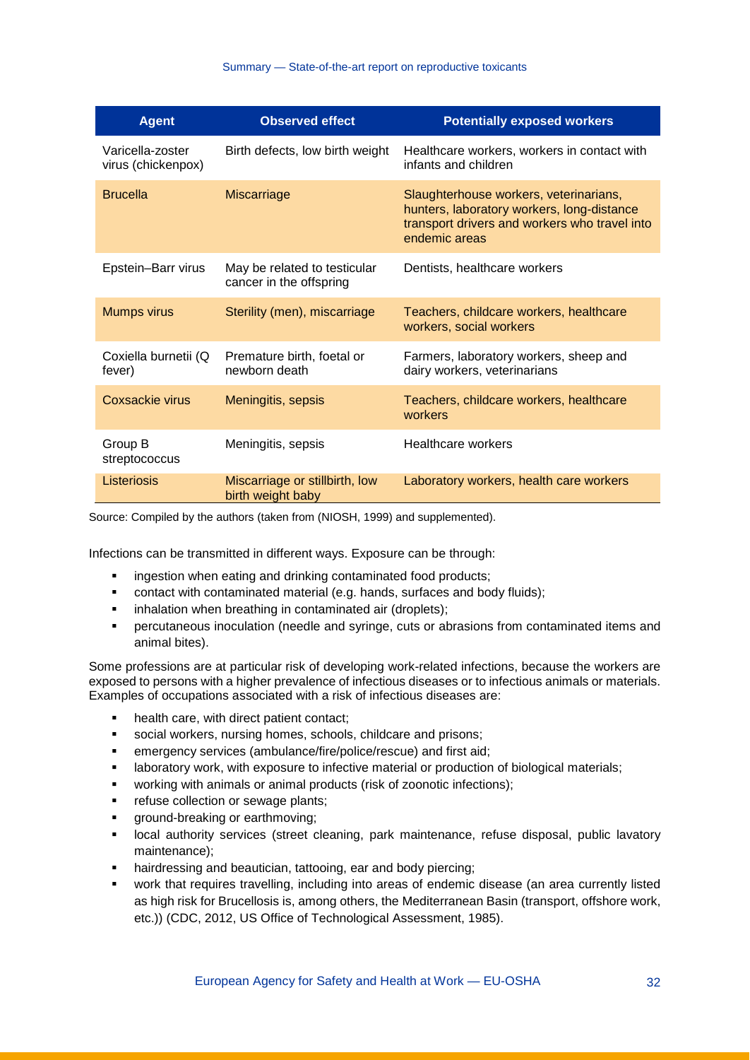| Agent | Observed effect | Potentially exposed workers |
|---|---|---|
| Varicella-zoster virus (chickenpox) | Birth defects, low birth weight | Healthcare workers, workers in contact with infants and children |
| Brucella | Miscarriage | Slaughterhouse workers, veterinarians, hunters, laboratory workers, long-distance transport drivers and workers who travel into endemic areas |
| Epstein–Barr virus | May be related to testicular cancer in the offspring | Dentists, healthcare workers |
| Mumps virus | Sterility (men), miscarriage | Teachers, childcare workers, healthcare workers, social workers |
| Coxiella burnetii (Q fever) | Premature birth, foetal or newborn death | Farmers, laboratory workers, sheep and dairy workers, veterinarians |
| Coxsackie virus | Meningitis, sepsis | Teachers, childcare workers, healthcare workers |
| Group B streptococcus | Meningitis, sepsis | Healthcare workers |
| Listeriosis | Miscarriage or stillbirth, low birth weight baby | Laboratory workers, health care workers |

Source: Compiled by the authors (taken from (NIOSH, 1999) and supplemented).

Infections can be transmitted in different ways. Exposure can be through:

- ingestion when eating and drinking contaminated food products;
- contact with contaminated material (e.g. hands, surfaces and body fluids);
- inhalation when breathing in contaminated air (droplets);
- percutaneous inoculation (needle and syringe, cuts or abrasions from contaminated items and animal bites).

Some professions are at particular risk of developing work-related infections, because the workers are exposed to persons with a higher prevalence of infectious diseases or to infectious animals or materials. Examples of occupations associated with a risk of infectious diseases are:

- health care, with direct patient contact;
- social workers, nursing homes, schools, childcare and prisons;
- emergency services (ambulance/fire/police/rescue) and first aid;
- laboratory work, with exposure to infective material or production of biological materials;
- working with animals or animal products (risk of zoonotic infections);
- refuse collection or sewage plants;
- ground-breaking or earthmoving;
- local authority services (street cleaning, park maintenance, refuse disposal, public lavatory maintenance);
- hairdressing and beautician, tattooing, ear and body piercing;
- work that requires travelling, including into areas of endemic disease (an area currently listed as high risk for Brucellosis is, among others, the Mediterranean Basin (transport, offshore work, etc.)) (CDC, 2012, US Office of Technological Assessment, 1985).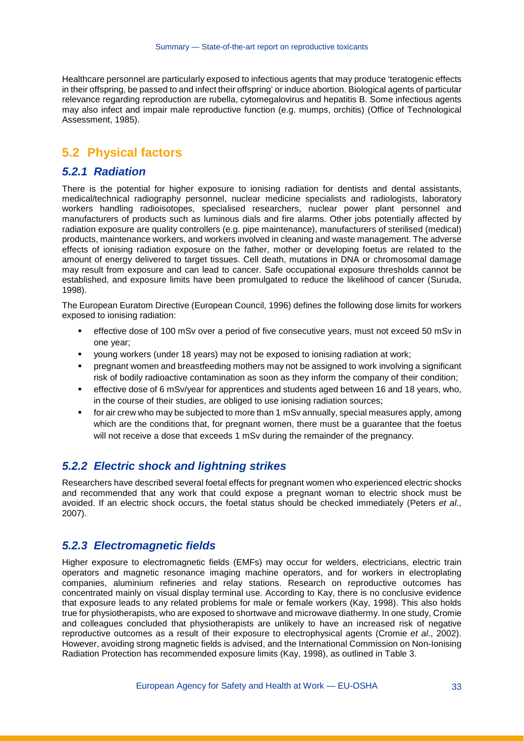Healthcare personnel are particularly exposed to infectious agents that may produce 'teratogenic effects in their offspring, be passed to and infect their offspring' or induce abortion. Biological agents of particular relevance regarding reproduction are rubella, cytomegalovirus and hepatitis B. Some infectious agents may also infect and impair male reproductive function (e.g. mumps, orchitis) (Office of Technological Assessment, 1985).

## 5.2 Physical factors

### *5.2.1 Radiation*

There is the potential for higher exposure to ionising radiation for dentists and dental assistants, medical/technical radiography personnel, nuclear medicine specialists and radiologists, laboratory workers handling radioisotopes, specialised researchers, nuclear power plant personnel and manufacturers of products such as luminous dials and fire alarms. Other jobs potentially affected by radiation exposure are quality controllers (e.g. pipe maintenance), manufacturers of sterilised (medical) products, maintenance workers, and workers involved in cleaning and waste management. The adverse effects of ionising radiation exposure on the father, mother or developing foetus are related to the amount of energy delivered to target tissues. Cell death, mutations in DNA or chromosomal damage may result from exposure and can lead to cancer. Safe occupational exposure thresholds cannot be established, and exposure limits have been promulgated to reduce the likelihood of cancer (Suruda, 1998).

The European Euratom Directive (European Council, 1996) defines the following dose limits for workers exposed to ionising radiation:

- effective dose of 100 mSv over a period of five consecutive years, must not exceed 50 mSv in one year;
- young workers (under 18 years) may not be exposed to ionising radiation at work;
- pregnant women and breastfeeding mothers may not be assigned to work involving a significant risk of bodily radioactive contamination as soon as they inform the company of their condition;
- effective dose of 6 mSv/year for apprentices and students aged between 16 and 18 years, who, in the course of their studies, are obliged to use ionising radiation sources;
- for air crew who may be subjected to more than 1 mSv annually, special measures apply, among which are the conditions that, for pregnant women, there must be a guarantee that the foetus will not receive a dose that exceeds 1 mSv during the remainder of the pregnancy.

### *5.2.2 Electric shock and lightning strikes*

Researchers have described several foetal effects for pregnant women who experienced electric shocks and recommended that any work that could expose a pregnant woman to electric shock must be avoided. If an electric shock occurs, the foetal status should be checked immediately (Peters *et al*., 2007).

### *5.2.3 Electromagnetic fields*

Higher exposure to electromagnetic fields (EMFs) may occur for welders, electricians, electric train operators and magnetic resonance imaging machine operators, and for workers in electroplating companies, aluminium refineries and relay stations. Research on reproductive outcomes has concentrated mainly on visual display terminal use. According to Kay, there is no conclusive evidence that exposure leads to any related problems for male or female workers (Kay, 1998). This also holds true for physiotherapists, who are exposed to shortwave and microwave diathermy. In one study, Cromie and colleagues concluded that physiotherapists are unlikely to have an increased risk of negative reproductive outcomes as a result of their exposure to electrophysical agents (Cromie *et al*., 2002). However, avoiding strong magnetic fields is advised, and the International Commission on Non-Ionising Radiation Protection has recommended exposure limits (Kay, 1998), as outlined in Table 3.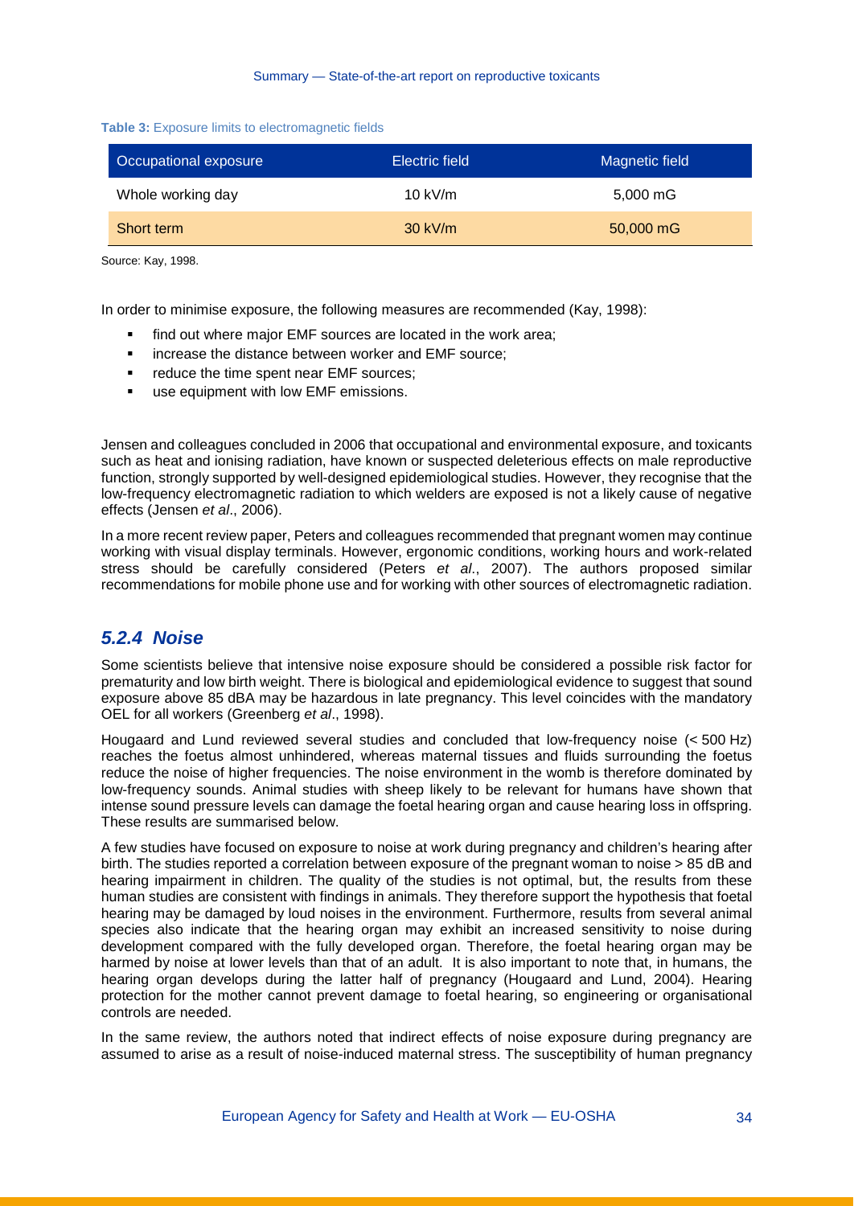**Table 3:** Exposure limits to electromagnetic fields

| Occupational exposure | Electric field | Magnetic field |
|---|---|---|
| Whole working day | 10 kV/m | 5,000 mG |
| Short term | 30 kV/m | 50,000 mG |

Source: Kay, 1998.

In order to minimise exposure, the following measures are recommended (Kay, 1998):

- find out where major EMF sources are located in the work area;
- increase the distance between worker and EMF source;
- reduce the time spent near EMF sources;
- use equipment with low EMF emissions.

Jensen and colleagues concluded in 2006 that occupational and environmental exposure, and toxicants such as heat and ionising radiation, have known or suspected deleterious effects on male reproductive function, strongly supported by well-designed epidemiological studies. However, they recognise that the low-frequency electromagnetic radiation to which welders are exposed is not a likely cause of negative effects (Jensen *et al*., 2006).

In a more recent review paper, Peters and colleagues recommended that pregnant women may continue working with visual display terminals. However, ergonomic conditions, working hours and work-related stress should be carefully considered (Peters *et al*., 2007). The authors proposed similar recommendations for mobile phone use and for working with other sources of electromagnetic radiation.

### *5.2.4 Noise*

Some scientists believe that intensive noise exposure should be considered a possible risk factor for prematurity and low birth weight. There is biological and epidemiological evidence to suggest that sound exposure above 85 dBA may be hazardous in late pregnancy. This level coincides with the mandatory OEL for all workers (Greenberg *et al*., 1998).

Hougaard and Lund reviewed several studies and concluded that low-frequency noise (< 500 Hz) reaches the foetus almost unhindered, whereas maternal tissues and fluids surrounding the foetus reduce the noise of higher frequencies. The noise environment in the womb is therefore dominated by low-frequency sounds. Animal studies with sheep likely to be relevant for humans have shown that intense sound pressure levels can damage the foetal hearing organ and cause hearing loss in offspring. These results are summarised below.

A few studies have focused on exposure to noise at work during pregnancy and children's hearing after birth. The studies reported a correlation between exposure of the pregnant woman to noise > 85 dB and hearing impairment in children. The quality of the studies is not optimal, but, the results from these human studies are consistent with findings in animals. They therefore support the hypothesis that foetal hearing may be damaged by loud noises in the environment. Furthermore, results from several animal species also indicate that the hearing organ may exhibit an increased sensitivity to noise during development compared with the fully developed organ. Therefore, the foetal hearing organ may be harmed by noise at lower levels than that of an adult. It is also important to note that, in humans, the hearing organ develops during the latter half of pregnancy (Hougaard and Lund, 2004). Hearing protection for the mother cannot prevent damage to foetal hearing, so engineering or organisational controls are needed.

In the same review, the authors noted that indirect effects of noise exposure during pregnancy are assumed to arise as a result of noise-induced maternal stress. The susceptibility of human pregnancy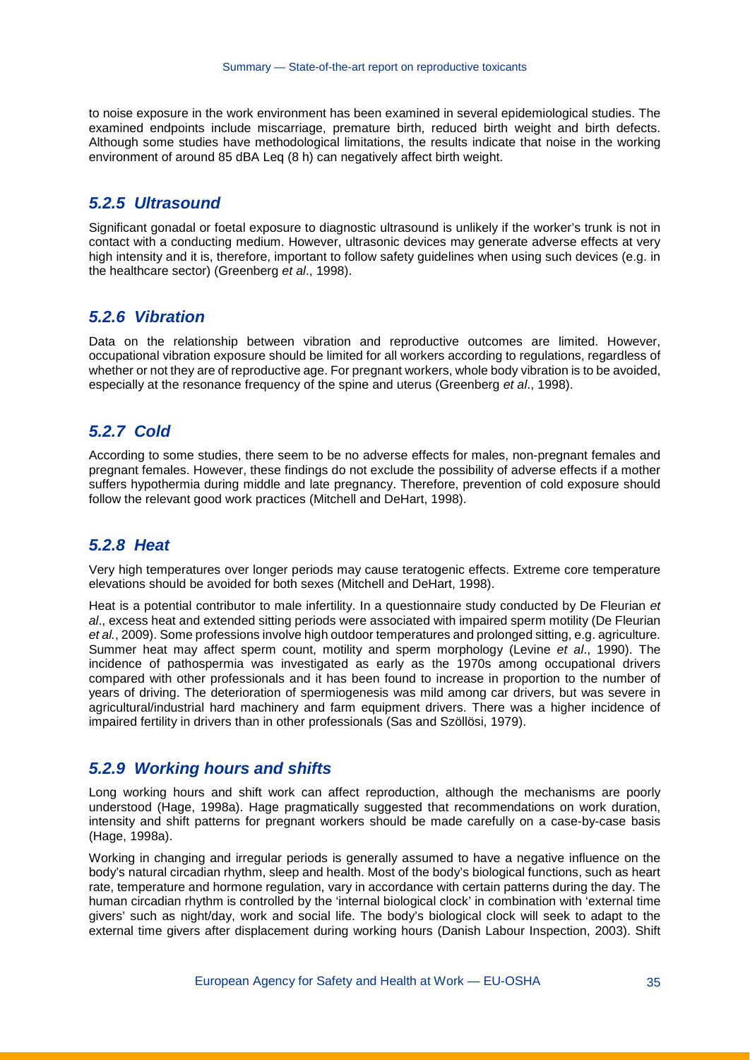to noise exposure in the work environment has been examined in several epidemiological studies. The examined endpoints include miscarriage, premature birth, reduced birth weight and birth defects. Although some studies have methodological limitations, the results indicate that noise in the working environment of around 85 dBA Leq (8 h) can negatively affect birth weight.

### *5.2.5 Ultrasound*

Significant gonadal or foetal exposure to diagnostic ultrasound is unlikely if the worker's trunk is not in contact with a conducting medium. However, ultrasonic devices may generate adverse effects at very high intensity and it is, therefore, important to follow safety guidelines when using such devices (e.g. in the healthcare sector) (Greenberg *et al*., 1998).

### *5.2.6 Vibration*

Data on the relationship between vibration and reproductive outcomes are limited. However, occupational vibration exposure should be limited for all workers according to regulations, regardless of whether or not they are of reproductive age. For pregnant workers, whole body vibration is to be avoided, especially at the resonance frequency of the spine and uterus (Greenberg *et al*., 1998).

### *5.2.7 Cold*

According to some studies, there seem to be no adverse effects for males, non-pregnant females and pregnant females. However, these findings do not exclude the possibility of adverse effects if a mother suffers hypothermia during middle and late pregnancy. Therefore, prevention of cold exposure should follow the relevant good work practices (Mitchell and DeHart, 1998).

### *5.2.8 Heat*

Very high temperatures over longer periods may cause teratogenic effects. Extreme core temperature elevations should be avoided for both sexes (Mitchell and DeHart, 1998).

Heat is a potential contributor to male infertility. In a questionnaire study conducted by De Fleurian *et al*., excess heat and extended sitting periods were associated with impaired sperm motility (De Fleurian *et al.*, 2009). Some professions involve high outdoor temperatures and prolonged sitting, e.g. agriculture. Summer heat may affect sperm count, motility and sperm morphology (Levine *et al*., 1990). The incidence of pathospermia was investigated as early as the 1970s among occupational drivers compared with other professionals and it has been found to increase in proportion to the number of years of driving. The deterioration of spermiogenesis was mild among car drivers, but was severe in agricultural/industrial hard machinery and farm equipment drivers. There was a higher incidence of impaired fertility in drivers than in other professionals (Sas and Szöllösi, 1979).

### *5.2.9 Working hours and shifts*

Long working hours and shift work can affect reproduction, although the mechanisms are poorly understood (Hage, 1998a). Hage pragmatically suggested that recommendations on work duration, intensity and shift patterns for pregnant workers should be made carefully on a case-by-case basis (Hage, 1998a).

Working in changing and irregular periods is generally assumed to have a negative influence on the body's natural circadian rhythm, sleep and health. Most of the body's biological functions, such as heart rate, temperature and hormone regulation, vary in accordance with certain patterns during the day. The human circadian rhythm is controlled by the 'internal biological clock' in combination with 'external time givers' such as night/day, work and social life. The body's biological clock will seek to adapt to the external time givers after displacement during working hours (Danish Labour Inspection, 2003). Shift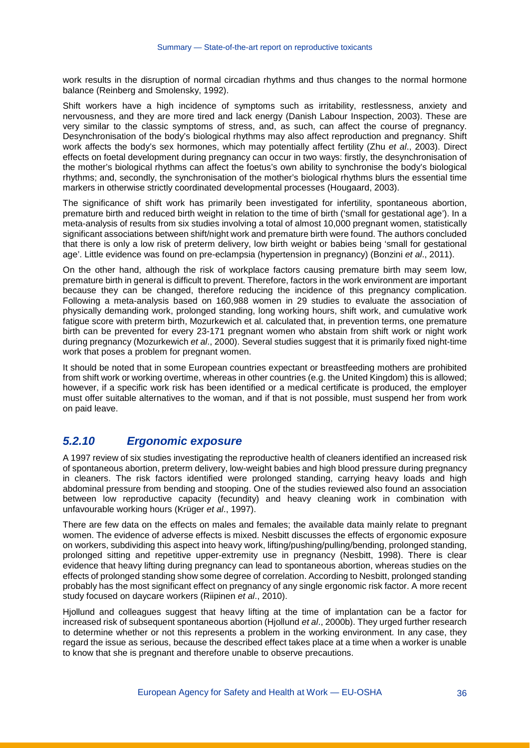work results in the disruption of normal circadian rhythms and thus changes to the normal hormone balance (Reinberg and Smolensky, 1992).

Shift workers have a high incidence of symptoms such as irritability, restlessness, anxiety and nervousness, and they are more tired and lack energy (Danish Labour Inspection, 2003). These are very similar to the classic symptoms of stress, and, as such, can affect the course of pregnancy. Desynchronisation of the body's biological rhythms may also affect reproduction and pregnancy. Shift work affects the body's sex hormones, which may potentially affect fertility (Zhu *et al*., 2003). Direct effects on foetal development during pregnancy can occur in two ways: firstly, the desynchronisation of the mother's biological rhythms can affect the foetus's own ability to synchronise the body's biological rhythms; and, secondly, the synchronisation of the mother's biological rhythms blurs the essential time markers in otherwise strictly coordinated developmental processes (Hougaard, 2003).

The significance of shift work has primarily been investigated for infertility, spontaneous abortion, premature birth and reduced birth weight in relation to the time of birth ('small for gestational age'). In a meta-analysis of results from six studies involving a total of almost 10,000 pregnant women, statistically significant associations between shift/night work and premature birth were found. The authors concluded that there is only a low risk of preterm delivery, low birth weight or babies being 'small for gestational age'. Little evidence was found on pre-eclampsia (hypertension in pregnancy) (Bonzini *et al*., 2011).

On the other hand, although the risk of workplace factors causing premature birth may seem low, premature birth in general is difficult to prevent. Therefore, factors in the work environment are important because they can be changed, therefore reducing the incidence of this pregnancy complication. Following a meta-analysis based on 160,988 women in 29 studies to evaluate the association of physically demanding work, prolonged standing, long working hours, shift work, and cumulative work fatigue score with preterm birth, Mozurkewich et al. calculated that, in prevention terms, one premature birth can be prevented for every 23-171 pregnant women who abstain from shift work or night work during pregnancy (Mozurkewich *et al*., 2000). Several studies suggest that it is primarily fixed night-time work that poses a problem for pregnant women.

It should be noted that in some European countries expectant or breastfeeding mothers are prohibited from shift work or working overtime, whereas in other countries (e.g. the United Kingdom) this is allowed; however, if a specific work risk has been identified or a medical certificate is produced, the employer must offer suitable alternatives to the woman, and if that is not possible, must suspend her from work on paid leave.

### *5.2.10 Ergonomic exposure*

A 1997 review of six studies investigating the reproductive health of cleaners identified an increased risk of spontaneous abortion, preterm delivery, low-weight babies and high blood pressure during pregnancy in cleaners. The risk factors identified were prolonged standing, carrying heavy loads and high abdominal pressure from bending and stooping. One of the studies reviewed also found an association between low reproductive capacity (fecundity) and heavy cleaning work in combination with unfavourable working hours (Krüger *et al*., 1997).

There are few data on the effects on males and females; the available data mainly relate to pregnant women. The evidence of adverse effects is mixed. Nesbitt discusses the effects of ergonomic exposure on workers, subdividing this aspect into heavy work, lifting/pushing/pulling/bending, prolonged standing, prolonged sitting and repetitive upper-extremity use in pregnancy (Nesbitt, 1998). There is clear evidence that heavy lifting during pregnancy can lead to spontaneous abortion, whereas studies on the effects of prolonged standing show some degree of correlation. According to Nesbitt, prolonged standing probably has the most significant effect on pregnancy of any single ergonomic risk factor. A more recent study focused on daycare workers (Riipinen *et al*., 2010).

Hjollund and colleagues suggest that heavy lifting at the time of implantation can be a factor for increased risk of subsequent spontaneous abortion (Hjollund *et al*., 2000b). They urged further research to determine whether or not this represents a problem in the working environment. In any case, they regard the issue as serious, because the described effect takes place at a time when a worker is unable to know that she is pregnant and therefore unable to observe precautions.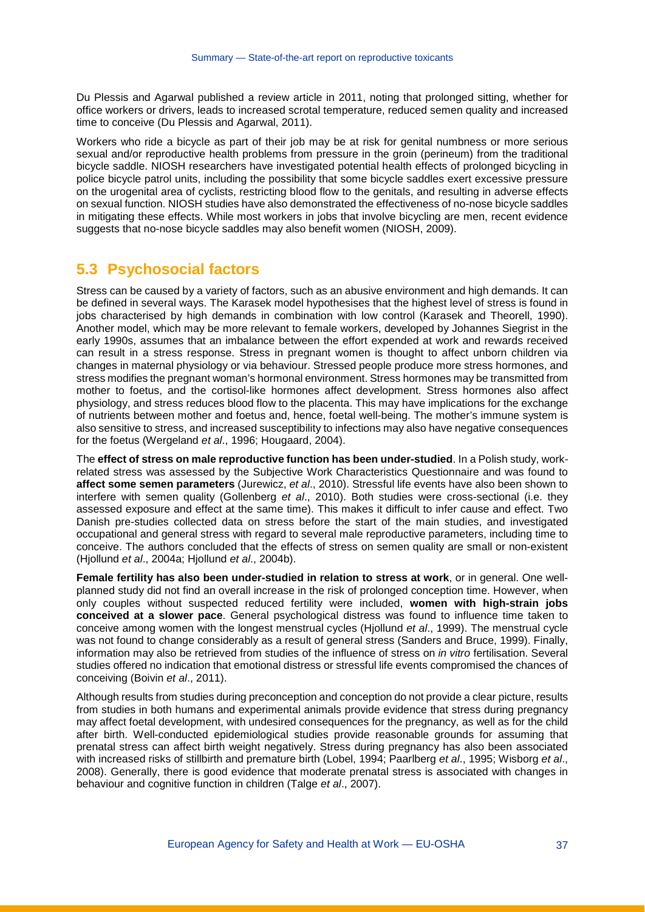Du Plessis and Agarwal published a review article in 2011, noting that prolonged sitting, whether for office workers or drivers, leads to increased scrotal temperature, reduced semen quality and increased time to conceive (Du Plessis and Agarwal, 2011).

Workers who ride a bicycle as part of their job may be at risk for genital numbness or more serious sexual and/or reproductive health problems from pressure in the groin (perineum) from the traditional bicycle saddle. NIOSH researchers have investigated potential health effects of prolonged bicycling in police bicycle patrol units, including the possibility that some bicycle saddles exert excessive pressure on the urogenital area of cyclists, restricting blood flow to the genitals, and resulting in adverse effects on sexual function. NIOSH studies have also demonstrated the effectiveness of no-nose bicycle saddles in mitigating these effects. While most workers in jobs that involve bicycling are men, recent evidence suggests that no-nose bicycle saddles may also benefit women (NIOSH, 2009).

## 5.3 Psychosocial factors

Stress can be caused by a variety of factors, such as an abusive environment and high demands. It can be defined in several ways. The Karasek model hypothesises that the highest level of stress is found in jobs characterised by high demands in combination with low control (Karasek and Theorell, 1990). Another model, which may be more relevant to female workers, developed by Johannes Siegrist in the early 1990s, assumes that an imbalance between the effort expended at work and rewards received can result in a stress response. Stress in pregnant women is thought to affect unborn children via changes in maternal physiology or via behaviour. Stressed people produce more stress hormones, and stress modifies the pregnant woman's hormonal environment. Stress hormones may be transmitted from mother to foetus, and the cortisol-like hormones affect development. Stress hormones also affect physiology, and stress reduces blood flow to the placenta. This may have implications for the exchange of nutrients between mother and foetus and, hence, foetal well-being. The mother's immune system is also sensitive to stress, and increased susceptibility to infections may also have negative consequences for the foetus (Wergeland *et al*., 1996; Hougaard, 2004).

The **effect of stress on male reproductive function has been under-studied**. In a Polish study, work-related stress was assessed by the Subjective Work Characteristics Questionnaire and was found to **affect some semen parameters** (Jurewicz, *et al*., 2010). Stressful life events have also been shown to interfere with semen quality (Gollenberg *et al*., 2010). Both studies were cross-sectional (i.e. they assessed exposure and effect at the same time). This makes it difficult to infer cause and effect. Two Danish pre-studies collected data on stress before the start of the main studies, and investigated occupational and general stress with regard to several male reproductive parameters, including time to conceive. The authors concluded that the effects of stress on semen quality are small or non-existent (Hjollund *et al*., 2004a; Hjollund *et al*., 2004b).

**Female fertility has also been under-studied in relation to stress at work**, or in general. One well-planned study did not find an overall increase in the risk of prolonged conception time. However, when only couples without suspected reduced fertility were included, **women with high-strain jobs conceived at a slower pace**. General psychological distress was found to influence time taken to conceive among women with the longest menstrual cycles (Hjollund *et al*., 1999). The menstrual cycle was not found to change considerably as a result of general stress (Sanders and Bruce, 1999). Finally, information may also be retrieved from studies of the influence of stress on *in vitro* fertilisation. Several studies offered no indication that emotional distress or stressful life events compromised the chances of conceiving (Boivin *et al*., 2011).

Although results from studies during preconception and conception do not provide a clear picture, results from studies in both humans and experimental animals provide evidence that stress during pregnancy may affect foetal development, with undesired consequences for the pregnancy, as well as for the child after birth. Well-conducted epidemiological studies provide reasonable grounds for assuming that prenatal stress can affect birth weight negatively. Stress during pregnancy has also been associated with increased risks of stillbirth and premature birth (Lobel, 1994; Paarlberg *et al*., 1995; Wisborg *et al*., 2008). Generally, there is good evidence that moderate prenatal stress is associated with changes in behaviour and cognitive function in children (Talge *et al*., 2007).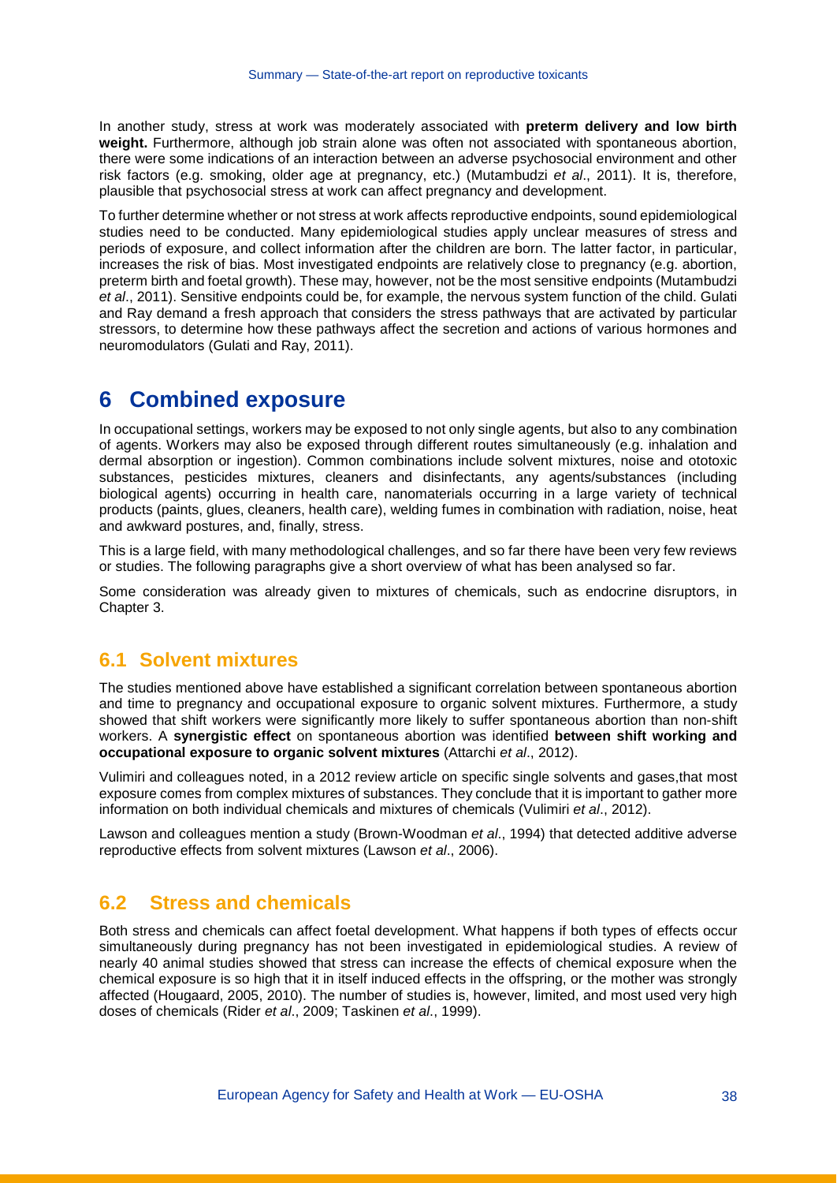In another study, stress at work was moderately associated with **preterm delivery and low birth weight.** Furthermore, although job strain alone was often not associated with spontaneous abortion, there were some indications of an interaction between an adverse psychosocial environment and other risk factors (e.g. smoking, older age at pregnancy, etc.) (Mutambudzi *et al*., 2011). It is, therefore, plausible that psychosocial stress at work can affect pregnancy and development.

To further determine whether or not stress at work affects reproductive endpoints, sound epidemiological studies need to be conducted. Many epidemiological studies apply unclear measures of stress and periods of exposure, and collect information after the children are born. The latter factor, in particular, increases the risk of bias. Most investigated endpoints are relatively close to pregnancy (e.g. abortion, preterm birth and foetal growth). These may, however, not be the most sensitive endpoints (Mutambudzi *et al*., 2011). Sensitive endpoints could be, for example, the nervous system function of the child. Gulati and Ray demand a fresh approach that considers the stress pathways that are activated by particular stressors, to determine how these pathways affect the secretion and actions of various hormones and neuromodulators (Gulati and Ray, 2011).

# 6 Combined exposure

In occupational settings, workers may be exposed to not only single agents, but also to any combination of agents. Workers may also be exposed through different routes simultaneously (e.g. inhalation and dermal absorption or ingestion). Common combinations include solvent mixtures, noise and ototoxic substances, pesticides mixtures, cleaners and disinfectants, any agents/substances (including biological agents) occurring in health care, nanomaterials occurring in a large variety of technical products (paints, glues, cleaners, health care), welding fumes in combination with radiation, noise, heat and awkward postures, and, finally, stress.

This is a large field, with many methodological challenges, and so far there have been very few reviews or studies. The following paragraphs give a short overview of what has been analysed so far.

Some consideration was already given to mixtures of chemicals, such as endocrine disruptors, in Chapter 3.

## 6.1 Solvent mixtures

The studies mentioned above have established a significant correlation between spontaneous abortion and time to pregnancy and occupational exposure to organic solvent mixtures. Furthermore, a study showed that shift workers were significantly more likely to suffer spontaneous abortion than non-shift workers. A **synergistic effect** on spontaneous abortion was identified **between shift working and occupational exposure to organic solvent mixtures** (Attarchi *et al*., 2012).

Vulimiri and colleagues noted, in a 2012 review article on specific single solvents and gases,that most exposure comes from complex mixtures of substances. They conclude that it is important to gather more information on both individual chemicals and mixtures of chemicals (Vulimiri *et al*., 2012).

Lawson and colleagues mention a study (Brown-Woodman *et al*., 1994) that detected additive adverse reproductive effects from solvent mixtures (Lawson *et al*., 2006).

## 6.2 Stress and chemicals

Both stress and chemicals can affect foetal development. What happens if both types of effects occur simultaneously during pregnancy has not been investigated in epidemiological studies. A review of nearly 40 animal studies showed that stress can increase the effects of chemical exposure when the chemical exposure is so high that it in itself induced effects in the offspring, or the mother was strongly affected (Hougaard, 2005, 2010). The number of studies is, however, limited, and most used very high doses of chemicals (Rider *et al*., 2009; Taskinen *et al*., 1999).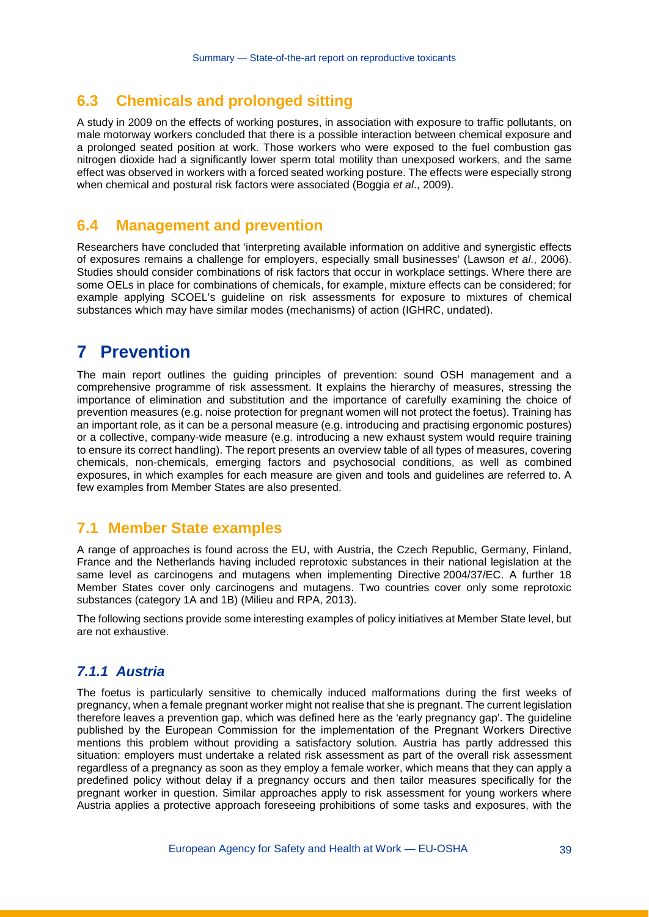## 6.3 Chemicals and prolonged sitting

A study in 2009 on the effects of working postures, in association with exposure to traffic pollutants, on male motorway workers concluded that there is a possible interaction between chemical exposure and a prolonged seated position at work. Those workers who were exposed to the fuel combustion gas nitrogen dioxide had a significantly lower sperm total motility than unexposed workers, and the same effect was observed in workers with a forced seated working posture. The effects were especially strong when chemical and postural risk factors were associated (Boggia *et al*., 2009).

## 6.4 Management and prevention

Researchers have concluded that 'interpreting available information on additive and synergistic effects of exposures remains a challenge for employers, especially small businesses' (Lawson *et al*., 2006). Studies should consider combinations of risk factors that occur in workplace settings. Where there are some OELs in place for combinations of chemicals, for example, mixture effects can be considered; for example applying SCOEL's guideline on risk assessments for exposure to mixtures of chemical substances which may have similar modes (mechanisms) of action (IGHRC, undated).

# 7 Prevention

The main report outlines the guiding principles of prevention: sound OSH management and a comprehensive programme of risk assessment. It explains the hierarchy of measures, stressing the importance of elimination and substitution and the importance of carefully examining the choice of prevention measures (e.g. noise protection for pregnant women will not protect the foetus). Training has an important role, as it can be a personal measure (e.g. introducing and practising ergonomic postures) or a collective, company-wide measure (e.g. introducing a new exhaust system would require training to ensure its correct handling). The report presents an overview table of all types of measures, covering chemicals, non-chemicals, emerging factors and psychosocial conditions, as well as combined exposures, in which examples for each measure are given and tools and guidelines are referred to. A few examples from Member States are also presented.

## 7.1 Member State examples

A range of approaches is found across the EU, with Austria, the Czech Republic, Germany, Finland, France and the Netherlands having included reprotoxic substances in their national legislation at the same level as carcinogens and mutagens when implementing Directive 2004/37/EC. A further 18 Member States cover only carcinogens and mutagens. Two countries cover only some reprotoxic substances (category 1A and 1B) (Milieu and RPA, 2013).

The following sections provide some interesting examples of policy initiatives at Member State level, but are not exhaustive.

### *7.1.1 Austria*

The foetus is particularly sensitive to chemically induced malformations during the first weeks of pregnancy, when a female pregnant worker might not realise that she is pregnant. The current legislation therefore leaves a prevention gap, which was defined here as the 'early pregnancy gap'. The guideline published by the European Commission for the implementation of the Pregnant Workers Directive mentions this problem without providing a satisfactory solution. Austria has partly addressed this situation: employers must undertake a related risk assessment as part of the overall risk assessment regardless of a pregnancy as soon as they employ a female worker, which means that they can apply a predefined policy without delay if a pregnancy occurs and then tailor measures specifically for the pregnant worker in question. Similar approaches apply to risk assessment for young workers where Austria applies a protective approach foreseeing prohibitions of some tasks and exposures, with the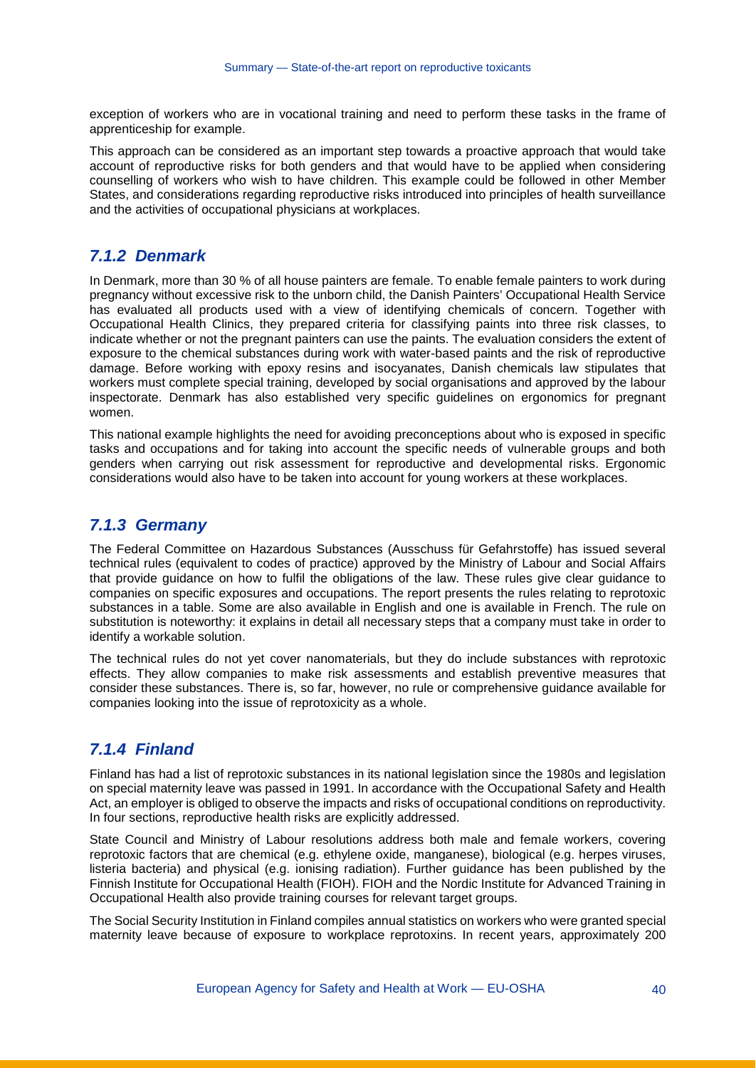exception of workers who are in vocational training and need to perform these tasks in the frame of apprenticeship for example.

This approach can be considered as an important step towards a proactive approach that would take account of reproductive risks for both genders and that would have to be applied when considering counselling of workers who wish to have children. This example could be followed in other Member States, and considerations regarding reproductive risks introduced into principles of health surveillance and the activities of occupational physicians at workplaces.

### *7.1.2 Denmark*

In Denmark, more than 30 % of all house painters are female. To enable female painters to work during pregnancy without excessive risk to the unborn child, the Danish Painters' Occupational Health Service has evaluated all products used with a view of identifying chemicals of concern. Together with Occupational Health Clinics, they prepared criteria for classifying paints into three risk classes, to indicate whether or not the pregnant painters can use the paints. The evaluation considers the extent of exposure to the chemical substances during work with water-based paints and the risk of reproductive damage. Before working with epoxy resins and isocyanates, Danish chemicals law stipulates that workers must complete special training, developed by social organisations and approved by the labour inspectorate. Denmark has also established very specific guidelines on ergonomics for pregnant women.

This national example highlights the need for avoiding preconceptions about who is exposed in specific tasks and occupations and for taking into account the specific needs of vulnerable groups and both genders when carrying out risk assessment for reproductive and developmental risks. Ergonomic considerations would also have to be taken into account for young workers at these workplaces.

### *7.1.3 Germany*

The Federal Committee on Hazardous Substances (Ausschuss für Gefahrstoffe) has issued several technical rules (equivalent to codes of practice) approved by the Ministry of Labour and Social Affairs that provide guidance on how to fulfil the obligations of the law. These rules give clear guidance to companies on specific exposures and occupations. The report presents the rules relating to reprotoxic substances in a table. Some are also available in English and one is available in French. The rule on substitution is noteworthy: it explains in detail all necessary steps that a company must take in order to identify a workable solution.

The technical rules do not yet cover nanomaterials, but they do include substances with reprotoxic effects. They allow companies to make risk assessments and establish preventive measures that consider these substances. There is, so far, however, no rule or comprehensive guidance available for companies looking into the issue of reprotoxicity as a whole.

### *7.1.4 Finland*

Finland has had a list of reprotoxic substances in its national legislation since the 1980s and legislation on special maternity leave was passed in 1991. In accordance with the Occupational Safety and Health Act, an employer is obliged to observe the impacts and risks of occupational conditions on reproductivity. In four sections, reproductive health risks are explicitly addressed.

State Council and Ministry of Labour resolutions address both male and female workers, covering reprotoxic factors that are chemical (e.g. ethylene oxide, manganese), biological (e.g. herpes viruses, listeria bacteria) and physical (e.g. ionising radiation). Further guidance has been published by the Finnish Institute for Occupational Health (FIOH). FIOH and the Nordic Institute for Advanced Training in Occupational Health also provide training courses for relevant target groups.

The Social Security Institution in Finland compiles annual statistics on workers who were granted special maternity leave because of exposure to workplace reprotoxins. In recent years, approximately 200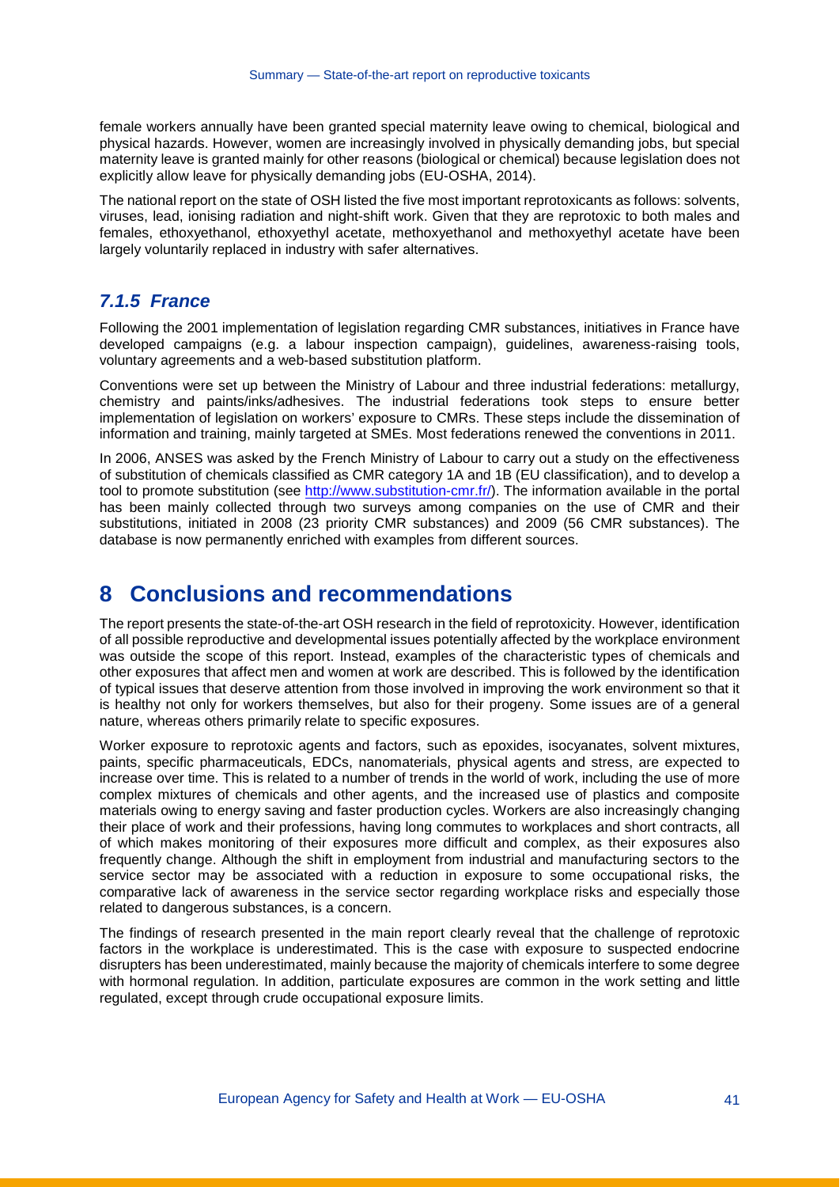female workers annually have been granted special maternity leave owing to chemical, biological and physical hazards. However, women are increasingly involved in physically demanding jobs, but special maternity leave is granted mainly for other reasons (biological or chemical) because legislation does not explicitly allow leave for physically demanding jobs (EU-OSHA, 2014).

The national report on the state of OSH listed the five most important reprotoxicants as follows: solvents, viruses, lead, ionising radiation and night-shift work. Given that they are reprotoxic to both males and females, ethoxyethanol, ethoxyethyl acetate, methoxyethanol and methoxyethyl acetate have been largely voluntarily replaced in industry with safer alternatives.

### *7.1.5 France*

Following the 2001 implementation of legislation regarding CMR substances, initiatives in France have developed campaigns (e.g. a labour inspection campaign), guidelines, awareness-raising tools, voluntary agreements and a web-based substitution platform.

Conventions were set up between the Ministry of Labour and three industrial federations: metallurgy, chemistry and paints/inks/adhesives. The industrial federations took steps to ensure better implementation of legislation on workers' exposure to CMRs. These steps include the dissemination of information and training, mainly targeted at SMEs. Most federations renewed the conventions in 2011.

In 2006, ANSES was asked by the French Ministry of Labour to carry out a study on the effectiveness of substitution of chemicals classified as CMR category 1A and 1B (EU classification), and to develop a tool to promote substitution (see http://www.substitution-cmr.fr/). The information available in the portal has been mainly collected through two surveys among companies on the use of CMR and their substitutions, initiated in 2008 (23 priority CMR substances) and 2009 (56 CMR substances). The database is now permanently enriched with examples from different sources.

## 8 Conclusions and recommendations

The report presents the state-of-the-art OSH research in the field of reprotoxicity. However, identification of all possible reproductive and developmental issues potentially affected by the workplace environment was outside the scope of this report. Instead, examples of the characteristic types of chemicals and other exposures that affect men and women at work are described. This is followed by the identification of typical issues that deserve attention from those involved in improving the work environment so that it is healthy not only for workers themselves, but also for their progeny. Some issues are of a general nature, whereas others primarily relate to specific exposures.

Worker exposure to reprotoxic agents and factors, such as epoxides, isocyanates, solvent mixtures, paints, specific pharmaceuticals, EDCs, nanomaterials, physical agents and stress, are expected to increase over time. This is related to a number of trends in the world of work, including the use of more complex mixtures of chemicals and other agents, and the increased use of plastics and composite materials owing to energy saving and faster production cycles. Workers are also increasingly changing their place of work and their professions, having long commutes to workplaces and short contracts, all of which makes monitoring of their exposures more difficult and complex, as their exposures also frequently change. Although the shift in employment from industrial and manufacturing sectors to the service sector may be associated with a reduction in exposure to some occupational risks, the comparative lack of awareness in the service sector regarding workplace risks and especially those related to dangerous substances, is a concern.

The findings of research presented in the main report clearly reveal that the challenge of reprotoxic factors in the workplace is underestimated. This is the case with exposure to suspected endocrine disrupters has been underestimated, mainly because the majority of chemicals interfere to some degree with hormonal regulation. In addition, particulate exposures are common in the work setting and little regulated, except through crude occupational exposure limits.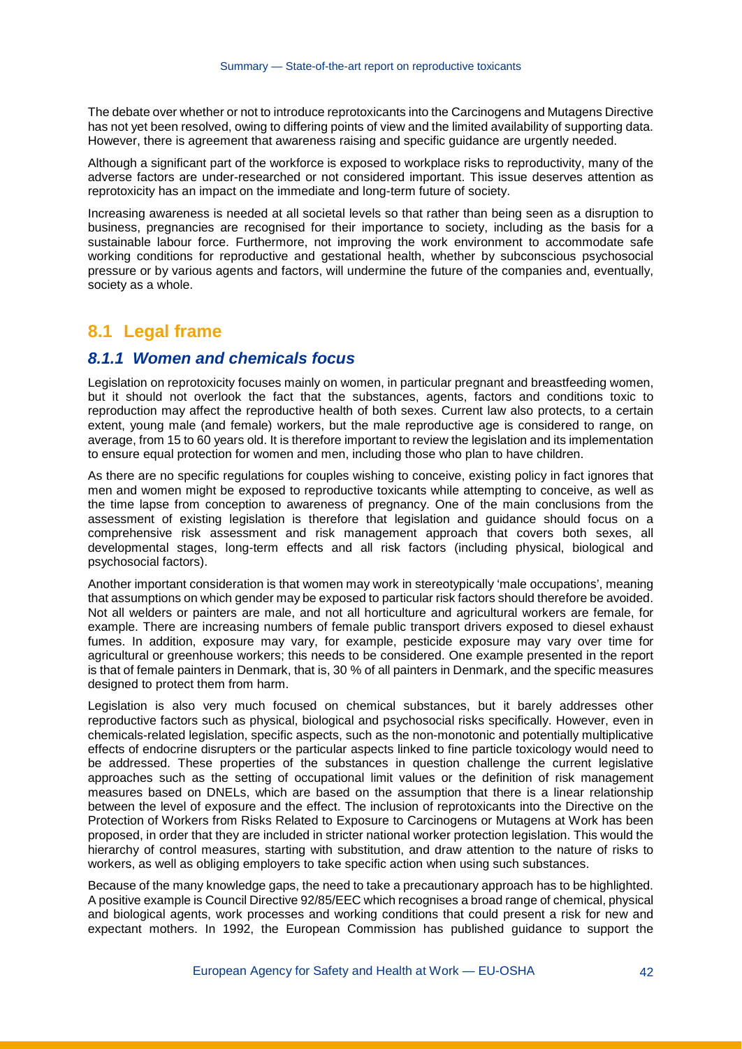The debate over whether or not to introduce reprotoxicants into the Carcinogens and Mutagens Directive has not yet been resolved, owing to differing points of view and the limited availability of supporting data. However, there is agreement that awareness raising and specific guidance are urgently needed.

Although a significant part of the workforce is exposed to workplace risks to reproductivity, many of the adverse factors are under-researched or not considered important. This issue deserves attention as reprotoxicity has an impact on the immediate and long-term future of society.

Increasing awareness is needed at all societal levels so that rather than being seen as a disruption to business, pregnancies are recognised for their importance to society, including as the basis for a sustainable labour force. Furthermore, not improving the work environment to accommodate safe working conditions for reproductive and gestational health, whether by subconscious psychosocial pressure or by various agents and factors, will undermine the future of the companies and, eventually, society as a whole.

## 8.1 Legal frame

### *8.1.1 Women and chemicals focus*

Legislation on reprotoxicity focuses mainly on women, in particular pregnant and breastfeeding women, but it should not overlook the fact that the substances, agents, factors and conditions toxic to reproduction may affect the reproductive health of both sexes. Current law also protects, to a certain extent, young male (and female) workers, but the male reproductive age is considered to range, on average, from 15 to 60 years old. It is therefore important to review the legislation and its implementation to ensure equal protection for women and men, including those who plan to have children.

As there are no specific regulations for couples wishing to conceive, existing policy in fact ignores that men and women might be exposed to reproductive toxicants while attempting to conceive, as well as the time lapse from conception to awareness of pregnancy. One of the main conclusions from the assessment of existing legislation is therefore that legislation and guidance should focus on a comprehensive risk assessment and risk management approach that covers both sexes, all developmental stages, long-term effects and all risk factors (including physical, biological and psychosocial factors).

Another important consideration is that women may work in stereotypically 'male occupations', meaning that assumptions on which gender may be exposed to particular risk factors should therefore be avoided. Not all welders or painters are male, and not all horticulture and agricultural workers are female, for example. There are increasing numbers of female public transport drivers exposed to diesel exhaust fumes. In addition, exposure may vary, for example, pesticide exposure may vary over time for agricultural or greenhouse workers; this needs to be considered. One example presented in the report is that of female painters in Denmark, that is, 30 % of all painters in Denmark, and the specific measures designed to protect them from harm.

Legislation is also very much focused on chemical substances, but it barely addresses other reproductive factors such as physical, biological and psychosocial risks specifically. However, even in chemicals-related legislation, specific aspects, such as the non-monotonic and potentially multiplicative effects of endocrine disrupters or the particular aspects linked to fine particle toxicology would need to be addressed. These properties of the substances in question challenge the current legislative approaches such as the setting of occupational limit values or the definition of risk management measures based on DNELs, which are based on the assumption that there is a linear relationship between the level of exposure and the effect. The inclusion of reprotoxicants into the Directive on the Protection of Workers from Risks Related to Exposure to Carcinogens or Mutagens at Work has been proposed, in order that they are included in stricter national worker protection legislation. This would the hierarchy of control measures, starting with substitution, and draw attention to the nature of risks to workers, as well as obliging employers to take specific action when using such substances.

Because of the many knowledge gaps, the need to take a precautionary approach has to be highlighted. A positive example is Council Directive 92/85/EEC which recognises a broad range of chemical, physical and biological agents, work processes and working conditions that could present a risk for new and expectant mothers. In 1992, the European Commission has published guidance to support the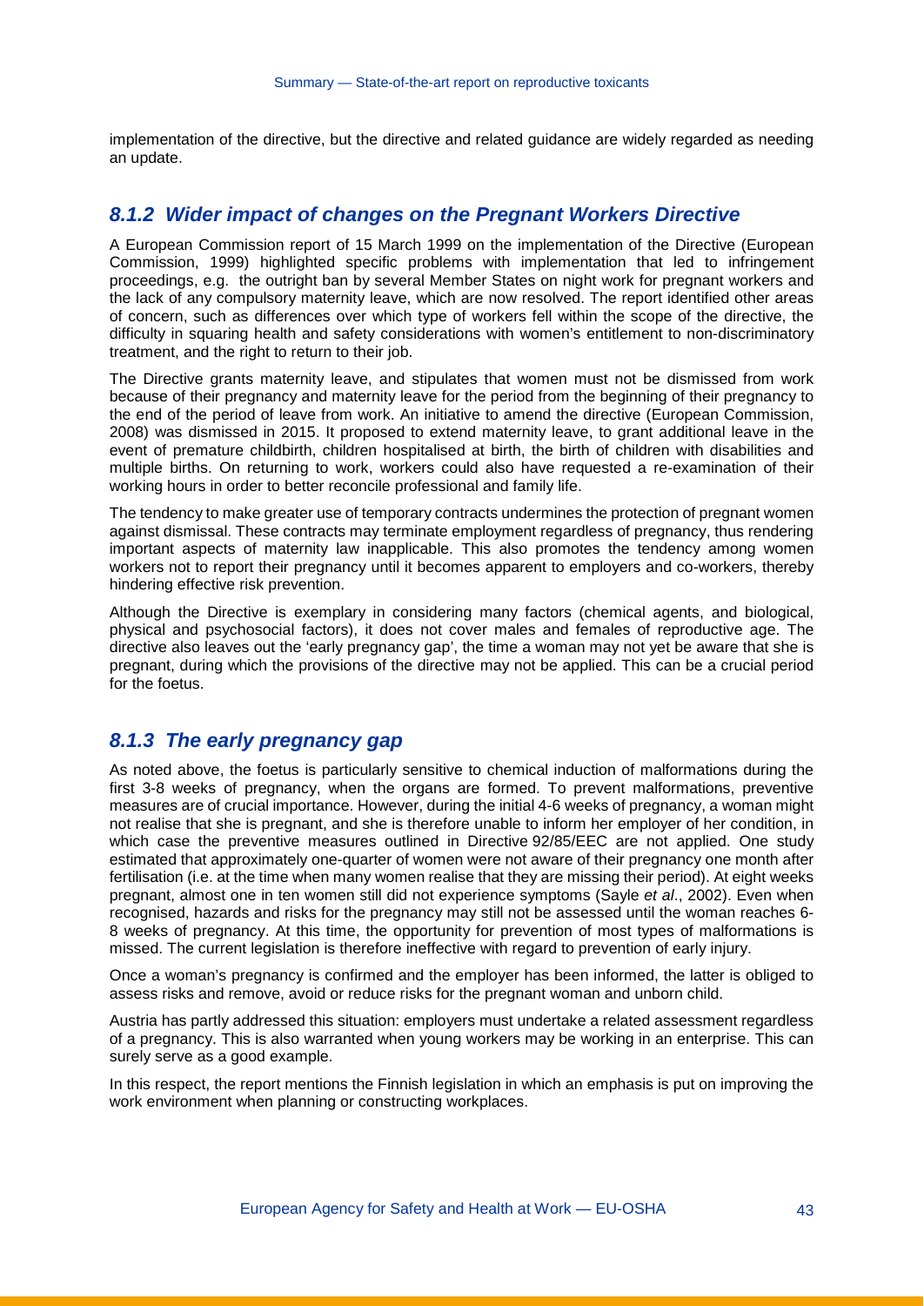implementation of the directive, but the directive and related guidance are widely regarded as needing an update.

### *8.1.2 Wider impact of changes on the Pregnant Workers Directive*

A European Commission report of 15 March 1999 on the implementation of the Directive (European Commission, 1999) highlighted specific problems with implementation that led to infringement proceedings, e.g. the outright ban by several Member States on night work for pregnant workers and the lack of any compulsory maternity leave, which are now resolved. The report identified other areas of concern, such as differences over which type of workers fell within the scope of the directive, the difficulty in squaring health and safety considerations with women's entitlement to non-discriminatory treatment, and the right to return to their job.

The Directive grants maternity leave, and stipulates that women must not be dismissed from work because of their pregnancy and maternity leave for the period from the beginning of their pregnancy to the end of the period of leave from work. An initiative to amend the directive (European Commission, 2008) was dismissed in 2015. It proposed to extend maternity leave, to grant additional leave in the event of premature childbirth, children hospitalised at birth, the birth of children with disabilities and multiple births. On returning to work, workers could also have requested a re-examination of their working hours in order to better reconcile professional and family life.

The tendency to make greater use of temporary contracts undermines the protection of pregnant women against dismissal. These contracts may terminate employment regardless of pregnancy, thus rendering important aspects of maternity law inapplicable. This also promotes the tendency among women workers not to report their pregnancy until it becomes apparent to employers and co-workers, thereby hindering effective risk prevention.

Although the Directive is exemplary in considering many factors (chemical agents, and biological, physical and psychosocial factors), it does not cover males and females of reproductive age. The directive also leaves out the 'early pregnancy gap', the time a woman may not yet be aware that she is pregnant, during which the provisions of the directive may not be applied. This can be a crucial period for the foetus.

### *8.1.3 The early pregnancy gap*

As noted above, the foetus is particularly sensitive to chemical induction of malformations during the first 3-8 weeks of pregnancy, when the organs are formed. To prevent malformations, preventive measures are of crucial importance. However, during the initial 4-6 weeks of pregnancy, a woman might not realise that she is pregnant, and she is therefore unable to inform her employer of her condition, in which case the preventive measures outlined in Directive 92/85/EEC are not applied. One study estimated that approximately one-quarter of women were not aware of their pregnancy one month after fertilisation (i.e. at the time when many women realise that they are missing their period). At eight weeks pregnant, almost one in ten women still did not experience symptoms (Sayle *et al*., 2002). Even when recognised, hazards and risks for the pregnancy may still not be assessed until the woman reaches 6-8 weeks of pregnancy. At this time, the opportunity for prevention of most types of malformations is missed. The current legislation is therefore ineffective with regard to prevention of early injury.

Once a woman's pregnancy is confirmed and the employer has been informed, the latter is obliged to assess risks and remove, avoid or reduce risks for the pregnant woman and unborn child.

Austria has partly addressed this situation: employers must undertake a related assessment regardless of a pregnancy. This is also warranted when young workers may be working in an enterprise. This can surely serve as a good example.

In this respect, the report mentions the Finnish legislation in which an emphasis is put on improving the work environment when planning or constructing workplaces.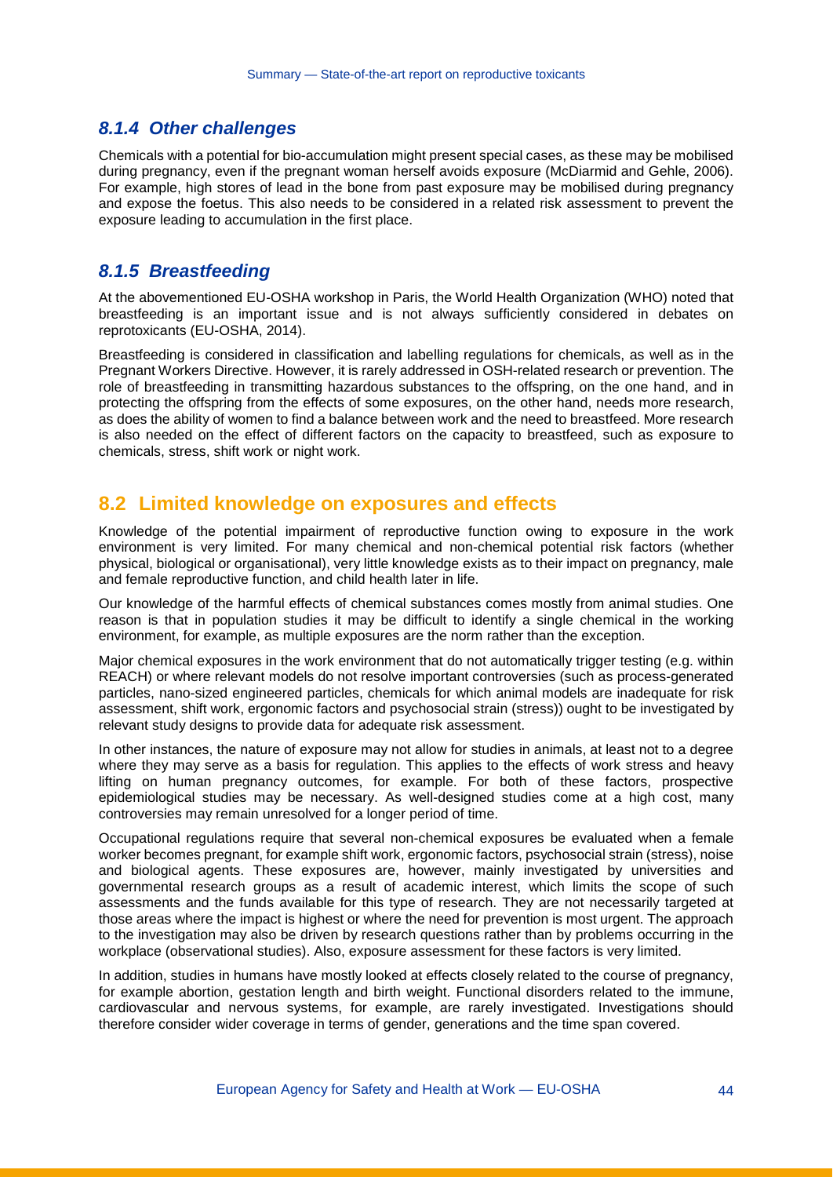### *8.1.4 Other challenges*

Chemicals with a potential for bio-accumulation might present special cases, as these may be mobilised during pregnancy, even if the pregnant woman herself avoids exposure (McDiarmid and Gehle, 2006). For example, high stores of lead in the bone from past exposure may be mobilised during pregnancy and expose the foetus. This also needs to be considered in a related risk assessment to prevent the exposure leading to accumulation in the first place.

### *8.1.5 Breastfeeding*

At the abovementioned EU-OSHA workshop in Paris, the World Health Organization (WHO) noted that breastfeeding is an important issue and is not always sufficiently considered in debates on reprotoxicants (EU-OSHA, 2014).

Breastfeeding is considered in classification and labelling regulations for chemicals, as well as in the Pregnant Workers Directive. However, it is rarely addressed in OSH-related research or prevention. The role of breastfeeding in transmitting hazardous substances to the offspring, on the one hand, and in protecting the offspring from the effects of some exposures, on the other hand, needs more research, as does the ability of women to find a balance between work and the need to breastfeed. More research is also needed on the effect of different factors on the capacity to breastfeed, such as exposure to chemicals, stress, shift work or night work.

## 8.2 Limited knowledge on exposures and effects

Knowledge of the potential impairment of reproductive function owing to exposure in the work environment is very limited. For many chemical and non-chemical potential risk factors (whether physical, biological or organisational), very little knowledge exists as to their impact on pregnancy, male and female reproductive function, and child health later in life.

Our knowledge of the harmful effects of chemical substances comes mostly from animal studies. One reason is that in population studies it may be difficult to identify a single chemical in the working environment, for example, as multiple exposures are the norm rather than the exception.

Major chemical exposures in the work environment that do not automatically trigger testing (e.g. within REACH) or where relevant models do not resolve important controversies (such as process-generated particles, nano-sized engineered particles, chemicals for which animal models are inadequate for risk assessment, shift work, ergonomic factors and psychosocial strain (stress)) ought to be investigated by relevant study designs to provide data for adequate risk assessment.

In other instances, the nature of exposure may not allow for studies in animals, at least not to a degree where they may serve as a basis for regulation. This applies to the effects of work stress and heavy lifting on human pregnancy outcomes, for example. For both of these factors, prospective epidemiological studies may be necessary. As well-designed studies come at a high cost, many controversies may remain unresolved for a longer period of time.

Occupational regulations require that several non-chemical exposures be evaluated when a female worker becomes pregnant, for example shift work, ergonomic factors, psychosocial strain (stress), noise and biological agents. These exposures are, however, mainly investigated by universities and governmental research groups as a result of academic interest, which limits the scope of such assessments and the funds available for this type of research. They are not necessarily targeted at those areas where the impact is highest or where the need for prevention is most urgent. The approach to the investigation may also be driven by research questions rather than by problems occurring in the workplace (observational studies). Also, exposure assessment for these factors is very limited.

In addition, studies in humans have mostly looked at effects closely related to the course of pregnancy, for example abortion, gestation length and birth weight. Functional disorders related to the immune, cardiovascular and nervous systems, for example, are rarely investigated. Investigations should therefore consider wider coverage in terms of gender, generations and the time span covered.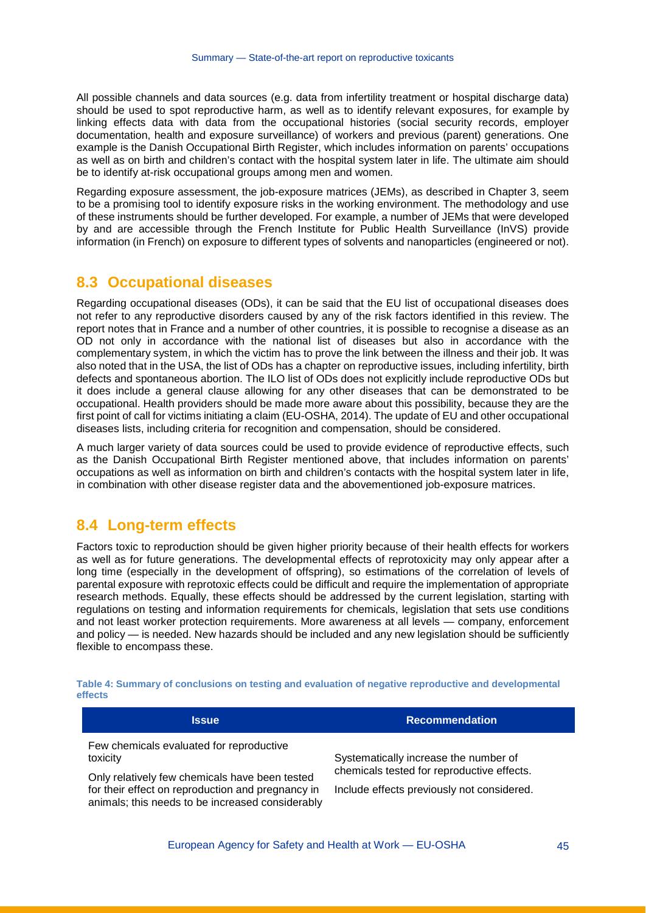All possible channels and data sources (e.g. data from infertility treatment or hospital discharge data) should be used to spot reproductive harm, as well as to identify relevant exposures, for example by linking effects data with data from the occupational histories (social security records, employer documentation, health and exposure surveillance) of workers and previous (parent) generations. One example is the Danish Occupational Birth Register, which includes information on parents' occupations as well as on birth and children's contact with the hospital system later in life. The ultimate aim should be to identify at-risk occupational groups among men and women.

Regarding exposure assessment, the job-exposure matrices (JEMs), as described in Chapter 3, seem to be a promising tool to identify exposure risks in the working environment. The methodology and use of these instruments should be further developed. For example, a number of JEMs that were developed by and are accessible through the French Institute for Public Health Surveillance (InVS) provide information (in French) on exposure to different types of solvents and nanoparticles (engineered or not).

## 8.3 Occupational diseases

Regarding occupational diseases (ODs), it can be said that the EU list of occupational diseases does not refer to any reproductive disorders caused by any of the risk factors identified in this review. The report notes that in France and a number of other countries, it is possible to recognise a disease as an OD not only in accordance with the national list of diseases but also in accordance with the complementary system, in which the victim has to prove the link between the illness and their job. It was also noted that in the USA, the list of ODs has a chapter on reproductive issues, including infertility, birth defects and spontaneous abortion. The ILO list of ODs does not explicitly include reproductive ODs but it does include a general clause allowing for any other diseases that can be demonstrated to be occupational. Health providers should be made more aware about this possibility, because they are the first point of call for victims initiating a claim (EU-OSHA, 2014). The update of EU and other occupational diseases lists, including criteria for recognition and compensation, should be considered.

A much larger variety of data sources could be used to provide evidence of reproductive effects, such as the Danish Occupational Birth Register mentioned above, that includes information on parents' occupations as well as information on birth and children's contacts with the hospital system later in life, in combination with other disease register data and the abovementioned job-exposure matrices.

## 8.4 Long-term effects

Factors toxic to reproduction should be given higher priority because of their health effects for workers as well as for future generations. The developmental effects of reprotoxicity may only appear after a long time (especially in the development of offspring), so estimations of the correlation of levels of parental exposure with reprotoxic effects could be difficult and require the implementation of appropriate research methods. Equally, these effects should be addressed by the current legislation, starting with regulations on testing and information requirements for chemicals, legislation that sets use conditions and not least worker protection requirements. More awareness at all levels — company, enforcement and policy — is needed. New hazards should be included and any new legislation should be sufficiently flexible to encompass these.

**Table 4: Summary of conclusions on testing and evaluation of negative reproductive and developmental effects**

| Issue | Recommendation |
|---|---|
| Few chemicals evaluated for reproductive toxicity<br><br>Only relatively few chemicals have been tested for their effect on reproduction and pregnancy in animals; this needs to be increased considerably | Systematically increase the number of chemicals tested for reproductive effects.<br><br>Include effects previously not considered. |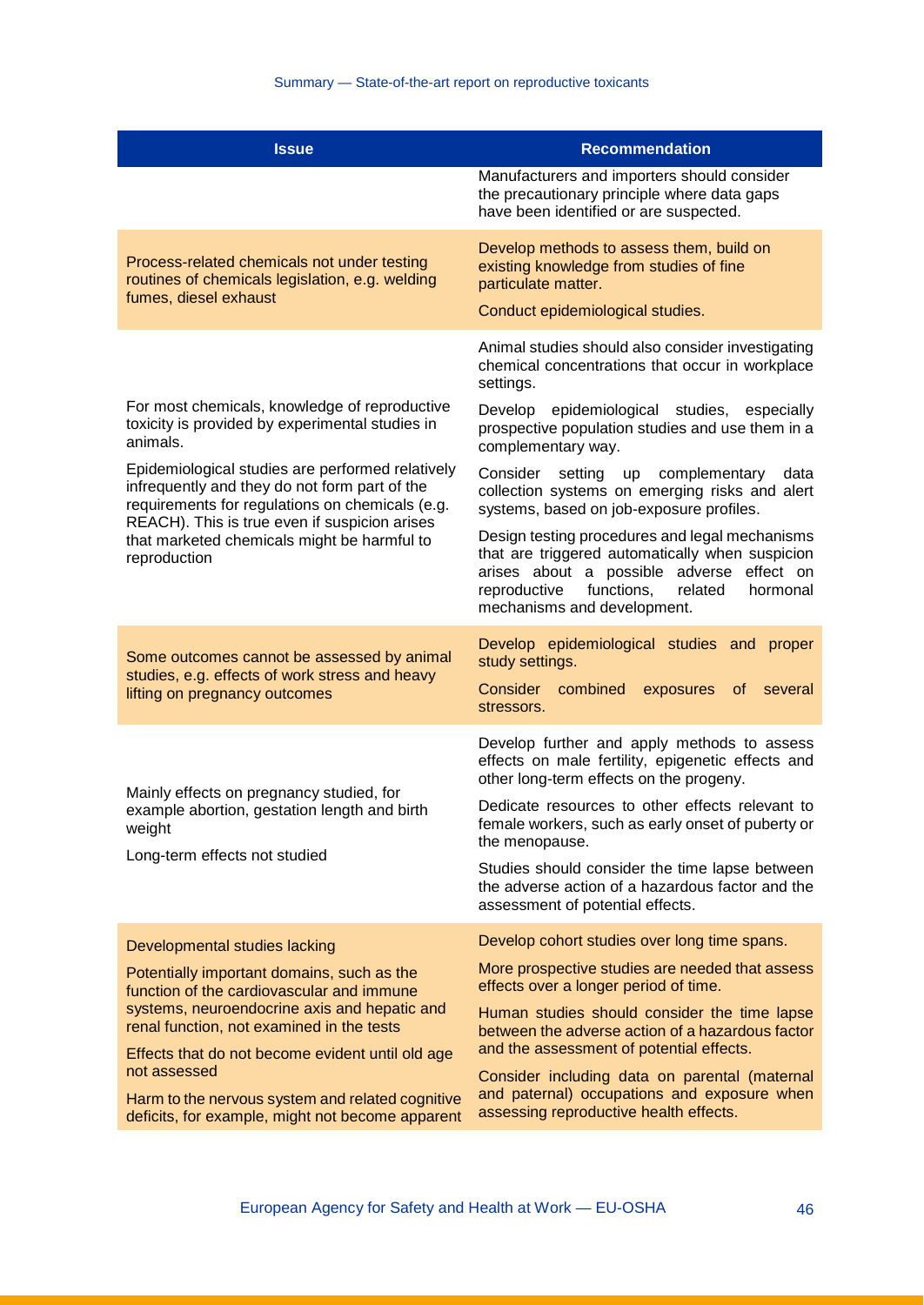| Issue | Recommendation |
| --- | --- |
| | Manufacturers and importers should consider the precautionary principle where data gaps have been identified or are suspected. |
| Process-related chemicals not under testing routines of chemicals legislation, e.g. welding fumes, diesel exhaust | Develop methods to assess them, build on existing knowledge from studies of fine particulate matter.<br><br>Conduct epidemiological studies. |
| For most chemicals, knowledge of reproductive toxicity is provided by experimental studies in animals.<br><br>Epidemiological studies are performed relatively infrequently and they do not form part of the requirements for regulations on chemicals (e.g. REACH). This is true even if suspicion arises that marketed chemicals might be harmful to reproduction | Animal studies should also consider investigating chemical concentrations that occur in workplace settings.<br><br>Develop epidemiological studies, especially prospective population studies and use them in a complementary way.<br><br>Consider setting up complementary data collection systems on emerging risks and alert systems, based on job-exposure profiles.<br><br>Design testing procedures and legal mechanisms that are triggered automatically when suspicion arises about a possible adverse effect on reproductive functions, related hormonal mechanisms and development. |
| Some outcomes cannot be assessed by animal studies, e.g. effects of work stress and heavy lifting on pregnancy outcomes | Develop epidemiological studies and proper study settings.<br><br>Consider combined exposures of several stressors. |
| Mainly effects on pregnancy studied, for example abortion, gestation length and birth weight<br><br>Long-term effects not studied | Develop further and apply methods to assess effects on male fertility, epigenetic effects and other long-term effects on the progeny.<br><br>Dedicate resources to other effects relevant to female workers, such as early onset of puberty or the menopause.<br><br>Studies should consider the time lapse between the adverse action of a hazardous factor and the assessment of potential effects. |
| Developmental studies lacking<br><br>Potentially important domains, such as the function of the cardiovascular and immune systems, neuroendocrine axis and hepatic and renal function, not examined in the tests<br><br>Effects that do not become evident until old age not assessed<br><br>Harm to the nervous system and related cognitive deficits, for example, might not become apparent | Develop cohort studies over long time spans.<br><br>More prospective studies are needed that assess effects over a longer period of time.<br><br>Human studies should consider the time lapse between the adverse action of a hazardous factor and the assessment of potential effects.<br><br>Consider including data on parental (maternal and paternal) occupations and exposure when assessing reproductive health effects. |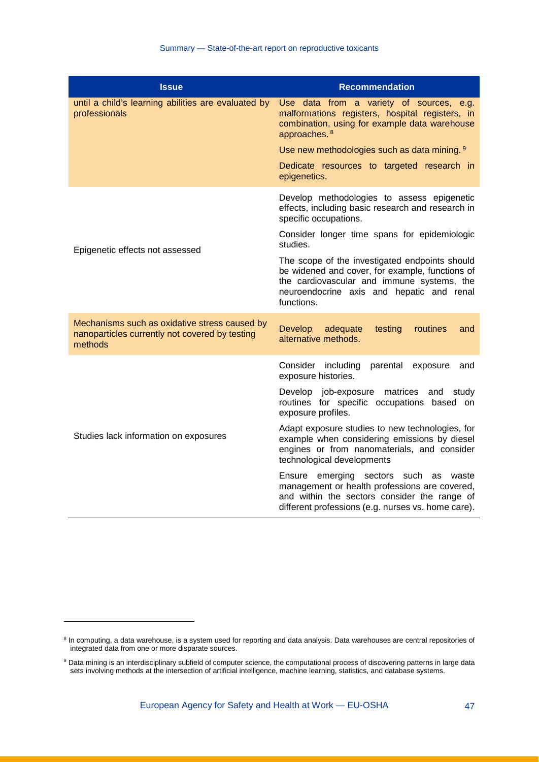| Issue | Recommendation |
|---|---|
| until a child's learning abilities are evaluated by professionals | Use data from a variety of sources, e.g. malformations registers, hospital registers, in combination, using for example data warehouse approaches.[8] |
| | Use new methodologies such as data mining.[9] |
| | Dedicate resources to targeted research in epigenetics. |
| Epigenetic effects not assessed | Develop methodologies to assess epigenetic effects, including basic research and research in specific occupations. |
| | Consider longer time spans for epidemiologic studies. |
| | The scope of the investigated endpoints should be widened and cover, for example, functions of the cardiovascular and immune systems, the neuroendocrine axis and hepatic and renal functions. |
| Mechanisms such as oxidative stress caused by nanoparticles currently not covered by testing methods | Develop adequate testing routines and alternative methods. |
| Studies lack information on exposures | Consider including parental exposure and exposure histories. |
| | Develop job-exposure matrices and study routines for specific occupations based on exposure profiles. |
| | Adapt exposure studies to new technologies, for example when considering emissions by diesel engines or from nanomaterials, and consider technological developments |
| | Ensure emerging sectors such as waste management or health professions are covered, and within the sectors consider the range of different professions (e.g. nurses vs. home care). |

[8] In computing, a data warehouse, is a system used for reporting and data analysis. Data warehouses are central repositories of integrated data from one or more disparate sources.

[9] Data mining is an interdisciplinary subfield of computer science, the computational process of discovering patterns in large data sets involving methods at the intersection of artificial intelligence, machine learning, statistics, and database systems.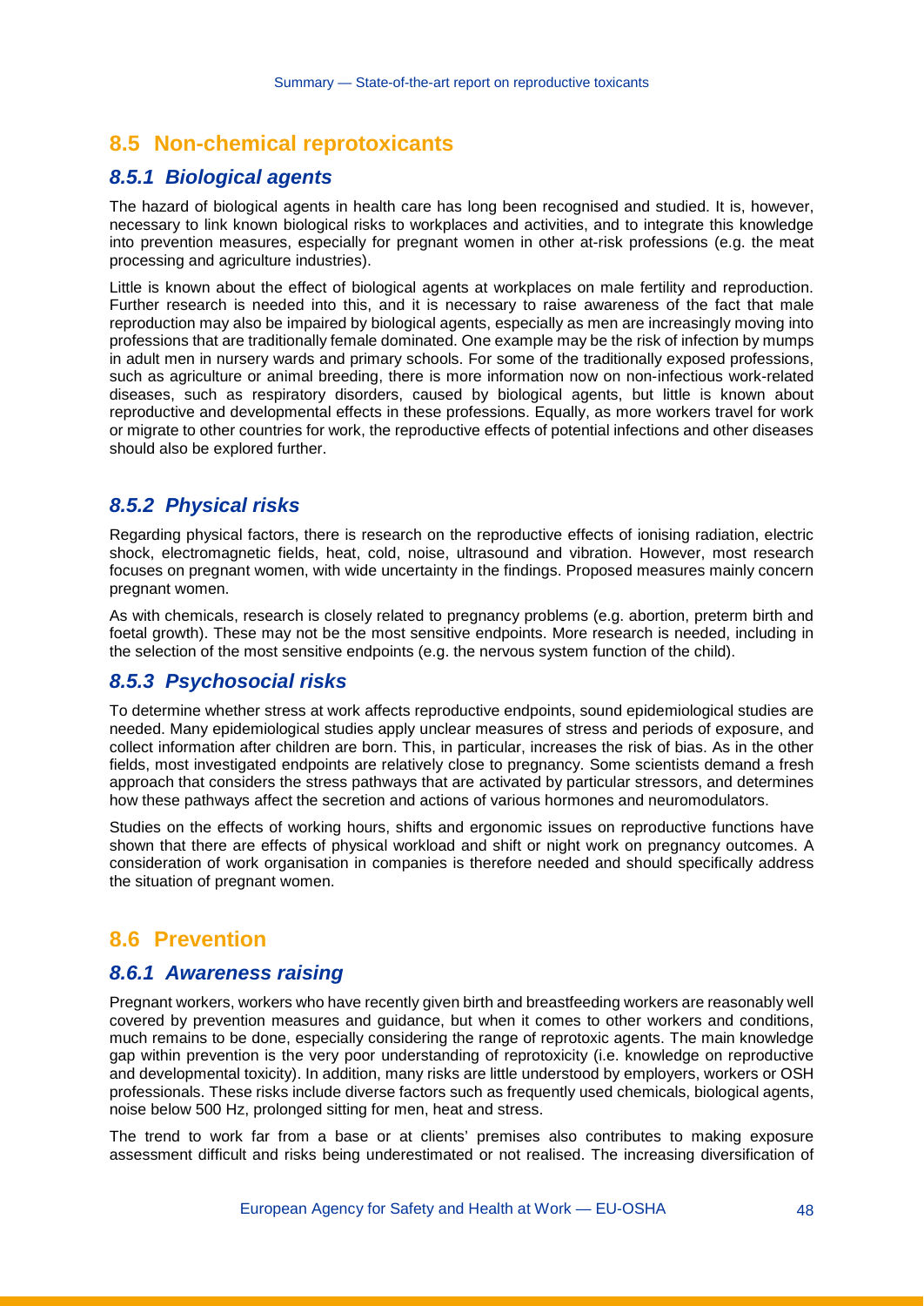## 8.5 Non-chemical reprotoxicants

### 8.5.1 Biological agents

The hazard of biological agents in health care has long been recognised and studied. It is, however, necessary to link known biological risks to workplaces and activities, and to integrate this knowledge into prevention measures, especially for pregnant women in other at-risk professions (e.g. the meat processing and agriculture industries).

Little is known about the effect of biological agents at workplaces on male fertility and reproduction. Further research is needed into this, and it is necessary to raise awareness of the fact that male reproduction may also be impaired by biological agents, especially as men are increasingly moving into professions that are traditionally female dominated. One example may be the risk of infection by mumps in adult men in nursery wards and primary schools. For some of the traditionally exposed professions, such as agriculture or animal breeding, there is more information now on non-infectious work-related diseases, such as respiratory disorders, caused by biological agents, but little is known about reproductive and developmental effects in these professions. Equally, as more workers travel for work or migrate to other countries for work, the reproductive effects of potential infections and other diseases should also be explored further.

### 8.5.2 Physical risks

Regarding physical factors, there is research on the reproductive effects of ionising radiation, electric shock, electromagnetic fields, heat, cold, noise, ultrasound and vibration. However, most research focuses on pregnant women, with wide uncertainty in the findings. Proposed measures mainly concern pregnant women.

As with chemicals, research is closely related to pregnancy problems (e.g. abortion, preterm birth and foetal growth). These may not be the most sensitive endpoints. More research is needed, including in the selection of the most sensitive endpoints (e.g. the nervous system function of the child).

### 8.5.3 Psychosocial risks

To determine whether stress at work affects reproductive endpoints, sound epidemiological studies are needed. Many epidemiological studies apply unclear measures of stress and periods of exposure, and collect information after children are born. This, in particular, increases the risk of bias. As in the other fields, most investigated endpoints are relatively close to pregnancy. Some scientists demand a fresh approach that considers the stress pathways that are activated by particular stressors, and determines how these pathways affect the secretion and actions of various hormones and neuromodulators.

Studies on the effects of working hours, shifts and ergonomic issues on reproductive functions have shown that there are effects of physical workload and shift or night work on pregnancy outcomes. A consideration of work organisation in companies is therefore needed and should specifically address the situation of pregnant women.

## 8.6 Prevention

### 8.6.1 Awareness raising

Pregnant workers, workers who have recently given birth and breastfeeding workers are reasonably well covered by prevention measures and guidance, but when it comes to other workers and conditions, much remains to be done, especially considering the range of reprotoxic agents. The main knowledge gap within prevention is the very poor understanding of reprotoxicity (i.e. knowledge on reproductive and developmental toxicity). In addition, many risks are little understood by employers, workers or OSH professionals. These risks include diverse factors such as frequently used chemicals, biological agents, noise below 500 Hz, prolonged sitting for men, heat and stress.

The trend to work far from a base or at clients' premises also contributes to making exposure assessment difficult and risks being underestimated or not realised. The increasing diversification of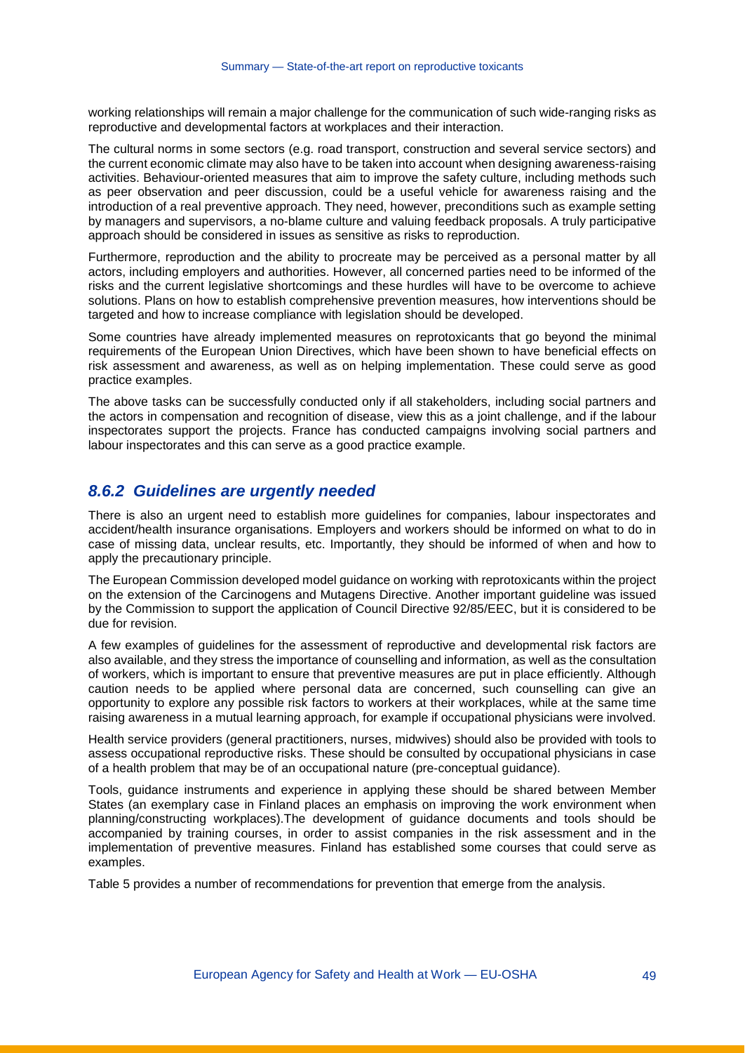working relationships will remain a major challenge for the communication of such wide-ranging risks as reproductive and developmental factors at workplaces and their interaction.

The cultural norms in some sectors (e.g. road transport, construction and several service sectors) and the current economic climate may also have to be taken into account when designing awareness-raising activities. Behaviour-oriented measures that aim to improve the safety culture, including methods such as peer observation and peer discussion, could be a useful vehicle for awareness raising and the introduction of a real preventive approach. They need, however, preconditions such as example setting by managers and supervisors, a no-blame culture and valuing feedback proposals. A truly participative approach should be considered in issues as sensitive as risks to reproduction.

Furthermore, reproduction and the ability to procreate may be perceived as a personal matter by all actors, including employers and authorities. However, all concerned parties need to be informed of the risks and the current legislative shortcomings and these hurdles will have to be overcome to achieve solutions. Plans on how to establish comprehensive prevention measures, how interventions should be targeted and how to increase compliance with legislation should be developed.

Some countries have already implemented measures on reprotoxicants that go beyond the minimal requirements of the European Union Directives, which have been shown to have beneficial effects on risk assessment and awareness, as well as on helping implementation. These could serve as good practice examples.

The above tasks can be successfully conducted only if all stakeholders, including social partners and the actors in compensation and recognition of disease, view this as a joint challenge, and if the labour inspectorates support the projects. France has conducted campaigns involving social partners and labour inspectorates and this can serve as a good practice example.

### *8.6.2 Guidelines are urgently needed*

There is also an urgent need to establish more guidelines for companies, labour inspectorates and accident/health insurance organisations. Employers and workers should be informed on what to do in case of missing data, unclear results, etc. Importantly, they should be informed of when and how to apply the precautionary principle.

The European Commission developed model guidance on working with reprotoxicants within the project on the extension of the Carcinogens and Mutagens Directive. Another important guideline was issued by the Commission to support the application of Council Directive 92/85/EEC, but it is considered to be due for revision.

A few examples of guidelines for the assessment of reproductive and developmental risk factors are also available, and they stress the importance of counselling and information, as well as the consultation of workers, which is important to ensure that preventive measures are put in place efficiently. Although caution needs to be applied where personal data are concerned, such counselling can give an opportunity to explore any possible risk factors to workers at their workplaces, while at the same time raising awareness in a mutual learning approach, for example if occupational physicians were involved.

Health service providers (general practitioners, nurses, midwives) should also be provided with tools to assess occupational reproductive risks. These should be consulted by occupational physicians in case of a health problem that may be of an occupational nature (pre-conceptual guidance).

Tools, guidance instruments and experience in applying these should be shared between Member States (an exemplary case in Finland places an emphasis on improving the work environment when planning/constructing workplaces).The development of guidance documents and tools should be accompanied by training courses, in order to assist companies in the risk assessment and in the implementation of preventive measures. Finland has established some courses that could serve as examples.

Table 5 provides a number of recommendations for prevention that emerge from the analysis.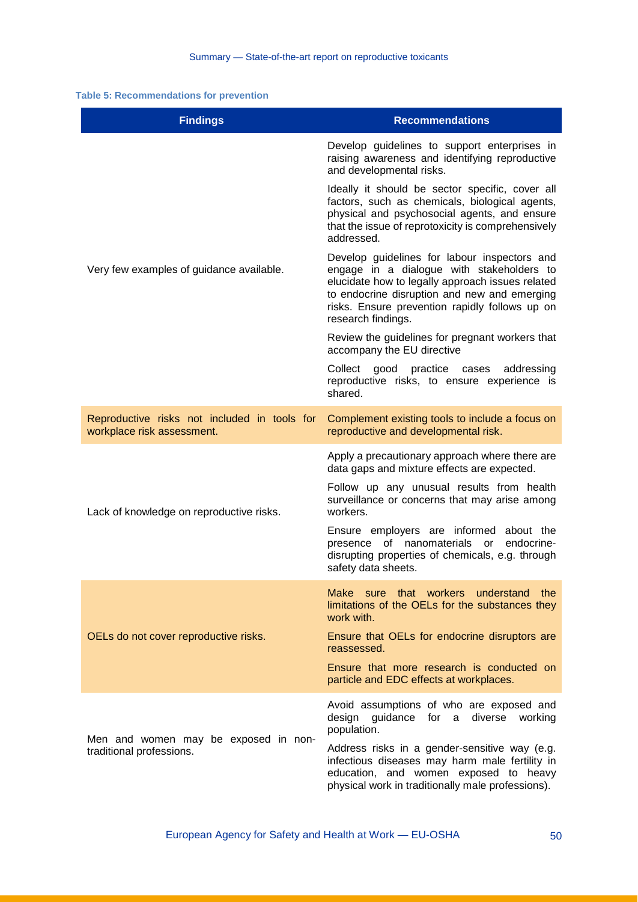**Table 5: Recommendations for prevention**

| Findings | Recommendations |
|---|---|
| Very few examples of guidance available. | Develop guidelines to support enterprises in raising awareness and identifying reproductive and developmental risks. |
| | Ideally it should be sector specific, cover all factors, such as chemicals, biological agents, physical and psychosocial agents, and ensure that the issue of reprotoxicity is comprehensively addressed. |
| | Develop guidelines for labour inspectors and engage in a dialogue with stakeholders to elucidate how to legally approach issues related to endocrine disruption and new and emerging risks. Ensure prevention rapidly follows up on research findings. |
| | Review the guidelines for pregnant workers that accompany the EU directive |
| | Collect good practice cases addressing reproductive risks, to ensure experience is shared. |
| Reproductive risks not included in tools for workplace risk assessment. | Complement existing tools to include a focus on reproductive and developmental risk. |
| Lack of knowledge on reproductive risks. | Apply a precautionary approach where there are data gaps and mixture effects are expected. |
| | Follow up any unusual results from health surveillance or concerns that may arise among workers. |
| | Ensure employers are informed about the presence of nanomaterials or endocrine-disrupting properties of chemicals, e.g. through safety data sheets. |
| OELs do not cover reproductive risks. | Make sure that workers understand the limitations of the OELs for the substances they work with. |
| | Ensure that OELs for endocrine disruptors are reassessed. |
| | Ensure that more research is conducted on particle and EDC effects at workplaces. |
| Men and women may be exposed in non-traditional professions. | Avoid assumptions of who are exposed and design guidance for a diverse working population. |
| | Address risks in a gender-sensitive way (e.g. infectious diseases may harm male fertility in education, and women exposed to heavy physical work in traditionally male professions). |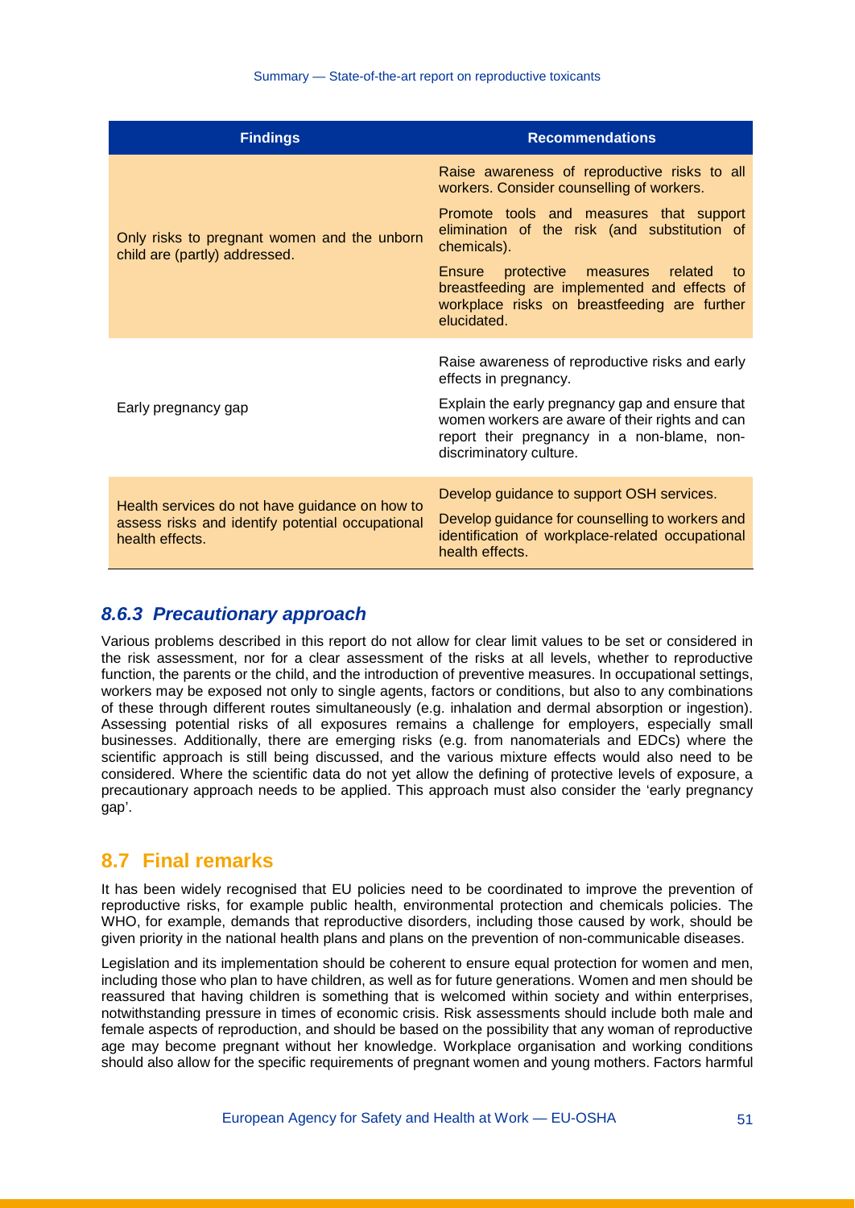| Findings | Recommendations |
| --- | --- |
| Only risks to pregnant women and the unborn child are (partly) addressed. | Raise awareness of reproductive risks to all workers. Consider counselling of workers.<br><br>Promote tools and measures that support elimination of the risk (and substitution of chemicals).<br><br>Ensure protective measures related to breastfeeding are implemented and effects of workplace risks on breastfeeding are further elucidated. |
| Early pregnancy gap | Raise awareness of reproductive risks and early effects in pregnancy.<br><br>Explain the early pregnancy gap and ensure that women workers are aware of their rights and can report their pregnancy in a non-blame, non-discriminatory culture. |
| Health services do not have guidance on how to assess risks and identify potential occupational health effects. | Develop guidance to support OSH services.<br><br>Develop guidance for counselling to workers and identification of workplace-related occupational health effects. |

### *8.6.3 Precautionary approach*

Various problems described in this report do not allow for clear limit values to be set or considered in the risk assessment, nor for a clear assessment of the risks at all levels, whether to reproductive function, the parents or the child, and the introduction of preventive measures. In occupational settings, workers may be exposed not only to single agents, factors or conditions, but also to any combinations of these through different routes simultaneously (e.g. inhalation and dermal absorption or ingestion). Assessing potential risks of all exposures remains a challenge for employers, especially small businesses. Additionally, there are emerging risks (e.g. from nanomaterials and EDCs) where the scientific approach is still being discussed, and the various mixture effects would also need to be considered. Where the scientific data do not yet allow the defining of protective levels of exposure, a precautionary approach needs to be applied. This approach must also consider the 'early pregnancy gap'.

## 8.7 Final remarks

It has been widely recognised that EU policies need to be coordinated to improve the prevention of reproductive risks, for example public health, environmental protection and chemicals policies. The WHO, for example, demands that reproductive disorders, including those caused by work, should be given priority in the national health plans and plans on the prevention of non-communicable diseases.

Legislation and its implementation should be coherent to ensure equal protection for women and men, including those who plan to have children, as well as for future generations. Women and men should be reassured that having children is something that is welcomed within society and within enterprises, notwithstanding pressure in times of economic crisis. Risk assessments should include both male and female aspects of reproduction, and should be based on the possibility that any woman of reproductive age may become pregnant without her knowledge. Workplace organisation and working conditions should also allow for the specific requirements of pregnant women and young mothers. Factors harmful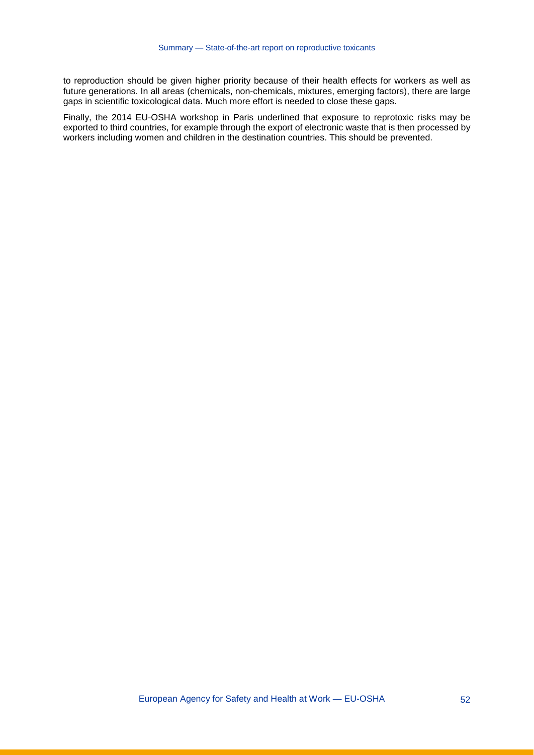to reproduction should be given higher priority because of their health effects for workers as well as future generations. In all areas (chemicals, non-chemicals, mixtures, emerging factors), there are large gaps in scientific toxicological data. Much more effort is needed to close these gaps.

Finally, the 2014 EU-OSHA workshop in Paris underlined that exposure to reprotoxic risks may be exported to third countries, for example through the export of electronic waste that is then processed by workers including women and children in the destination countries. This should be prevented.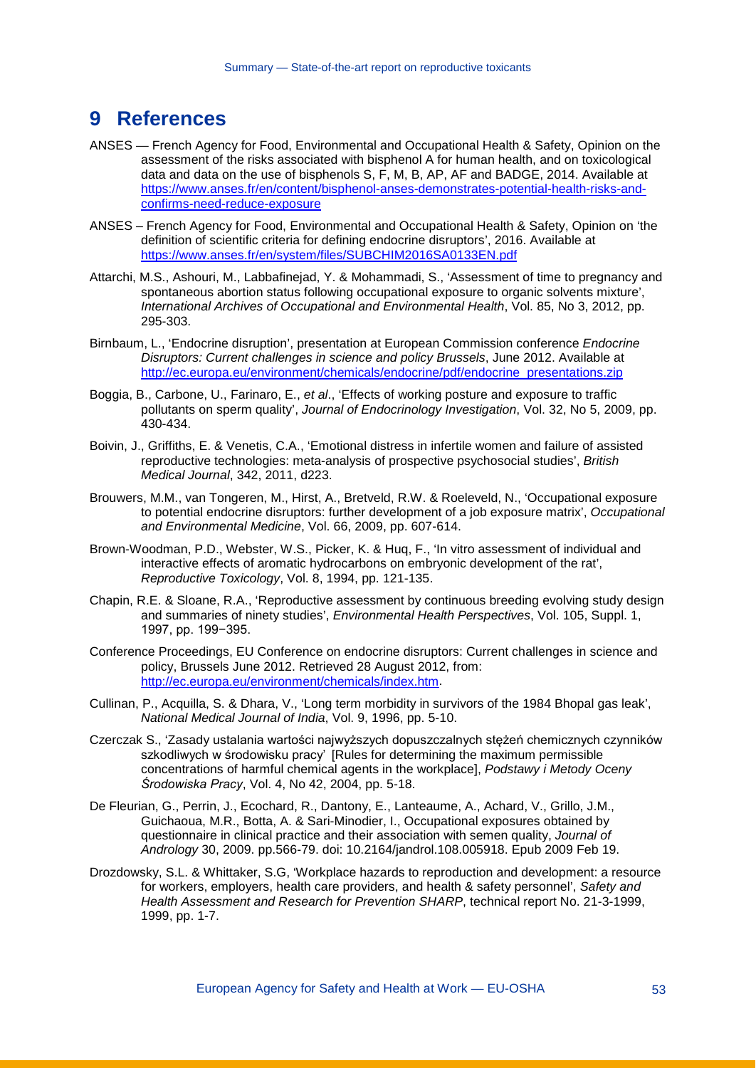# 9 References

ANSES — French Agency for Food, Environmental and Occupational Health & Safety, Opinion on the assessment of the risks associated with bisphenol A for human health, and on toxicological data and data on the use of bisphenols S, F, M, B, AP, AF and BADGE, 2014. Available at https://www.anses.fr/en/content/bisphenol-anses-demonstrates-potential-health-risks-and-confirms-need-reduce-exposure

ANSES – French Agency for Food, Environmental and Occupational Health & Safety, Opinion on 'the definition of scientific criteria for defining endocrine disruptors', 2016. Available at https://www.anses.fr/en/system/files/SUBCHIM2016SA0133EN.pdf

Attarchi, M.S., Ashouri, M., Labbafinejad, Y. & Mohammadi, S., 'Assessment of time to pregnancy and spontaneous abortion status following occupational exposure to organic solvents mixture', *International Archives of Occupational and Environmental Health*, Vol. 85, No 3, 2012, pp. 295-303.

Birnbaum, L., 'Endocrine disruption', presentation at European Commission conference *Endocrine Disruptors: Current challenges in science and policy Brussels*, June 2012. Available at http://ec.europa.eu/environment/chemicals/endocrine/pdf/endocrine_presentations.zip

Boggia, B., Carbone, U., Farinaro, E., *et al*., 'Effects of working posture and exposure to traffic pollutants on sperm quality', *Journal of Endocrinology Investigation*, Vol. 32, No 5, 2009, pp. 430-434.

Boivin, J., Griffiths, E. & Venetis, C.A., 'Emotional distress in infertile women and failure of assisted reproductive technologies: meta-analysis of prospective psychosocial studies', *British Medical Journal*, 342, 2011, d223.

Brouwers, M.M., van Tongeren, M., Hirst, A., Bretveld, R.W. & Roeleveld, N., 'Occupational exposure to potential endocrine disruptors: further development of a job exposure matrix', *Occupational and Environmental Medicine*, Vol. 66, 2009, pp. 607-614.

Brown-Woodman, P.D., Webster, W.S., Picker, K. & Huq, F., 'In vitro assessment of individual and interactive effects of aromatic hydrocarbons on embryonic development of the rat', *Reproductive Toxicology*, Vol. 8, 1994, pp. 121-135.

Chapin, R.E. & Sloane, R.A., 'Reproductive assessment by continuous breeding evolving study design and summaries of ninety studies', *Environmental Health Perspectives*, Vol. 105, Suppl. 1, 1997, pp. 199−395.

Conference Proceedings, EU Conference on endocrine disruptors: Current challenges in science and policy, Brussels June 2012. Retrieved 28 August 2012, from: http://ec.europa.eu/environment/chemicals/index.htm.

Cullinan, P., Acquilla, S. & Dhara, V., 'Long term morbidity in survivors of the 1984 Bhopal gas leak', *National Medical Journal of India*, Vol. 9, 1996, pp. 5-10.

Czerczak S., 'Zasady ustalania wartości najwyższych dopuszczalnych stężeń chemicznych czynników szkodliwych w środowisku pracy' [Rules for determining the maximum permissible concentrations of harmful chemical agents in the workplace], *Podstawy i Metody Oceny Środowiska Pracy*, Vol. 4, No 42, 2004, pp. 5-18.

De Fleurian, G., Perrin, J., Ecochard, R., Dantony, E., Lanteaume, A., Achard, V., Grillo, J.M., Guichaoua, M.R., Botta, A. & Sari-Minodier, I., Occupational exposures obtained by questionnaire in clinical practice and their association with semen quality, *Journal of Andrology* 30, 2009. pp.566-79. doi: 10.2164/jandrol.108.005918. Epub 2009 Feb 19.

Drozdowsky, S.L. & Whittaker, S.G, 'Workplace hazards to reproduction and development: a resource for workers, employers, health care providers, and health & safety personnel', *Safety and Health Assessment and Research for Prevention SHARP*, technical report No. 21-3-1999, 1999, pp. 1-7.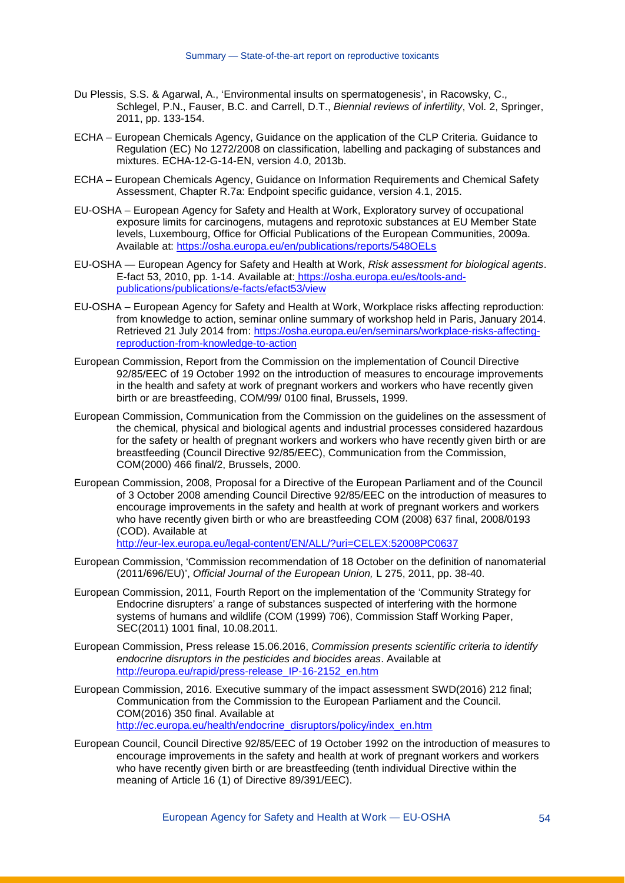Du Plessis, S.S. & Agarwal, A., 'Environmental insults on spermatogenesis', in Racowsky, C., Schlegel, P.N., Fauser, B.C. and Carrell, D.T., *Biennial reviews of infertility*, Vol. 2, Springer, 2011, pp. 133-154.

ECHA – European Chemicals Agency, Guidance on the application of the CLP Criteria. Guidance to Regulation (EC) No 1272/2008 on classification, labelling and packaging of substances and mixtures. ECHA-12-G-14-EN, version 4.0, 2013b.

ECHA – European Chemicals Agency, Guidance on Information Requirements and Chemical Safety Assessment, Chapter R.7a: Endpoint specific guidance, version 4.1, 2015.

EU-OSHA – European Agency for Safety and Health at Work, Exploratory survey of occupational exposure limits for carcinogens, mutagens and reprotoxic substances at EU Member State levels, Luxembourg, Office for Official Publications of the European Communities, 2009a. Available at: https://osha.europa.eu/en/publications/reports/548OELs

EU-OSHA — European Agency for Safety and Health at Work, *Risk assessment for biological agents*. E-fact 53, 2010, pp. 1-14. Available at: https://osha.europa.eu/es/tools-and-publications/publications/e-facts/efact53/view

EU-OSHA – European Agency for Safety and Health at Work, Workplace risks affecting reproduction: from knowledge to action, seminar online summary of workshop held in Paris, January 2014. Retrieved 21 July 2014 from: https://osha.europa.eu/en/seminars/workplace-risks-affecting-reproduction-from-knowledge-to-action

European Commission, Report from the Commission on the implementation of Council Directive 92/85/EEC of 19 October 1992 on the introduction of measures to encourage improvements in the health and safety at work of pregnant workers and workers who have recently given birth or are breastfeeding, COM/99/ 0100 final, Brussels, 1999.

European Commission, Communication from the Commission on the guidelines on the assessment of the chemical, physical and biological agents and industrial processes considered hazardous for the safety or health of pregnant workers and workers who have recently given birth or are breastfeeding (Council Directive 92/85/EEC), Communication from the Commission, COM(2000) 466 final/2, Brussels, 2000.

European Commission, 2008, Proposal for a Directive of the European Parliament and of the Council of 3 October 2008 amending Council Directive 92/85/EEC on the introduction of measures to encourage improvements in the safety and health at work of pregnant workers and workers who have recently given birth or who are breastfeeding COM (2008) 637 final, 2008/0193 (COD). Available at http://eur-lex.europa.eu/legal-content/EN/ALL/?uri=CELEX:52008PC0637

European Commission, 'Commission recommendation of 18 October on the definition of nanomaterial (2011/696/EU)', *Official Journal of the European Union,* L 275, 2011, pp. 38-40.

European Commission, 2011, Fourth Report on the implementation of the 'Community Strategy for Endocrine disrupters' a range of substances suspected of interfering with the hormone systems of humans and wildlife (COM (1999) 706), Commission Staff Working Paper, SEC(2011) 1001 final, 10.08.2011.

European Commission, Press release 15.06.2016, *Commission presents scientific criteria to identify endocrine disruptors in the pesticides and biocides areas*. Available at http://europa.eu/rapid/press-release_IP-16-2152_en.htm

European Commission, 2016. Executive summary of the impact assessment SWD(2016) 212 final; Communication from the Commission to the European Parliament and the Council. COM(2016) 350 final. Available at http://ec.europa.eu/health/endocrine_disruptors/policy/index_en.htm

European Council, Council Directive 92/85/EEC of 19 October 1992 on the introduction of measures to encourage improvements in the safety and health at work of pregnant workers and workers who have recently given birth or are breastfeeding (tenth individual Directive within the meaning of Article 16 (1) of Directive 89/391/EEC).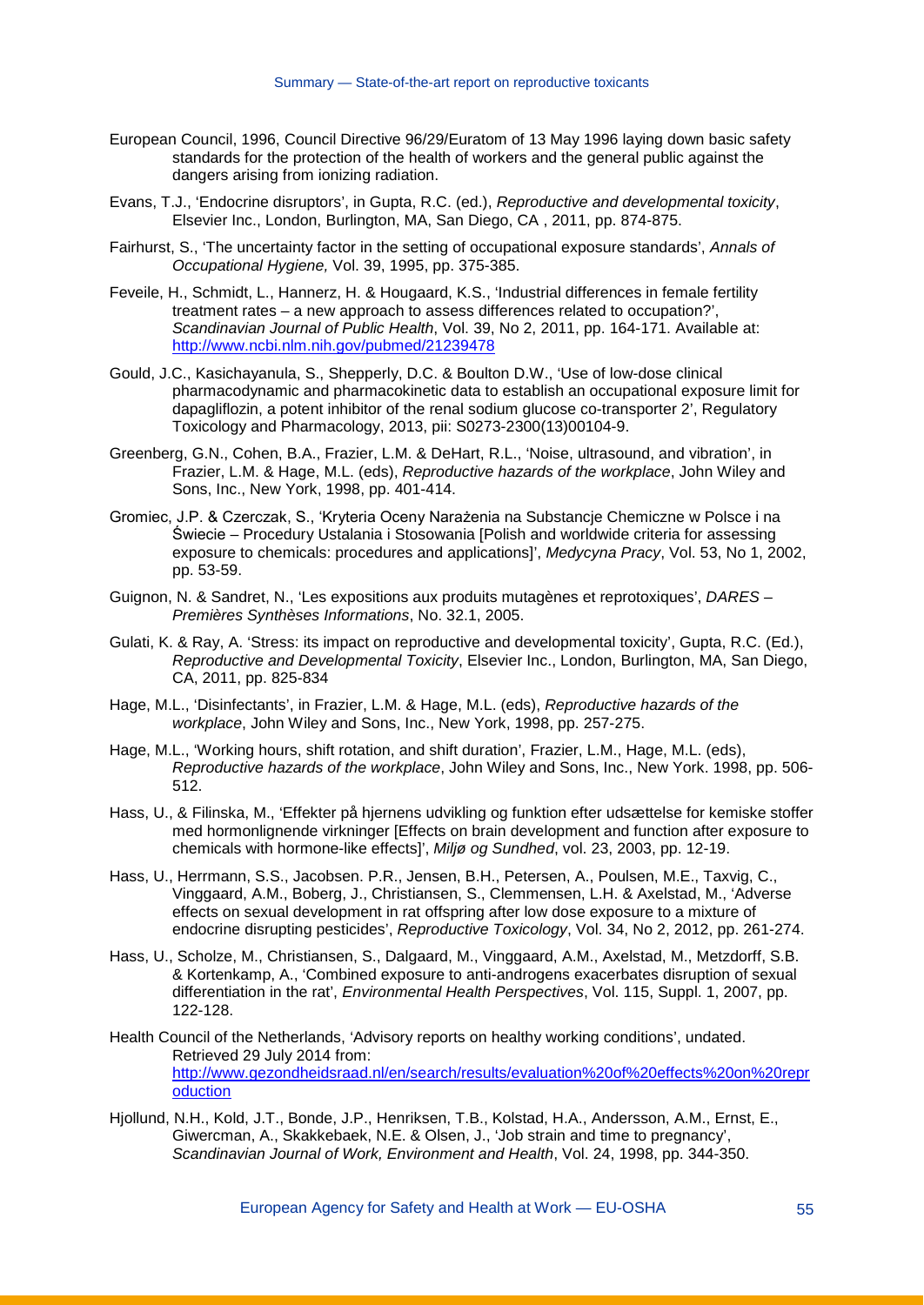European Council, 1996, Council Directive 96/29/Euratom of 13 May 1996 laying down basic safety standards for the protection of the health of workers and the general public against the dangers arising from ionizing radiation.

Evans, T.J., 'Endocrine disruptors', in Gupta, R.C. (ed.), *Reproductive and developmental toxicity*, Elsevier Inc., London, Burlington, MA, San Diego, CA , 2011, pp. 874-875.

Fairhurst, S., 'The uncertainty factor in the setting of occupational exposure standards', *Annals of Occupational Hygiene,* Vol. 39, 1995, pp. 375-385.

Feveile, H., Schmidt, L., Hannerz, H. & Hougaard, K.S., 'Industrial differences in female fertility treatment rates – a new approach to assess differences related to occupation?', *Scandinavian Journal of Public Health*, Vol. 39, No 2, 2011, pp. 164-171. Available at: [http://www.ncbi.nlm.nih.gov/pubmed/21239478](http://www.ncbi.nlm.nih.gov/pubmed/21239478)

Gould, J.C., Kasichayanula, S., Shepperly, D.C. & Boulton D.W., 'Use of low-dose clinical pharmacodynamic and pharmacokinetic data to establish an occupational exposure limit for dapagliflozin, a potent inhibitor of the renal sodium glucose co-transporter 2', Regulatory Toxicology and Pharmacology, 2013, pii: S0273-2300(13)00104-9.

Greenberg, G.N., Cohen, B.A., Frazier, L.M. & DeHart, R.L., 'Noise, ultrasound, and vibration', in Frazier, L.M. & Hage, M.L. (eds), *Reproductive hazards of the workplace*, John Wiley and Sons, Inc., New York, 1998, pp. 401-414.

Gromiec, J.P. & Czerczak, S., 'Kryteria Oceny Narażenia na Substancje Chemiczne w Polsce i na Świecie – Procedury Ustalania i Stosowania [Polish and worldwide criteria for assessing exposure to chemicals: procedures and applications]', *Medycyna Pracy*, Vol. 53, No 1, 2002, pp. 53-59.

Guignon, N. & Sandret, N., 'Les expositions aux produits mutagènes et reprotoxiques', *DARES – Premières Synthèses Informations*, No. 32.1, 2005.

Gulati, K. & Ray, A. 'Stress: its impact on reproductive and developmental toxicity', Gupta, R.C. (Ed.), *Reproductive and Developmental Toxicity*, Elsevier Inc., London, Burlington, MA, San Diego, CA, 2011, pp. 825-834

Hage, M.L., 'Disinfectants', in Frazier, L.M. & Hage, M.L. (eds), *Reproductive hazards of the workplace*, John Wiley and Sons, Inc., New York, 1998, pp. 257-275.

Hage, M.L., 'Working hours, shift rotation, and shift duration', Frazier, L.M., Hage, M.L. (eds), *Reproductive hazards of the workplace*, John Wiley and Sons, Inc., New York. 1998, pp. 506-512.

Hass, U., & Filinska, M., 'Effekter på hjernens udvikling og funktion efter udsættelse for kemiske stoffer med hormonlignende virkninger [Effects on brain development and function after exposure to chemicals with hormone-like effects]', *Miljø og Sundhed*, vol. 23, 2003, pp. 12-19.

Hass, U., Herrmann, S.S., Jacobsen. P.R., Jensen, B.H., Petersen, A., Poulsen, M.E., Taxvig, C., Vinggaard, A.M., Boberg, J., Christiansen, S., Clemmensen, L.H. & Axelstad, M., 'Adverse effects on sexual development in rat offspring after low dose exposure to a mixture of endocrine disrupting pesticides', *Reproductive Toxicology*, Vol. 34, No 2, 2012, pp. 261-274.

Hass, U., Scholze, M., Christiansen, S., Dalgaard, M., Vinggaard, A.M., Axelstad, M., Metzdorff, S.B. & Kortenkamp, A., 'Combined exposure to anti-androgens exacerbates disruption of sexual differentiation in the rat', *Environmental Health Perspectives*, Vol. 115, Suppl. 1, 2007, pp. 122-128.

Health Council of the Netherlands, 'Advisory reports on healthy working conditions', undated. Retrieved 29 July 2014 from: [http://www.gezondheidsraad.nl/en/search/results/evaluation%20of%20effects%20on%20reproduction](http://www.gezondheidsraad.nl/en/search/results/evaluation%20of%20effects%20on%20reproduction)

Hjollund, N.H., Kold, J.T., Bonde, J.P., Henriksen, T.B., Kolstad, H.A., Andersson, A.M., Ernst, E., Giwercman, A., Skakkebaek, N.E. & Olsen, J., 'Job strain and time to pregnancy', *Scandinavian Journal of Work, Environment and Health*, Vol. 24, 1998, pp. 344-350.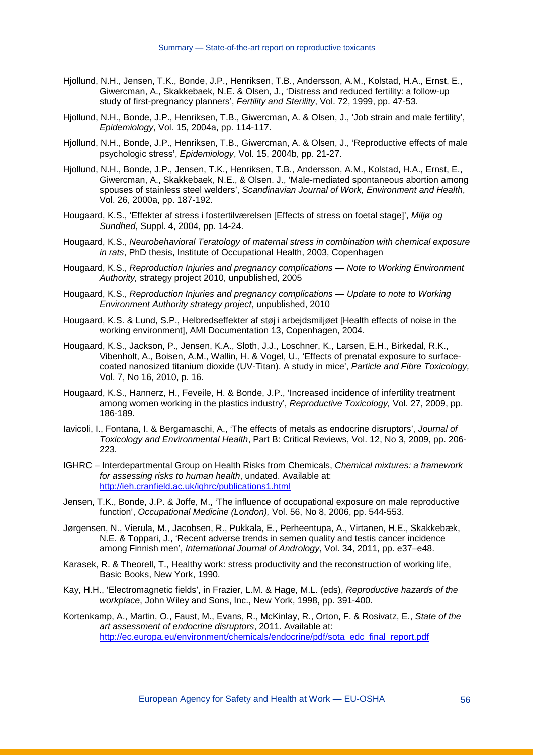Hjollund, N.H., Jensen, T.K., Bonde, J.P., Henriksen, T.B., Andersson, A.M., Kolstad, H.A., Ernst, E., Giwercman, A., Skakkebaek, N.E. & Olsen, J., 'Distress and reduced fertility: a follow-up study of first-pregnancy planners', *Fertility and Sterility*, Vol. 72, 1999, pp. 47-53.

Hjollund, N.H., Bonde, J.P., Henriksen, T.B., Giwercman, A. & Olsen, J., 'Job strain and male fertility', *Epidemiology*, Vol. 15, 2004a, pp. 114-117.

Hjollund, N.H., Bonde, J.P., Henriksen, T.B., Giwercman, A. & Olsen, J., 'Reproductive effects of male psychologic stress', *Epidemiology*, Vol. 15, 2004b, pp. 21-27.

Hjollund, N.H., Bonde, J.P., Jensen, T.K., Henriksen, T.B., Andersson, A.M., Kolstad, H.A., Ernst, E., Giwercman, A., Skakkebaek, N.E., & Olsen. J., 'Male-mediated spontaneous abortion among spouses of stainless steel welders', *Scandinavian Journal of Work, Environment and Health*, Vol. 26, 2000a, pp. 187-192.

Hougaard, K.S., 'Effekter af stress i fostertilværelsen [Effects of stress on foetal stage]', *Miljø og Sundhed*, Suppl. 4, 2004, pp. 14-24.

Hougaard, K.S., *Neurobehavioral Teratology of maternal stress in combination with chemical exposure in rats*, PhD thesis, Institute of Occupational Health, 2003, Copenhagen

Hougaard, K.S., *Reproduction Injuries and pregnancy complications — Note to Working Environment Authority,* strategy project 2010, unpublished, 2005

Hougaard, K.S., *Reproduction Injuries and pregnancy complications — Update to note to Working Environment Authority strategy project*, unpublished, 2010

Hougaard, K.S. & Lund, S.P., Helbredseffekter af støj i arbejdsmiljøet [Health effects of noise in the working environment], AMI Documentation 13, Copenhagen, 2004.

Hougaard, K.S., Jackson, P., Jensen, K.A., Sloth, J.J., Loschner, K., Larsen, E.H., Birkedal, R.K., Vibenholt, A., Boisen, A.M., Wallin, H. & Vogel, U., 'Effects of prenatal exposure to surface-coated nanosized titanium dioxide (UV-Titan). A study in mice', *Particle and Fibre Toxicology,* Vol. 7, No 16, 2010, p. 16.

Hougaard, K.S., Hannerz, H., Feveile, H. & Bonde, J.P., 'Increased incidence of infertility treatment among women working in the plastics industry', *Reproductive Toxicology,* Vol. 27, 2009, pp. 186-189.

Iavicoli, I., Fontana, I. & Bergamaschi, A., 'The effects of metals as endocrine disruptors', *Journal of Toxicology and Environmental Health*, Part B: Critical Reviews, Vol. 12, No 3, 2009, pp. 206-223.

IGHRC – Interdepartmental Group on Health Risks from Chemicals, *Chemical mixtures: a framework for assessing risks to human health*, undated. Available at: http://ieh.cranfield.ac.uk/ighrc/publications1.html

Jensen, T.K., Bonde, J.P. & Joffe, M., 'The influence of occupational exposure on male reproductive function', *Occupational Medicine (London),* Vol. 56, No 8, 2006, pp. 544-553.

Jørgensen, N., Vierula, M., Jacobsen, R., Pukkala, E., Perheentupa, A., Virtanen, H.E., Skakkebæk, N.E. & Toppari, J., 'Recent adverse trends in semen quality and testis cancer incidence among Finnish men', *International Journal of Andrology*, Vol. 34, 2011, pp. e37–e48.

Karasek, R. & Theorell, T., Healthy work: stress productivity and the reconstruction of working life, Basic Books, New York, 1990.

Kay, H.H., 'Electromagnetic fields', in Frazier, L.M. & Hage, M.L. (eds), *Reproductive hazards of the workplace*, John Wiley and Sons, Inc., New York, 1998, pp. 391-400.

Kortenkamp, A., Martin, O., Faust, M., Evans, R., McKinlay, R., Orton, F. & Rosivatz, E., *State of the art assessment of endocrine disruptors*, 2011. Available at: http://ec.europa.eu/environment/chemicals/endocrine/pdf/sota_edc_final_report.pdf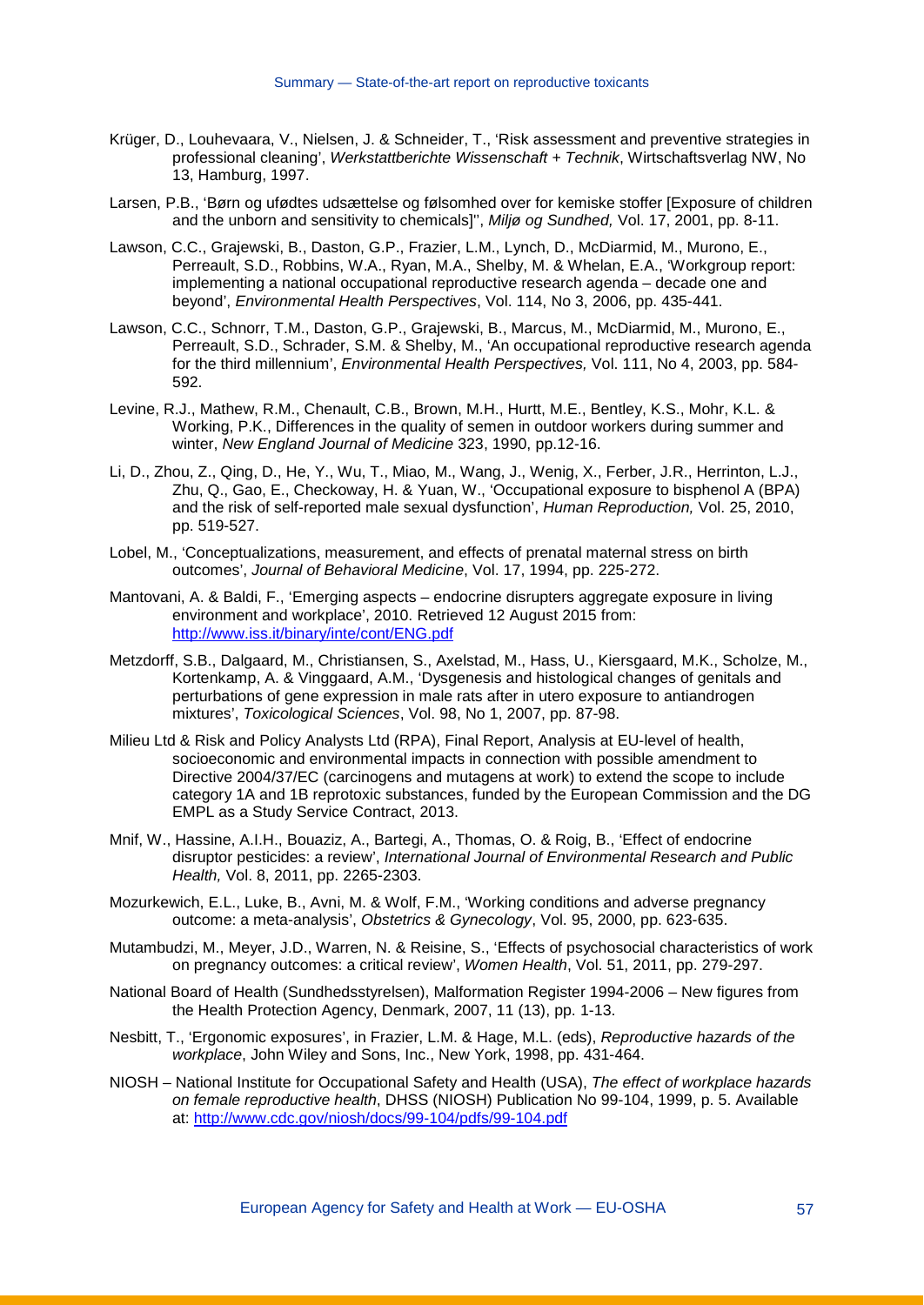Krüger, D., Louhevaara, V., Nielsen, J. & Schneider, T., 'Risk assessment and preventive strategies in professional cleaning', *Werkstattberichte Wissenschaft + Technik*, Wirtschaftsverlag NW, No 13, Hamburg, 1997.

Larsen, P.B., 'Børn og ufødtes udsættelse og følsomhed over for kemiske stoffer [Exposure of children and the unborn and sensitivity to chemicals]'', *Miljø og Sundhed,* Vol. 17, 2001, pp. 8-11.

Lawson, C.C., Grajewski, B., Daston, G.P., Frazier, L.M., Lynch, D., McDiarmid, M., Murono, E., Perreault, S.D., Robbins, W.A., Ryan, M.A., Shelby, M. & Whelan, E.A., 'Workgroup report: implementing a national occupational reproductive research agenda – decade one and beyond', *Environmental Health Perspectives*, Vol. 114, No 3, 2006, pp. 435-441.

Lawson, C.C., Schnorr, T.M., Daston, G.P., Grajewski, B., Marcus, M., McDiarmid, M., Murono, E., Perreault, S.D., Schrader, S.M. & Shelby, M., 'An occupational reproductive research agenda for the third millennium', *Environmental Health Perspectives,* Vol. 111, No 4, 2003, pp. 584-592.

Levine, R.J., Mathew, R.M., Chenault, C.B., Brown, M.H., Hurtt, M.E., Bentley, K.S., Mohr, K.L. & Working, P.K., Differences in the quality of semen in outdoor workers during summer and winter, *New England Journal of Medicine* 323, 1990, pp.12-16.

Li, D., Zhou, Z., Qing, D., He, Y., Wu, T., Miao, M., Wang, J., Wenig, X., Ferber, J.R., Herrinton, L.J., Zhu, Q., Gao, E., Checkoway, H. & Yuan, W., 'Occupational exposure to bisphenol A (BPA) and the risk of self-reported male sexual dysfunction', *Human Reproduction,* Vol. 25, 2010, pp. 519-527.

Lobel, M., 'Conceptualizations, measurement, and effects of prenatal maternal stress on birth outcomes', *Journal of Behavioral Medicine*, Vol. 17, 1994, pp. 225-272.

Mantovani, A. & Baldi, F., 'Emerging aspects – endocrine disrupters aggregate exposure in living environment and workplace', 2010. Retrieved 12 August 2015 from: http://www.iss.it/binary/inte/cont/ENG.pdf

Metzdorff, S.B., Dalgaard, M., Christiansen, S., Axelstad, M., Hass, U., Kiersgaard, M.K., Scholze, M., Kortenkamp, A. & Vinggaard, A.M., 'Dysgenesis and histological changes of genitals and perturbations of gene expression in male rats after in utero exposure to antiandrogen mixtures', *Toxicological Sciences*, Vol. 98, No 1, 2007, pp. 87-98.

Milieu Ltd & Risk and Policy Analysts Ltd (RPA), Final Report, Analysis at EU-level of health, socioeconomic and environmental impacts in connection with possible amendment to Directive 2004/37/EC (carcinogens and mutagens at work) to extend the scope to include category 1A and 1B reprotoxic substances, funded by the European Commission and the DG EMPL as a Study Service Contract, 2013.

Mnif, W., Hassine, A.I.H., Bouaziz, A., Bartegi, A., Thomas, O. & Roig, B., 'Effect of endocrine disruptor pesticides: a review', *International Journal of Environmental Research and Public Health,* Vol. 8, 2011, pp. 2265-2303.

Mozurkewich, E.L., Luke, B., Avni, M. & Wolf, F.M., 'Working conditions and adverse pregnancy outcome: a meta-analysis', *Obstetrics & Gynecology*, Vol. 95, 2000, pp. 623-635.

Mutambudzi, M., Meyer, J.D., Warren, N. & Reisine, S., 'Effects of psychosocial characteristics of work on pregnancy outcomes: a critical review', *Women Health*, Vol. 51, 2011, pp. 279-297.

National Board of Health (Sundhedsstyrelsen), Malformation Register 1994-2006 – New figures from the Health Protection Agency, Denmark, 2007, 11 (13), pp. 1-13.

Nesbitt, T., 'Ergonomic exposures', in Frazier, L.M. & Hage, M.L. (eds), *Reproductive hazards of the workplace*, John Wiley and Sons, Inc., New York, 1998, pp. 431-464.

NIOSH – National Institute for Occupational Safety and Health (USA), *The effect of workplace hazards on female reproductive health*, DHSS (NIOSH) Publication No 99-104, 1999, p. 5. Available at: http://www.cdc.gov/niosh/docs/99-104/pdfs/99-104.pdf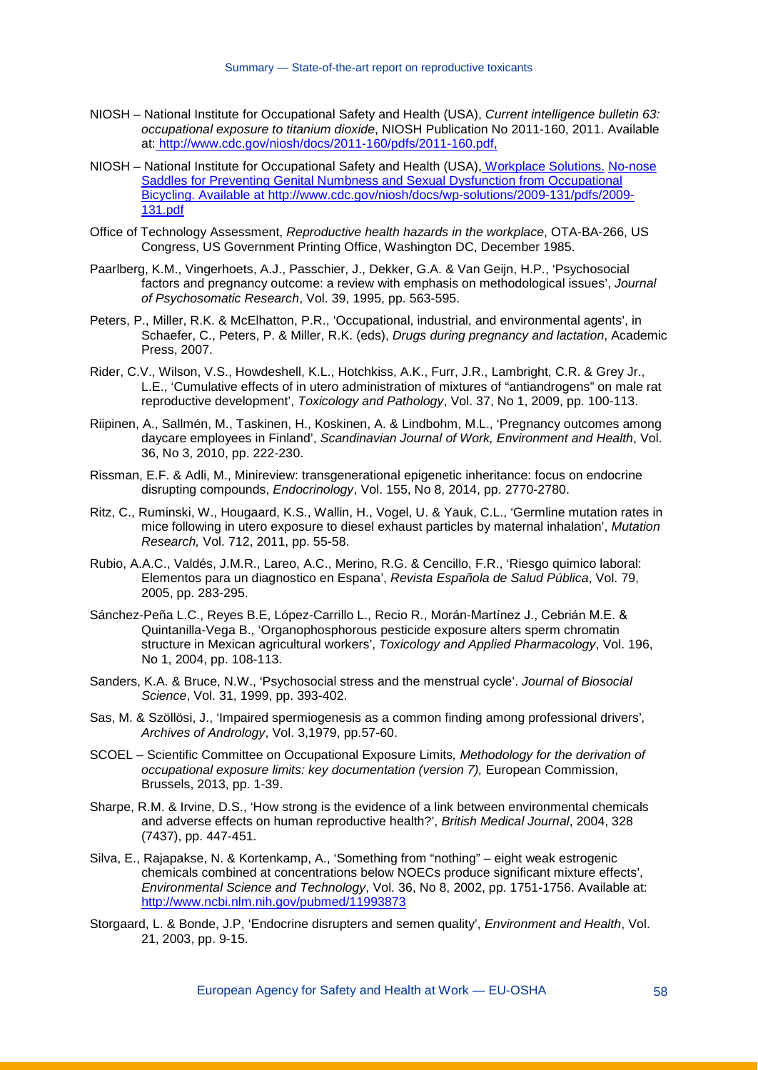NIOSH – National Institute for Occupational Safety and Health (USA), *Current intelligence bulletin 63: occupational exposure to titanium dioxide*, NIOSH Publication No 2011-160, 2011. Available at: http://www.cdc.gov/niosh/docs/2011-160/pdfs/2011-160.pdf,

NIOSH – National Institute for Occupational Safety and Health (USA), Workplace Solutions. No-nose Saddles for Preventing Genital Numbness and Sexual Dysfunction from Occupational Bicycling. Available at http://www.cdc.gov/niosh/docs/wp-solutions/2009-131/pdfs/2009-131.pdf

Office of Technology Assessment, *Reproductive health hazards in the workplace*, OTA-BA-266, US Congress, US Government Printing Office, Washington DC, December 1985.

Paarlberg, K.M., Vingerhoets, A.J., Passchier, J., Dekker, G.A. & Van Geijn, H.P., 'Psychosocial factors and pregnancy outcome: a review with emphasis on methodological issues', *Journal of Psychosomatic Research*, Vol. 39, 1995, pp. 563-595.

Peters, P., Miller, R.K. & McElhatton, P.R., 'Occupational, industrial, and environmental agents', in Schaefer, C., Peters, P. & Miller, R.K. (eds), *Drugs during pregnancy and lactation*, Academic Press, 2007.

Rider, C.V., Wilson, V.S., Howdeshell, K.L., Hotchkiss, A.K., Furr, J.R., Lambright, C.R. & Grey Jr., L.E., 'Cumulative effects of in utero administration of mixtures of "antiandrogens" on male rat reproductive development', *Toxicology and Pathology*, Vol. 37, No 1, 2009, pp. 100-113.

Riipinen, A., Sallmén, M., Taskinen, H., Koskinen, A. & Lindbohm, M.L., 'Pregnancy outcomes among daycare employees in Finland', *Scandinavian Journal of Work, Environment and Health*, Vol. 36, No 3, 2010, pp. 222-230.

Rissman, E.F. & Adli, M., Minireview: transgenerational epigenetic inheritance: focus on endocrine disrupting compounds, *Endocrinology*, Vol. 155, No 8, 2014, pp. 2770-2780.

Ritz, C., Ruminski, W., Hougaard, K.S., Wallin, H., Vogel, U. & Yauk, C.L., 'Germline mutation rates in mice following in utero exposure to diesel exhaust particles by maternal inhalation', *Mutation Research,* Vol. 712, 2011, pp. 55-58.

Rubio, A.A.C., Valdés, J.M.R., Lareo, A.C., Merino, R.G. & Cencillo, F.R., 'Riesgo quimico laboral: Elementos para un diagnostico en Espana', *Revista Española de Salud Pública*, Vol. 79, 2005, pp. 283-295.

Sánchez-Peña L.C., Reyes B.E, López-Carrillo L., Recio R., Morán-Martínez J., Cebrián M.E. & Quintanilla-Vega B., 'Organophosphorous pesticide exposure alters sperm chromatin structure in Mexican agricultural workers', *Toxicology and Applied Pharmacology*, Vol. 196, No 1, 2004, pp. 108-113.

Sanders, K.A. & Bruce, N.W., 'Psychosocial stress and the menstrual cycle'. *Journal of Biosocial Science*, Vol. 31, 1999, pp. 393-402.

Sas, M. & Szöllösi, J., 'Impaired spermiogenesis as a common finding among professional drivers', *Archives of Andrology*, Vol. 3,1979, pp.57-60.

SCOEL – Scientific Committee on Occupational Exposure Limits*, Methodology for the derivation of occupational exposure limits: key documentation (version 7),* European Commission, Brussels, 2013, pp. 1-39.

Sharpe, R.M. & Irvine, D.S., 'How strong is the evidence of a link between environmental chemicals and adverse effects on human reproductive health?', *British Medical Journal*, 2004, 328 (7437), pp. 447-451.

Silva, E., Rajapakse, N. & Kortenkamp, A., 'Something from "nothing" – eight weak estrogenic chemicals combined at concentrations below NOECs produce significant mixture effects', *Environmental Science and Technology*, Vol. 36, No 8, 2002, pp. 1751-1756. Available at: http://www.ncbi.nlm.nih.gov/pubmed/11993873

Storgaard, L. & Bonde, J.P, 'Endocrine disrupters and semen quality', *Environment and Health*, Vol. 21, 2003, pp. 9-15.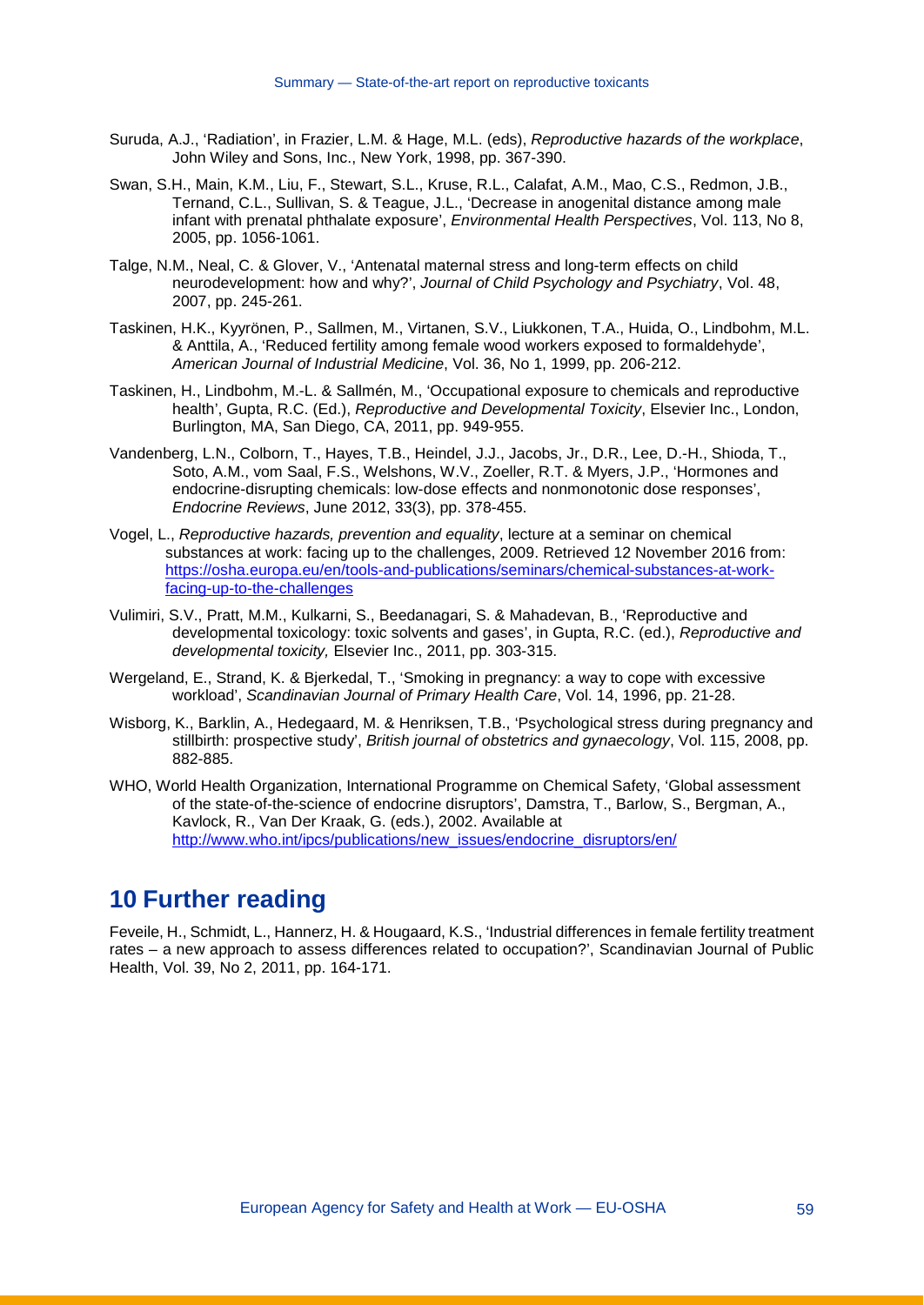Suruda, A.J., 'Radiation', in Frazier, L.M. & Hage, M.L. (eds), *Reproductive hazards of the workplace*, John Wiley and Sons, Inc., New York, 1998, pp. 367-390.

Swan, S.H., Main, K.M., Liu, F., Stewart, S.L., Kruse, R.L., Calafat, A.M., Mao, C.S., Redmon, J.B., Ternand, C.L., Sullivan, S. & Teague, J.L., 'Decrease in anogenital distance among male infant with prenatal phthalate exposure', *Environmental Health Perspectives*, Vol. 113, No 8, 2005, pp. 1056-1061.

Talge, N.M., Neal, C. & Glover, V., 'Antenatal maternal stress and long-term effects on child neurodevelopment: how and why?', *Journal of Child Psychology and Psychiatry*, Vol. 48, 2007, pp. 245-261.

Taskinen, H.K., Kyyrönen, P., Sallmen, M., Virtanen, S.V., Liukkonen, T.A., Huida, O., Lindbohm, M.L. & Anttila, A., 'Reduced fertility among female wood workers exposed to formaldehyde', *American Journal of Industrial Medicine*, Vol. 36, No 1, 1999, pp. 206-212.

Taskinen, H., Lindbohm, M.-L. & Sallmén, M., 'Occupational exposure to chemicals and reproductive health', Gupta, R.C. (Ed.), *Reproductive and Developmental Toxicity*, Elsevier Inc., London, Burlington, MA, San Diego, CA, 2011, pp. 949-955.

Vandenberg, L.N., Colborn, T., Hayes, T.B., Heindel, J.J., Jacobs, Jr., D.R., Lee, D.-H., Shioda, T., Soto, A.M., vom Saal, F.S., Welshons, W.V., Zoeller, R.T. & Myers, J.P., 'Hormones and endocrine-disrupting chemicals: low-dose effects and nonmonotonic dose responses', *Endocrine Reviews*, June 2012, 33(3), pp. 378-455.

Vogel, L., *Reproductive hazards, prevention and equality*, lecture at a seminar on chemical substances at work: facing up to the challenges, 2009. Retrieved 12 November 2016 from: https://osha.europa.eu/en/tools-and-publications/seminars/chemical-substances-at-work-facing-up-to-the-challenges

Vulimiri, S.V., Pratt, M.M., Kulkarni, S., Beedanagari, S. & Mahadevan, B., 'Reproductive and developmental toxicology: toxic solvents and gases', in Gupta, R.C. (ed.), *Reproductive and developmental toxicity,* Elsevier Inc., 2011, pp. 303-315.

Wergeland, E., Strand, K. & Bjerkedal, T., 'Smoking in pregnancy: a way to cope with excessive workload', *Scandinavian Journal of Primary Health Care*, Vol. 14, 1996, pp. 21-28.

Wisborg, K., Barklin, A., Hedegaard, M. & Henriksen, T.B., 'Psychological stress during pregnancy and stillbirth: prospective study', *British journal of obstetrics and gynaecology*, Vol. 115, 2008, pp. 882-885.

WHO, World Health Organization, International Programme on Chemical Safety, 'Global assessment of the state-of-the-science of endocrine disruptors', Damstra, T., Barlow, S., Bergman, A., Kavlock, R., Van Der Kraak, G. (eds.), 2002. Available at http://www.who.int/ipcs/publications/new_issues/endocrine_disruptors/en/

# 10 Further reading

Feveile, H., Schmidt, L., Hannerz, H. & Hougaard, K.S., 'Industrial differences in female fertility treatment rates – a new approach to assess differences related to occupation?', Scandinavian Journal of Public Health, Vol. 39, No 2, 2011, pp. 164-171.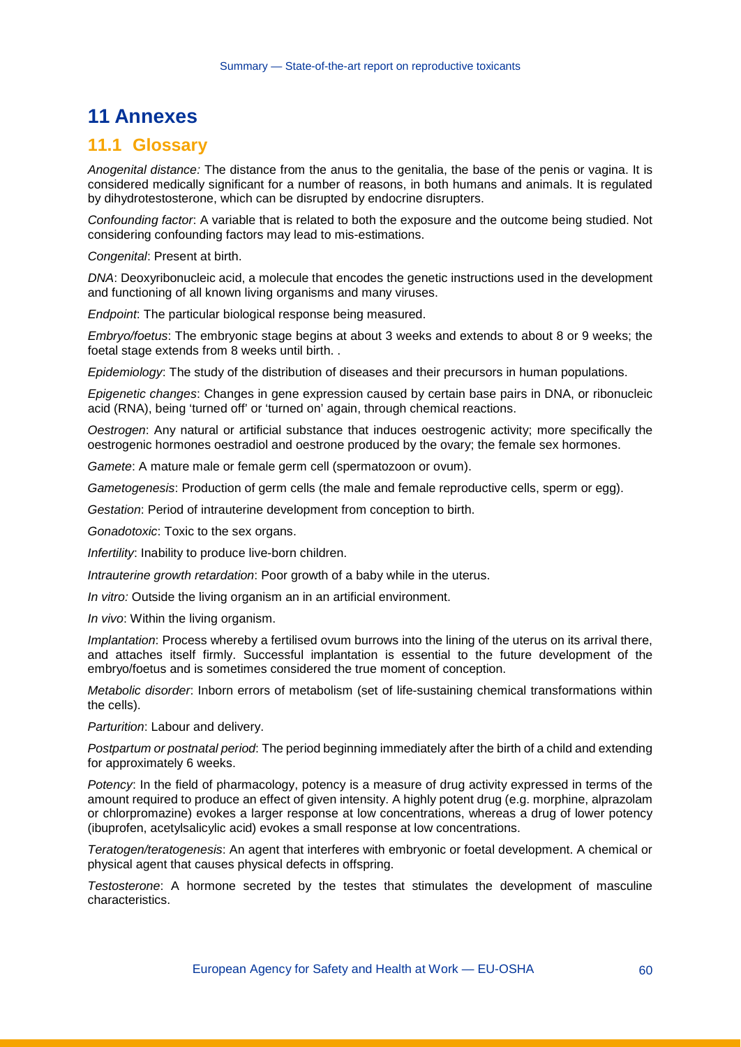# 11 Annexes

## 11.1 Glossary

*Anogenital distance:* The distance from the anus to the genitalia, the base of the penis or vagina. It is considered medically significant for a number of reasons, in both humans and animals. It is regulated by dihydrotestosterone, which can be disrupted by endocrine disrupters.

*Confounding factor*: A variable that is related to both the exposure and the outcome being studied. Not considering confounding factors may lead to mis-estimations.

*Congenital*: Present at birth.

*DNA*: Deoxyribonucleic acid, a molecule that encodes the genetic instructions used in the development and functioning of all known living organisms and many viruses.

*Endpoint*: The particular biological response being measured.

*Embryo/foetus*: The embryonic stage begins at about 3 weeks and extends to about 8 or 9 weeks; the foetal stage extends from 8 weeks until birth. .

*Epidemiology*: The study of the distribution of diseases and their precursors in human populations.

*Epigenetic changes*: Changes in gene expression caused by certain base pairs in DNA, or ribonucleic acid (RNA), being 'turned off' or 'turned on' again, through chemical reactions.

*Oestrogen*: Any natural or artificial substance that induces oestrogenic activity; more specifically the oestrogenic hormones oestradiol and oestrone produced by the ovary; the female sex hormones.

*Gamete*: A mature male or female germ cell (spermatozoon or ovum).

*Gametogenesis*: Production of germ cells (the male and female reproductive cells, sperm or egg).

*Gestation*: Period of intrauterine development from conception to birth.

*Gonadotoxic*: Toxic to the sex organs.

*Infertility*: Inability to produce live-born children.

*Intrauterine growth retardation*: Poor growth of a baby while in the uterus.

*In vitro:* Outside the living organism an in an artificial environment.

*In vivo*: Within the living organism.

*Implantation*: Process whereby a fertilised ovum burrows into the lining of the uterus on its arrival there, and attaches itself firmly. Successful implantation is essential to the future development of the embryo/foetus and is sometimes considered the true moment of conception.

*Metabolic disorder*: Inborn errors of metabolism (set of life-sustaining chemical transformations within the cells).

*Parturition*: Labour and delivery.

*Postpartum or postnatal period*: The period beginning immediately after the birth of a child and extending for approximately 6 weeks.

*Potency*: In the field of pharmacology, potency is a measure of drug activity expressed in terms of the amount required to produce an effect of given intensity. A highly potent drug (e.g. morphine, alprazolam or chlorpromazine) evokes a larger response at low concentrations, whereas a drug of lower potency (ibuprofen, acetylsalicylic acid) evokes a small response at low concentrations.

*Teratogen/teratogenesis*: An agent that interferes with embryonic or foetal development. A chemical or physical agent that causes physical defects in offspring.

*Testosterone*: A hormone secreted by the testes that stimulates the development of masculine characteristics.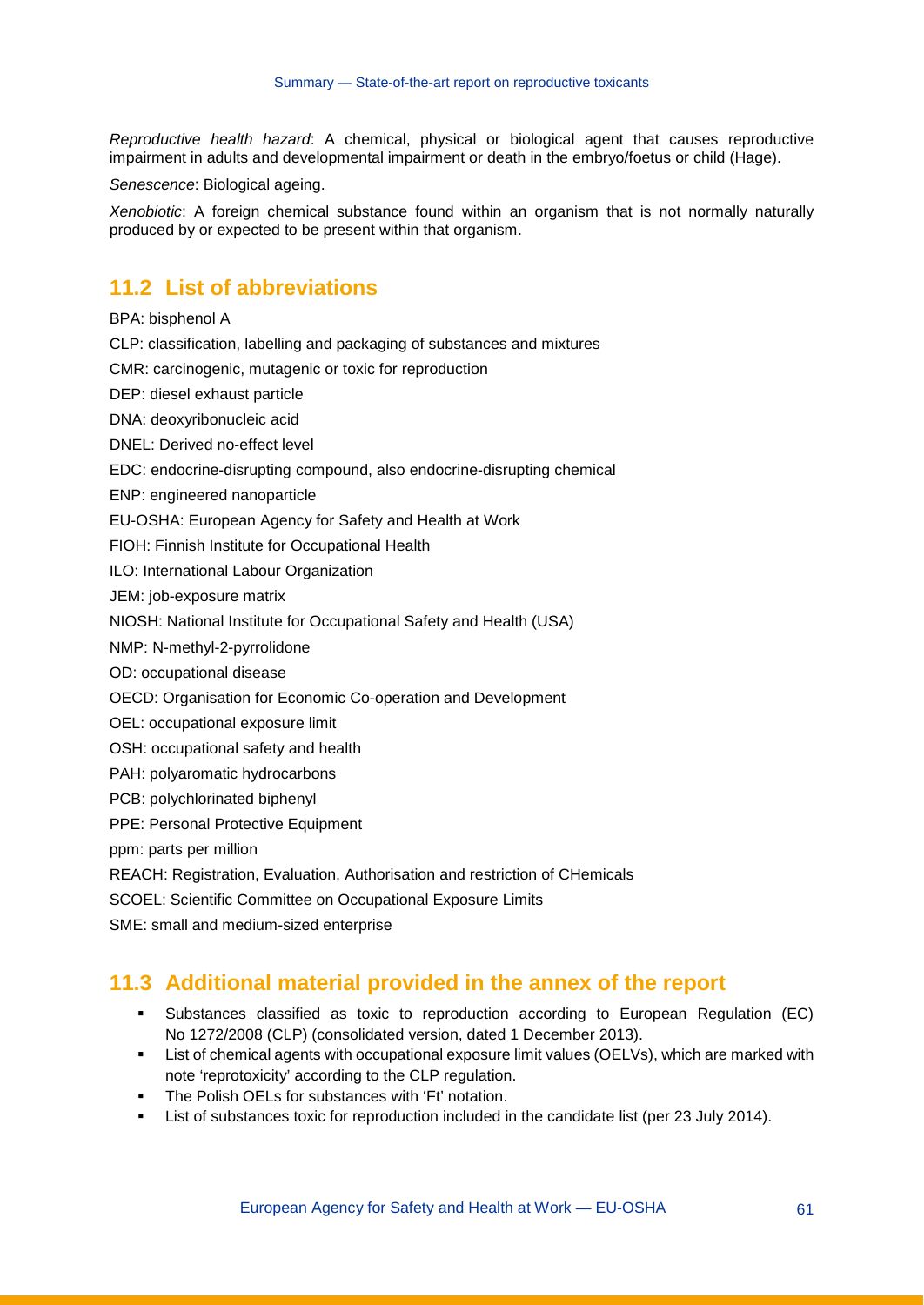*Reproductive health hazard*: A chemical, physical or biological agent that causes reproductive impairment in adults and developmental impairment or death in the embryo/foetus or child (Hage).

*Senescence*: Biological ageing.

*Xenobiotic*: A foreign chemical substance found within an organism that is not normally naturally produced by or expected to be present within that organism.

## 11.2 List of abbreviations

BPA: bisphenol A

CLP: classification, labelling and packaging of substances and mixtures

CMR: carcinogenic, mutagenic or toxic for reproduction

DEP: diesel exhaust particle

DNA: deoxyribonucleic acid

DNEL: Derived no-effect level

EDC: endocrine-disrupting compound, also endocrine-disrupting chemical

ENP: engineered nanoparticle

EU-OSHA: European Agency for Safety and Health at Work

FIOH: Finnish Institute for Occupational Health

ILO: International Labour Organization

JEM: job-exposure matrix

NIOSH: National Institute for Occupational Safety and Health (USA)

NMP: N-methyl-2-pyrrolidone

OD: occupational disease

OECD: Organisation for Economic Co-operation and Development

OEL: occupational exposure limit

OSH: occupational safety and health

PAH: polyaromatic hydrocarbons

PCB: polychlorinated biphenyl

PPE: Personal Protective Equipment

ppm: parts per million

REACH: Registration, Evaluation, Authorisation and restriction of CHemicals

SCOEL: Scientific Committee on Occupational Exposure Limits

SME: small and medium-sized enterprise

## 11.3 Additional material provided in the annex of the report

- Substances classified as toxic to reproduction according to European Regulation (EC) No 1272/2008 (CLP) (consolidated version, dated 1 December 2013).
- List of chemical agents with occupational exposure limit values (OELVs), which are marked with note 'reprotoxicity' according to the CLP regulation.
- The Polish OELs for substances with 'Ft' notation.
- List of substances toxic for reproduction included in the candidate list (per 23 July 2014).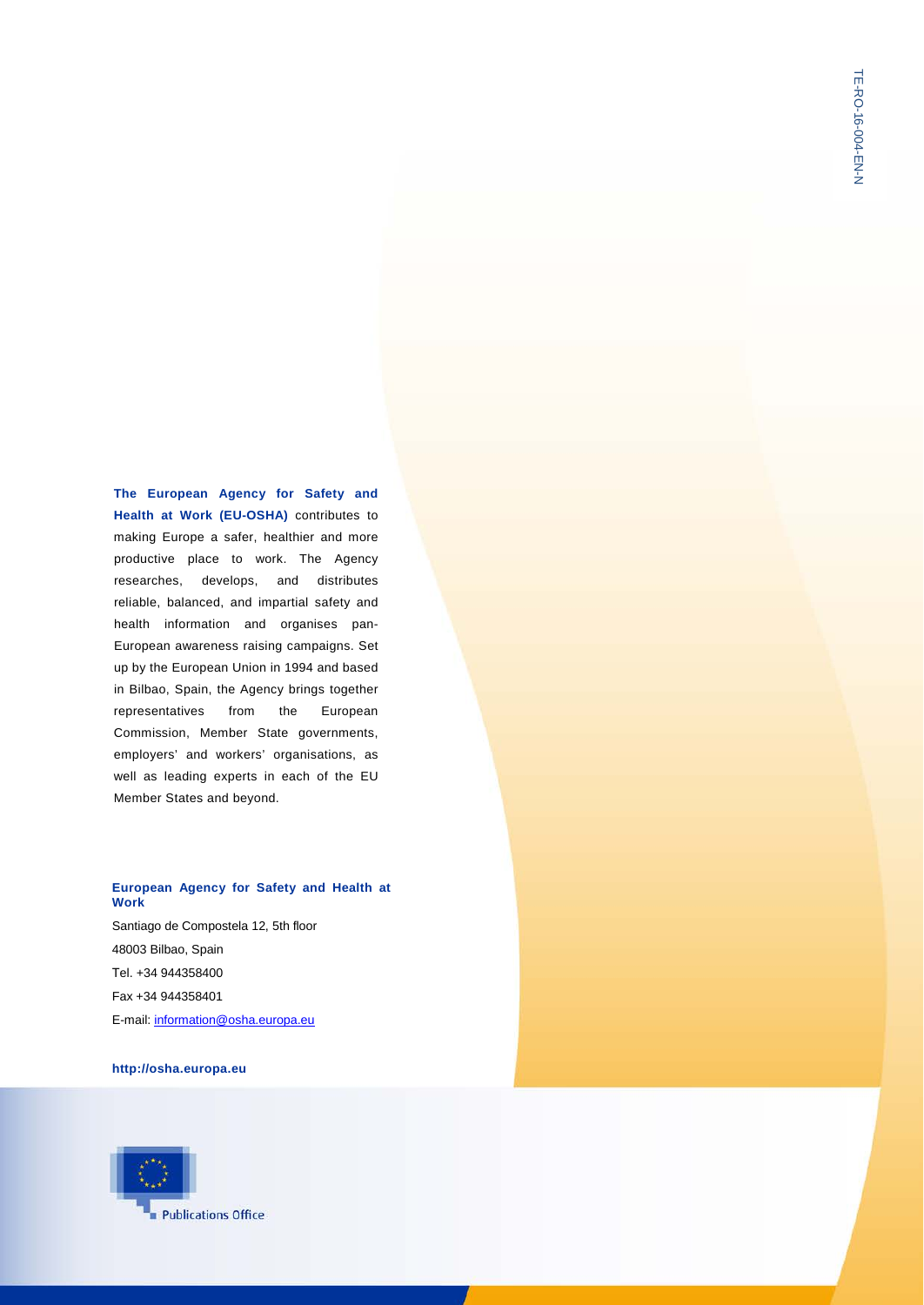TE-RO-16-004-EN-N

**The European Agency for Safety and Health at Work (EU-OSHA)** contributes to making Europe a safer, healthier and more productive place to work. The Agency researches, develops, and distributes reliable, balanced, and impartial safety and health information and organises pan-European awareness raising campaigns. Set up by the European Union in 1994 and based in Bilbao, Spain, the Agency brings together representatives from the European Commission, Member State governments, employers' and workers' organisations, as well as leading experts in each of the EU Member States and beyond.

**European Agency for Safety and Health at Work**

Santiago de Compostela 12, 5th floor

48003 Bilbao, Spain

Tel. +34 944358400

Fax +34 944358401

E-mail: information@osha.europa.eu

**http://osha.europa.eu**

Publications Office